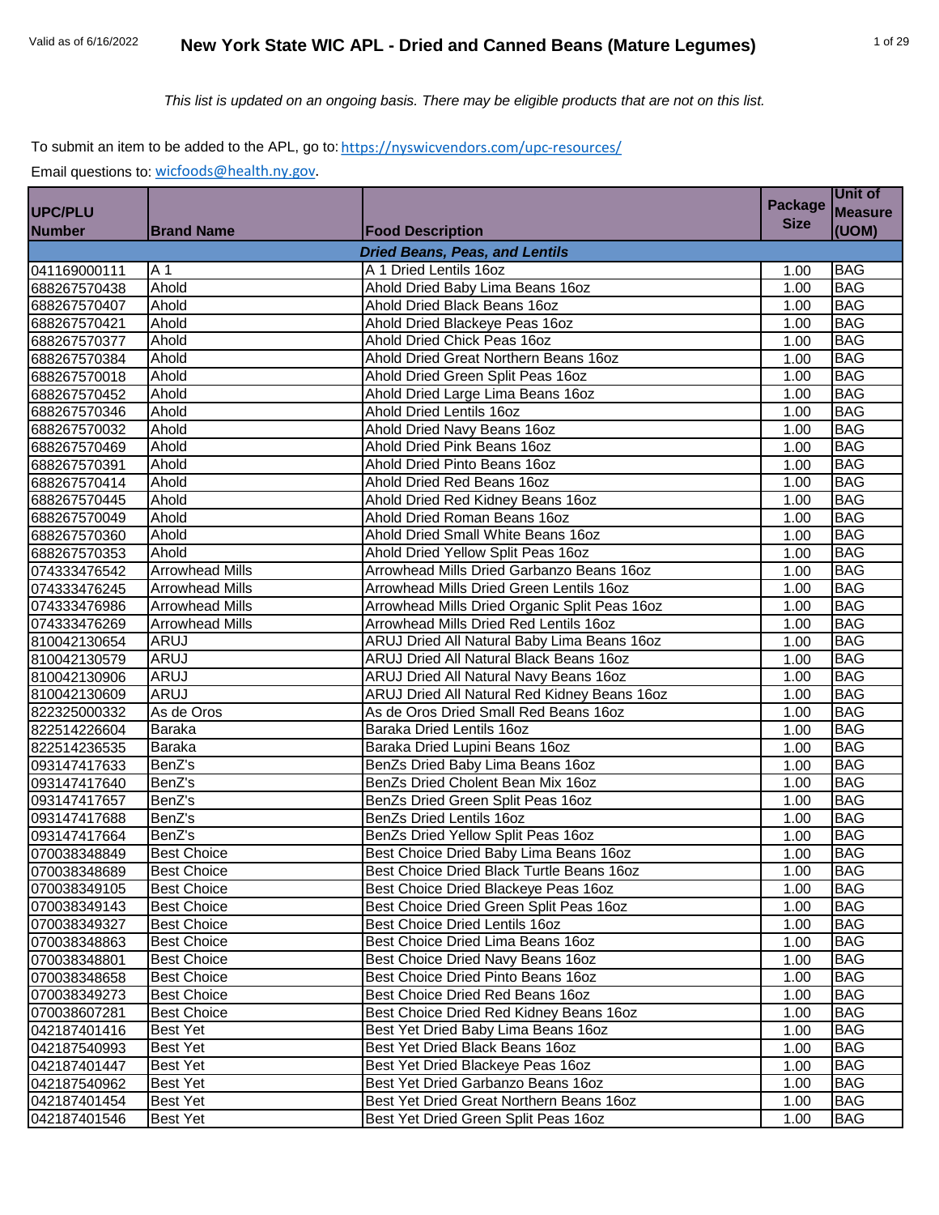# New York State WIC APL - Dried and Canned Beans (Mature Legumes)

Valid as of 6/16/2022

*This list is updated on an ongoing basis. There may be eligible products that are not on this list.*

To submit an item to be added to the APL, go to: https://nyswicvendors.com/upc-resources/

Email questions to: wicfoods@health.ny.gov.

| UPC/PLU Number | Brand Name | Food Description | Package Size | Unit of Measure (UOM) |
|---|---|---|---|---|
| | | ***Dried Beans, Peas, and Lentils*** | | |
| 041169000111 | A 1 | A 1 Dried Lentils 16oz | 1.00 | BAG |
| 688267570438 | Ahold | Ahold Dried Baby Lima Beans 16oz | 1.00 | BAG |
| 688267570407 | Ahold | Ahold Dried Black Beans 16oz | 1.00 | BAG |
| 688267570421 | Ahold | Ahold Dried Blackeye Peas 16oz | 1.00 | BAG |
| 688267570377 | Ahold | Ahold Dried Chick Peas 16oz | 1.00 | BAG |
| 688267570384 | Ahold | Ahold Dried Great Northern Beans 16oz | 1.00 | BAG |
| 688267570018 | Ahold | Ahold Dried Green Split Peas 16oz | 1.00 | BAG |
| 688267570452 | Ahold | Ahold Dried Large Lima Beans 16oz | 1.00 | BAG |
| 688267570346 | Ahold | Ahold Dried Lentils 16oz | 1.00 | BAG |
| 688267570032 | Ahold | Ahold Dried Navy Beans 16oz | 1.00 | BAG |
| 688267570469 | Ahold | Ahold Dried Pink Beans 16oz | 1.00 | BAG |
| 688267570391 | Ahold | Ahold Dried Pinto Beans 16oz | 1.00 | BAG |
| 688267570414 | Ahold | Ahold Dried Red Beans 16oz | 1.00 | BAG |
| 688267570445 | Ahold | Ahold Dried Red Kidney Beans 16oz | 1.00 | BAG |
| 688267570049 | Ahold | Ahold Dried Roman Beans 16oz | 1.00 | BAG |
| 688267570360 | Ahold | Ahold Dried Small White Beans 16oz | 1.00 | BAG |
| 688267570353 | Ahold | Ahold Dried Yellow Split Peas 16oz | 1.00 | BAG |
| 074333476542 | Arrowhead Mills | Arrowhead Mills Dried Garbanzo Beans 16oz | 1.00 | BAG |
| 074333476245 | Arrowhead Mills | Arrowhead Mills Dried Green Lentils 16oz | 1.00 | BAG |
| 074333476986 | Arrowhead Mills | Arrowhead Mills Dried Organic Split Peas 16oz | 1.00 | BAG |
| 074333476269 | Arrowhead Mills | Arrowhead Mills Dried Red Lentils 16oz | 1.00 | BAG |
| 810042130654 | ARUJ | ARUJ Dried All Natural Baby Lima Beans 16oz | 1.00 | BAG |
| 810042130579 | ARUJ | ARUJ Dried All Natural Black Beans 16oz | 1.00 | BAG |
| 810042130906 | ARUJ | ARUJ Dried All Natural Navy Beans 16oz | 1.00 | BAG |
| 810042130609 | ARUJ | ARUJ Dried All Natural Red Kidney Beans 16oz | 1.00 | BAG |
| 822325000332 | As de Oros | As de Oros Dried Small Red Beans 16oz | 1.00 | BAG |
| 822514226604 | Baraka | Baraka Dried Lentils 16oz | 1.00 | BAG |
| 822514236535 | Baraka | Baraka Dried Lupini Beans 16oz | 1.00 | BAG |
| 093147417633 | BenZ's | BenZs Dried Baby Lima Beans 16oz | 1.00 | BAG |
| 093147417640 | BenZ's | BenZs Dried Cholent Bean Mix 16oz | 1.00 | BAG |
| 093147417657 | BenZ's | BenZs Dried Green Split Peas 16oz | 1.00 | BAG |
| 093147417688 | BenZ's | BenZs Dried Lentils 16oz | 1.00 | BAG |
| 093147417664 | BenZ's | BenZs Dried Yellow Split Peas 16oz | 1.00 | BAG |
| 070038348849 | Best Choice | Best Choice Dried Baby Lima Beans 16oz | 1.00 | BAG |
| 070038348689 | Best Choice | Best Choice Dried Black Turtle Beans 16oz | 1.00 | BAG |
| 070038349105 | Best Choice | Best Choice Dried Blackeye Peas 16oz | 1.00 | BAG |
| 070038349143 | Best Choice | Best Choice Dried Green Split Peas 16oz | 1.00 | BAG |
| 070038349327 | Best Choice | Best Choice Dried Lentils 16oz | 1.00 | BAG |
| 070038348863 | Best Choice | Best Choice Dried Lima Beans 16oz | 1.00 | BAG |
| 070038348801 | Best Choice | Best Choice Dried Navy Beans 16oz | 1.00 | BAG |
| 070038348658 | Best Choice | Best Choice Dried Pinto Beans 16oz | 1.00 | BAG |
| 070038349273 | Best Choice | Best Choice Dried Red Beans 16oz | 1.00 | BAG |
| 070038607281 | Best Choice | Best Choice Dried Red Kidney Beans 16oz | 1.00 | BAG |
| 042187401416 | Best Yet | Best Yet Dried Baby Lima Beans 16oz | 1.00 | BAG |
| 042187540993 | Best Yet | Best Yet Dried Black Beans 16oz | 1.00 | BAG |
| 042187401447 | Best Yet | Best Yet Dried Blackeye Peas 16oz | 1.00 | BAG |
| 042187540962 | Best Yet | Best Yet Dried Garbanzo Beans 16oz | 1.00 | BAG |
| 042187401454 | Best Yet | Best Yet Dried Great Northern Beans 16oz | 1.00 | BAG |
| 042187401546 | Best Yet | Best Yet Dried Green Split Peas 16oz | 1.00 | BAG |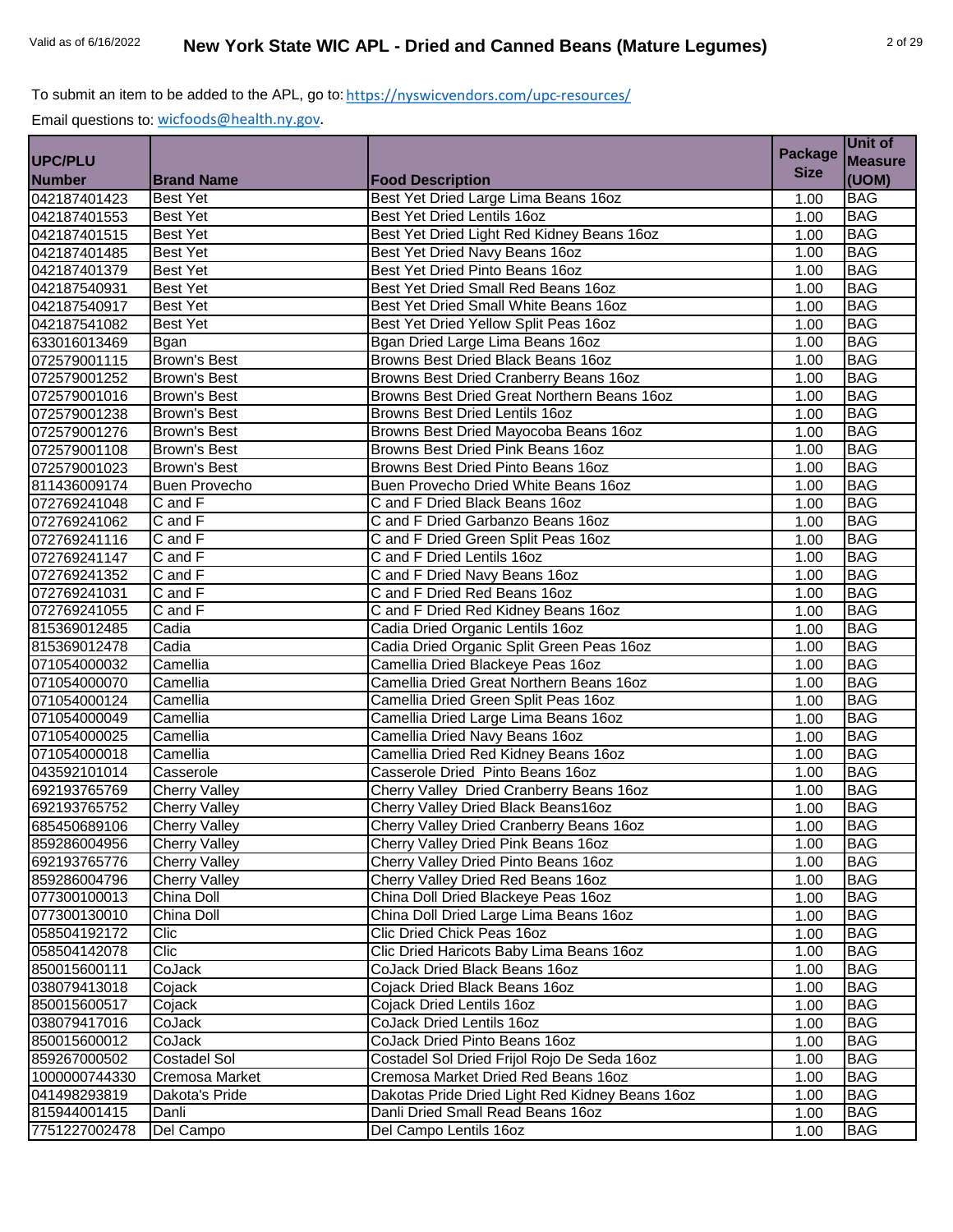To submit an item to be added to the APL, go to: https://nyswicvendors.com/upc-resources/

Email questions to: wicfoods@health.ny.gov.

| UPC/PLU Number | Brand Name | Food Description | Package Size | Unit of Measure (UOM) |
|---|---|---|---|---|
| 042187401423 | Best Yet | Best Yet Dried Large Lima Beans 16oz | 1.00 | BAG |
| 042187401553 | Best Yet | Best Yet Dried Lentils 16oz | 1.00 | BAG |
| 042187401515 | Best Yet | Best Yet Dried Light Red Kidney Beans 16oz | 1.00 | BAG |
| 042187401485 | Best Yet | Best Yet Dried Navy Beans 16oz | 1.00 | BAG |
| 042187401379 | Best Yet | Best Yet Dried Pinto Beans 16oz | 1.00 | BAG |
| 042187540931 | Best Yet | Best Yet Dried Small Red Beans 16oz | 1.00 | BAG |
| 042187540917 | Best Yet | Best Yet Dried Small White Beans 16oz | 1.00 | BAG |
| 042187541082 | Best Yet | Best Yet Dried Yellow Split Peas 16oz | 1.00 | BAG |
| 633016013469 | Bgan | Bgan Dried Large Lima Beans 16oz | 1.00 | BAG |
| 072579001115 | Brown's Best | Browns Best Dried Black Beans 16oz | 1.00 | BAG |
| 072579001252 | Brown's Best | Browns Best Dried Cranberry Beans 16oz | 1.00 | BAG |
| 072579001016 | Brown's Best | Browns Best Dried Great Northern Beans 16oz | 1.00 | BAG |
| 072579001238 | Brown's Best | Browns Best Dried Lentils 16oz | 1.00 | BAG |
| 072579001276 | Brown's Best | Browns Best Dried Mayocoba Beans 16oz | 1.00 | BAG |
| 072579001108 | Brown's Best | Browns Best Dried Pink Beans 16oz | 1.00 | BAG |
| 072579001023 | Brown's Best | Browns Best Dried Pinto Beans 16oz | 1.00 | BAG |
| 811436009174 | Buen Provecho | Buen Provecho Dried White Beans 16oz | 1.00 | BAG |
| 072769241048 | C and F | C and F Dried Black Beans 16oz | 1.00 | BAG |
| 072769241062 | C and F | C and F Dried Garbanzo Beans 16oz | 1.00 | BAG |
| 072769241116 | C and F | C and F Dried Green Split Peas 16oz | 1.00 | BAG |
| 072769241147 | C and F | C and F Dried Lentils 16oz | 1.00 | BAG |
| 072769241352 | C and F | C and F Dried Navy Beans 16oz | 1.00 | BAG |
| 072769241031 | C and F | C and F Dried Red Beans 16oz | 1.00 | BAG |
| 072769241055 | C and F | C and F Dried Red Kidney Beans 16oz | 1.00 | BAG |
| 815369012485 | Cadia | Cadia Dried Organic Lentils 16oz | 1.00 | BAG |
| 815369012478 | Cadia | Cadia Dried Organic Split Green Peas 16oz | 1.00 | BAG |
| 071054000032 | Camellia | Camellia Dried Blackeye Peas 16oz | 1.00 | BAG |
| 071054000070 | Camellia | Camellia Dried Great Northern Beans 16oz | 1.00 | BAG |
| 071054000124 | Camellia | Camellia Dried Green Split Peas 16oz | 1.00 | BAG |
| 071054000049 | Camellia | Camellia Dried Large Lima Beans 16oz | 1.00 | BAG |
| 071054000025 | Camellia | Camellia Dried Navy Beans 16oz | 1.00 | BAG |
| 071054000018 | Camellia | Camellia Dried Red Kidney Beans 16oz | 1.00 | BAG |
| 043592101014 | Casserole | Casserole Dried  Pinto Beans 16oz | 1.00 | BAG |
| 692193765769 | Cherry Valley | Cherry Valley  Dried Cranberry Beans 16oz | 1.00 | BAG |
| 692193765752 | Cherry Valley | Cherry Valley Dried Black Beans16oz | 1.00 | BAG |
| 685450689106 | Cherry Valley | Cherry Valley Dried Cranberry Beans 16oz | 1.00 | BAG |
| 859286004956 | Cherry Valley | Cherry Valley Dried Pink Beans 16oz | 1.00 | BAG |
| 692193765776 | Cherry Valley | Cherry Valley Dried Pinto Beans 16oz | 1.00 | BAG |
| 859286004796 | Cherry Valley | Cherry Valley Dried Red Beans 16oz | 1.00 | BAG |
| 077300100013 | China Doll | China Doll Dried Blackeye Peas 16oz | 1.00 | BAG |
| 077300130010 | China Doll | China Doll Dried Large Lima Beans 16oz | 1.00 | BAG |
| 058504192172 | Clic | Clic Dried Chick Peas 16oz | 1.00 | BAG |
| 058504142078 | Clic | Clic Dried Haricots Baby Lima Beans 16oz | 1.00 | BAG |
| 850015600111 | CoJack | CoJack Dried Black Beans 16oz | 1.00 | BAG |
| 038079413018 | Cojack | Cojack Dried Black Beans 16oz | 1.00 | BAG |
| 850015600517 | Cojack | Cojack Dried Lentils 16oz | 1.00 | BAG |
| 038079417016 | CoJack | CoJack Dried Lentils 16oz | 1.00 | BAG |
| 850015600012 | CoJack | CoJack Dried Pinto Beans 16oz | 1.00 | BAG |
| 859267000502 | Costadel Sol | Costadel Sol Dried Frijol Rojo De Seda 16oz | 1.00 | BAG |
| 1000000744330 | Cremosa Market | Cremosa Market Dried Red Beans 16oz | 1.00 | BAG |
| 041498293819 | Dakota's Pride | Dakotas Pride Dried Light Red Kidney Beans 16oz | 1.00 | BAG |
| 815944001415 | Danli | Danli Dried Small Read Beans 16oz | 1.00 | BAG |
| 7751227002478 | Del Campo | Del Campo Lentils 16oz | 1.00 | BAG |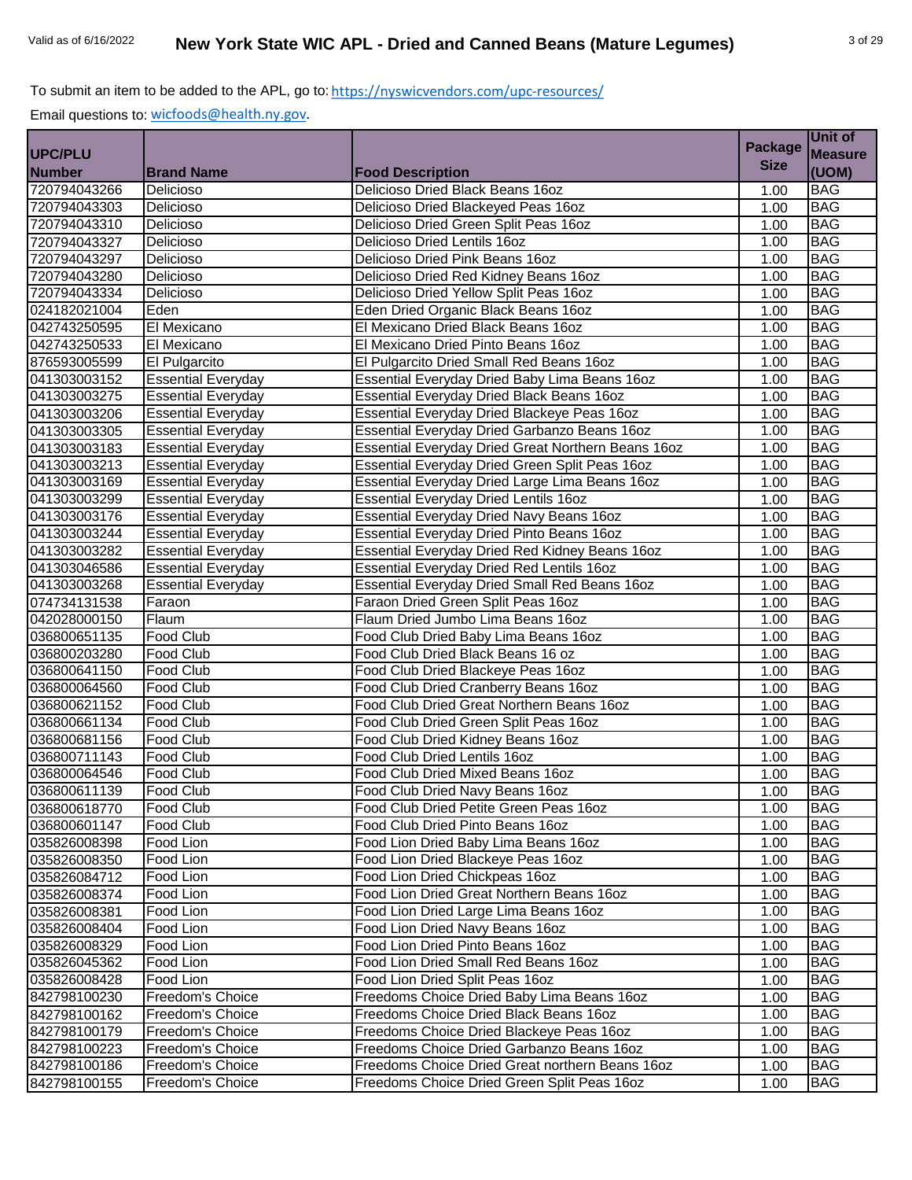To submit an item to be added to the APL, go to: https://nyswicvendors.com/upc-resources/

Email questions to: wicfoods@health.ny.gov.

| UPC/PLU Number | Brand Name | Food Description | Package Size | Unit of Measure (UOM) |
|---|---|---|---|---|
| 720794043266 | Delicioso | Delicioso Dried Black Beans 16oz | 1.00 | BAG |
| 720794043303 | Delicioso | Delicioso Dried Blackeyed Peas 16oz | 1.00 | BAG |
| 720794043310 | Delicioso | Delicioso Dried Green Split Peas 16oz | 1.00 | BAG |
| 720794043327 | Delicioso | Delicioso Dried Lentils 16oz | 1.00 | BAG |
| 720794043297 | Delicioso | Delicioso Dried Pink Beans 16oz | 1.00 | BAG |
| 720794043280 | Delicioso | Delicioso Dried Red Kidney Beans 16oz | 1.00 | BAG |
| 720794043334 | Delicioso | Delicioso Dried Yellow Split Peas 16oz | 1.00 | BAG |
| 024182021004 | Eden | Eden Dried Organic Black Beans 16oz | 1.00 | BAG |
| 042743250595 | El Mexicano | El Mexicano Dried Black Beans 16oz | 1.00 | BAG |
| 042743250533 | El Mexicano | El Mexicano Dried Pinto Beans 16oz | 1.00 | BAG |
| 876593005599 | El Pulgarcito | El Pulgarcito Dried Small Red Beans 16oz | 1.00 | BAG |
| 041303003152 | Essential Everyday | Essential Everyday Dried Baby Lima Beans 16oz | 1.00 | BAG |
| 041303003275 | Essential Everyday | Essential Everyday Dried Black Beans 16oz | 1.00 | BAG |
| 041303003206 | Essential Everyday | Essential Everyday Dried Blackeye Peas 16oz | 1.00 | BAG |
| 041303003305 | Essential Everyday | Essential Everyday Dried Garbanzo Beans 16oz | 1.00 | BAG |
| 041303003183 | Essential Everyday | Essential Everyday Dried Great Northern Beans 16oz | 1.00 | BAG |
| 041303003213 | Essential Everyday | Essential Everyday Dried Green Split Peas 16oz | 1.00 | BAG |
| 041303003169 | Essential Everyday | Essential Everyday Dried Large Lima Beans 16oz | 1.00 | BAG |
| 041303003299 | Essential Everyday | Essential Everyday Dried Lentils 16oz | 1.00 | BAG |
| 041303003176 | Essential Everyday | Essential Everyday Dried Navy Beans 16oz | 1.00 | BAG |
| 041303003244 | Essential Everyday | Essential Everyday Dried Pinto Beans 16oz | 1.00 | BAG |
| 041303003282 | Essential Everyday | Essential Everyday Dried Red Kidney Beans 16oz | 1.00 | BAG |
| 041303046586 | Essential Everyday | Essential Everyday Dried Red Lentils 16oz | 1.00 | BAG |
| 041303003268 | Essential Everyday | Essential Everyday Dried Small Red Beans 16oz | 1.00 | BAG |
| 074734131538 | Faraon | Faraon Dried Green Split Peas 16oz | 1.00 | BAG |
| 042028000150 | Flaum | Flaum Dried Jumbo Lima Beans 16oz | 1.00 | BAG |
| 036800651135 | Food Club | Food Club Dried Baby Lima Beans 16oz | 1.00 | BAG |
| 036800203280 | Food Club | Food Club Dried Black Beans 16 oz | 1.00 | BAG |
| 036800641150 | Food Club | Food Club Dried Blackeye Peas 16oz | 1.00 | BAG |
| 036800064560 | Food Club | Food Club Dried Cranberry Beans 16oz | 1.00 | BAG |
| 036800621152 | Food Club | Food Club Dried Great Northern Beans 16oz | 1.00 | BAG |
| 036800661134 | Food Club | Food Club Dried Green Split Peas 16oz | 1.00 | BAG |
| 036800681156 | Food Club | Food Club Dried Kidney Beans 16oz | 1.00 | BAG |
| 036800711143 | Food Club | Food Club Dried Lentils 16oz | 1.00 | BAG |
| 036800064546 | Food Club | Food Club Dried Mixed Beans 16oz | 1.00 | BAG |
| 036800611139 | Food Club | Food Club Dried Navy Beans 16oz | 1.00 | BAG |
| 036800618770 | Food Club | Food Club Dried Petite Green Peas 16oz | 1.00 | BAG |
| 036800601147 | Food Club | Food Club Dried Pinto Beans 16oz | 1.00 | BAG |
| 035826008398 | Food Lion | Food Lion Dried Baby Lima Beans 16oz | 1.00 | BAG |
| 035826008350 | Food Lion | Food Lion Dried Blackeye Peas 16oz | 1.00 | BAG |
| 035826084712 | Food Lion | Food Lion Dried Chickpeas 16oz | 1.00 | BAG |
| 035826008374 | Food Lion | Food Lion Dried Great Northern Beans 16oz | 1.00 | BAG |
| 035826008381 | Food Lion | Food Lion Dried Large Lima Beans 16oz | 1.00 | BAG |
| 035826008404 | Food Lion | Food Lion Dried Navy Beans 16oz | 1.00 | BAG |
| 035826008329 | Food Lion | Food Lion Dried Pinto Beans 16oz | 1.00 | BAG |
| 035826045362 | Food Lion | Food Lion Dried Small Red Beans 16oz | 1.00 | BAG |
| 035826008428 | Food Lion | Food Lion Dried Split Peas 16oz | 1.00 | BAG |
| 842798100230 | Freedom's Choice | Freedoms Choice Dried Baby Lima Beans 16oz | 1.00 | BAG |
| 842798100162 | Freedom's Choice | Freedoms Choice Dried Black Beans 16oz | 1.00 | BAG |
| 842798100179 | Freedom's Choice | Freedoms Choice Dried Blackeye Peas 16oz | 1.00 | BAG |
| 842798100223 | Freedom's Choice | Freedoms Choice Dried Garbanzo Beans 16oz | 1.00 | BAG |
| 842798100186 | Freedom's Choice | Freedoms Choice Dried Great northern Beans 16oz | 1.00 | BAG |
| 842798100155 | Freedom's Choice | Freedoms Choice Dried Green Split Peas 16oz | 1.00 | BAG |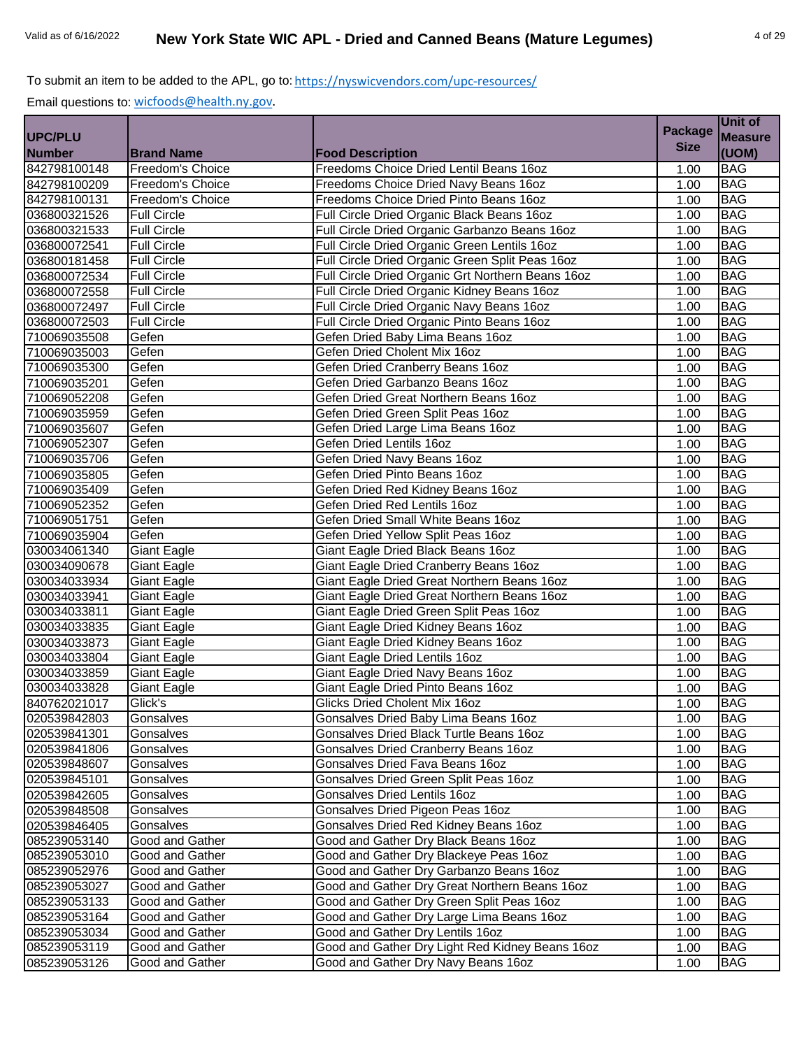To submit an item to be added to the APL, go to: https://nyswicvendors.com/upc-resources/

Email questions to: wicfoods@health.ny.gov.

| UPC/PLU Number | Brand Name | Food Description | Package Size | Unit of Measure (UOM) |
|---|---|---|---|---|
| 842798100148 | Freedom's Choice | Freedoms Choice Dried Lentil Beans 16oz | 1.00 | BAG |
| 842798100209 | Freedom's Choice | Freedoms Choice Dried Navy Beans 16oz | 1.00 | BAG |
| 842798100131 | Freedom's Choice | Freedoms Choice Dried Pinto Beans 16oz | 1.00 | BAG |
| 036800321526 | Full Circle | Full Circle Dried Organic Black Beans 16oz | 1.00 | BAG |
| 036800321533 | Full Circle | Full Circle Dried Organic Garbanzo Beans 16oz | 1.00 | BAG |
| 036800072541 | Full Circle | Full Circle Dried Organic Green Lentils 16oz | 1.00 | BAG |
| 036800181458 | Full Circle | Full Circle Dried Organic Green Split Peas 16oz | 1.00 | BAG |
| 036800072534 | Full Circle | Full Circle Dried Organic Grt Northern Beans 16oz | 1.00 | BAG |
| 036800072558 | Full Circle | Full Circle Dried Organic Kidney Beans 16oz | 1.00 | BAG |
| 036800072497 | Full Circle | Full Circle Dried Organic Navy Beans 16oz | 1.00 | BAG |
| 036800072503 | Full Circle | Full Circle Dried Organic Pinto Beans 16oz | 1.00 | BAG |
| 710069035508 | Gefen | Gefen Dried Baby Lima Beans 16oz | 1.00 | BAG |
| 710069035003 | Gefen | Gefen Dried Cholent Mix 16oz | 1.00 | BAG |
| 710069035300 | Gefen | Gefen Dried Cranberry Beans 16oz | 1.00 | BAG |
| 710069035201 | Gefen | Gefen Dried Garbanzo Beans 16oz | 1.00 | BAG |
| 710069052208 | Gefen | Gefen Dried Great Northern Beans 16oz | 1.00 | BAG |
| 710069035959 | Gefen | Gefen Dried Green Split Peas 16oz | 1.00 | BAG |
| 710069035607 | Gefen | Gefen Dried Large Lima Beans 16oz | 1.00 | BAG |
| 710069052307 | Gefen | Gefen Dried Lentils 16oz | 1.00 | BAG |
| 710069035706 | Gefen | Gefen Dried Navy Beans 16oz | 1.00 | BAG |
| 710069035805 | Gefen | Gefen Dried Pinto Beans 16oz | 1.00 | BAG |
| 710069035409 | Gefen | Gefen Dried Red Kidney Beans 16oz | 1.00 | BAG |
| 710069052352 | Gefen | Gefen Dried Red Lentils 16oz | 1.00 | BAG |
| 710069051751 | Gefen | Gefen Dried Small White Beans 16oz | 1.00 | BAG |
| 710069035904 | Gefen | Gefen Dried Yellow Split Peas 16oz | 1.00 | BAG |
| 030034061340 | Giant Eagle | Giant Eagle Dried Black Beans 16oz | 1.00 | BAG |
| 030034090678 | Giant Eagle | Giant Eagle Dried Cranberry Beans 16oz | 1.00 | BAG |
| 030034033934 | Giant Eagle | Giant Eagle Dried Great Northern Beans 16oz | 1.00 | BAG |
| 030034033941 | Giant Eagle | Giant Eagle Dried Great Northern Beans 16oz | 1.00 | BAG |
| 030034033811 | Giant Eagle | Giant Eagle Dried Green Split Peas 16oz | 1.00 | BAG |
| 030034033835 | Giant Eagle | Giant Eagle Dried Kidney Beans 16oz | 1.00 | BAG |
| 030034033873 | Giant Eagle | Giant Eagle Dried Kidney Beans 16oz | 1.00 | BAG |
| 030034033804 | Giant Eagle | Giant Eagle Dried Lentils 16oz | 1.00 | BAG |
| 030034033859 | Giant Eagle | Giant Eagle Dried Navy Beans 16oz | 1.00 | BAG |
| 030034033828 | Giant Eagle | Giant Eagle Dried Pinto Beans 16oz | 1.00 | BAG |
| 840762021017 | Glick's | Glicks Dried Cholent Mix 16oz | 1.00 | BAG |
| 020539842803 | Gonsalves | Gonsalves Dried Baby Lima Beans 16oz | 1.00 | BAG |
| 020539841301 | Gonsalves | Gonsalves Dried Black Turtle Beans 16oz | 1.00 | BAG |
| 020539841806 | Gonsalves | Gonsalves Dried Cranberry Beans 16oz | 1.00 | BAG |
| 020539848607 | Gonsalves | Gonsalves Dried Fava Beans 16oz | 1.00 | BAG |
| 020539845101 | Gonsalves | Gonsalves Dried Green Split Peas 16oz | 1.00 | BAG |
| 020539842605 | Gonsalves | Gonsalves Dried Lentils 16oz | 1.00 | BAG |
| 020539848508 | Gonsalves | Gonsalves Dried Pigeon Peas 16oz | 1.00 | BAG |
| 020539846405 | Gonsalves | Gonsalves Dried Red Kidney Beans 16oz | 1.00 | BAG |
| 085239053140 | Good and Gather | Good and Gather Dry Black Beans 16oz | 1.00 | BAG |
| 085239053010 | Good and Gather | Good and Gather Dry Blackeye Peas 16oz | 1.00 | BAG |
| 085239052976 | Good and Gather | Good and Gather Dry Garbanzo Beans 16oz | 1.00 | BAG |
| 085239053027 | Good and Gather | Good and Gather Dry Great Northern Beans 16oz | 1.00 | BAG |
| 085239053133 | Good and Gather | Good and Gather Dry Green Split Peas 16oz | 1.00 | BAG |
| 085239053164 | Good and Gather | Good and Gather Dry Large Lima Beans 16oz | 1.00 | BAG |
| 085239053034 | Good and Gather | Good and Gather Dry Lentils 16oz | 1.00 | BAG |
| 085239053119 | Good and Gather | Good and Gather Dry Light Red Kidney Beans 16oz | 1.00 | BAG |
| 085239053126 | Good and Gather | Good and Gather Dry Navy Beans 16oz | 1.00 | BAG |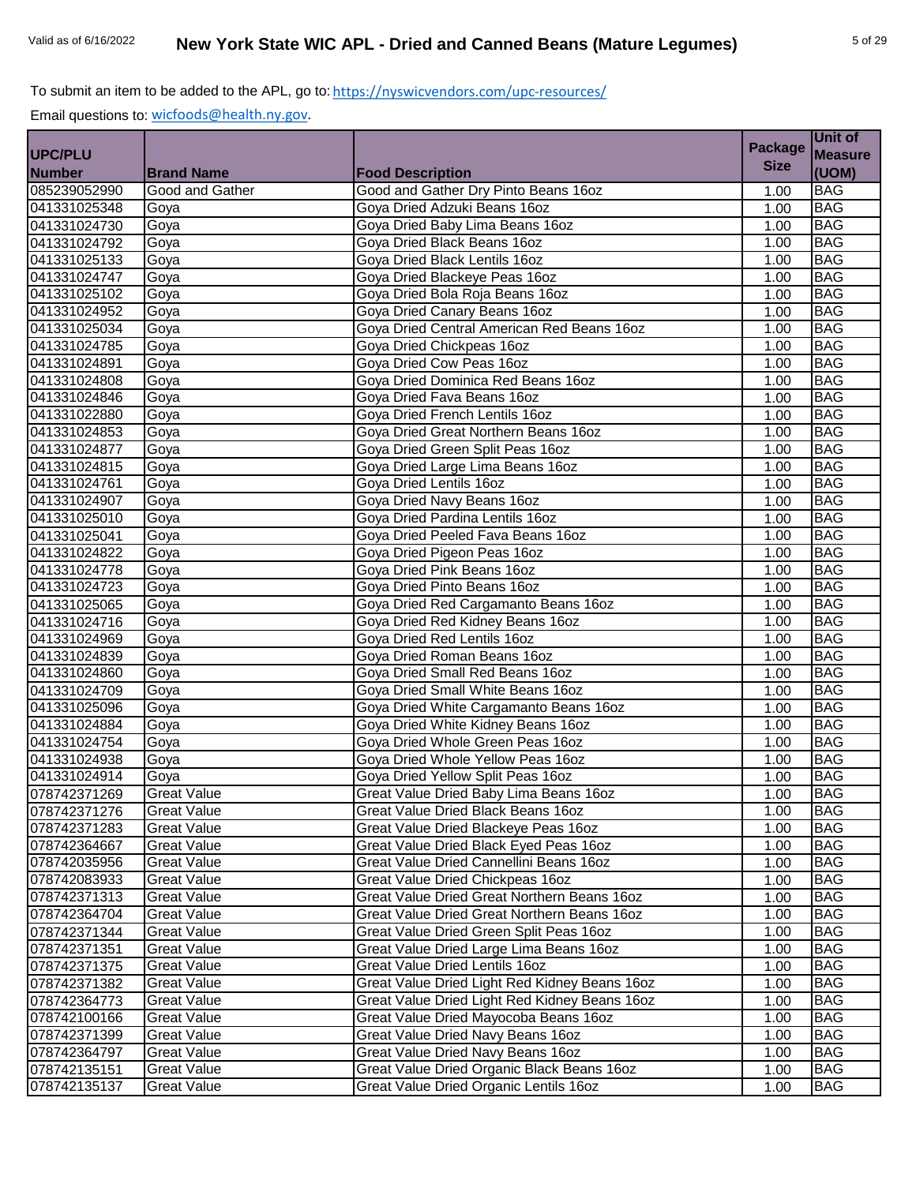To submit an item to be added to the APL, go to: https://nyswicvendors.com/upc-resources/

Email questions to: wicfoods@health.ny.gov.

| UPC/PLU Number | Brand Name | Food Description | Package Size | Unit of Measure (UOM) |
|---|---|---|---|---|
| 085239052990 | Good and Gather | Good and Gather Dry Pinto Beans 16oz | 1.00 | BAG |
| 041331025348 | Goya | Goya Dried Adzuki Beans 16oz | 1.00 | BAG |
| 041331024730 | Goya | Goya Dried Baby Lima Beans 16oz | 1.00 | BAG |
| 041331024792 | Goya | Goya Dried Black Beans 16oz | 1.00 | BAG |
| 041331025133 | Goya | Goya Dried Black Lentils 16oz | 1.00 | BAG |
| 041331024747 | Goya | Goya Dried Blackeye Peas 16oz | 1.00 | BAG |
| 041331025102 | Goya | Goya Dried Bola Roja Beans 16oz | 1.00 | BAG |
| 041331024952 | Goya | Goya Dried Canary Beans 16oz | 1.00 | BAG |
| 041331025034 | Goya | Goya Dried Central American Red Beans 16oz | 1.00 | BAG |
| 041331024785 | Goya | Goya Dried Chickpeas 16oz | 1.00 | BAG |
| 041331024891 | Goya | Goya Dried Cow Peas 16oz | 1.00 | BAG |
| 041331024808 | Goya | Goya Dried Dominica Red Beans 16oz | 1.00 | BAG |
| 041331024846 | Goya | Goya Dried Fava Beans 16oz | 1.00 | BAG |
| 041331022880 | Goya | Goya Dried French Lentils 16oz | 1.00 | BAG |
| 041331024853 | Goya | Goya Dried Great Northern Beans 16oz | 1.00 | BAG |
| 041331024877 | Goya | Goya Dried Green Split Peas 16oz | 1.00 | BAG |
| 041331024815 | Goya | Goya Dried Large Lima Beans 16oz | 1.00 | BAG |
| 041331024761 | Goya | Goya Dried Lentils 16oz | 1.00 | BAG |
| 041331024907 | Goya | Goya Dried Navy Beans 16oz | 1.00 | BAG |
| 041331025010 | Goya | Goya Dried Pardina Lentils 16oz | 1.00 | BAG |
| 041331025041 | Goya | Goya Dried Peeled Fava Beans 16oz | 1.00 | BAG |
| 041331024822 | Goya | Goya Dried Pigeon Peas 16oz | 1.00 | BAG |
| 041331024778 | Goya | Goya Dried Pink Beans 16oz | 1.00 | BAG |
| 041331024723 | Goya | Goya Dried Pinto Beans 16oz | 1.00 | BAG |
| 041331025065 | Goya | Goya Dried Red Cargamanto Beans 16oz | 1.00 | BAG |
| 041331024716 | Goya | Goya Dried Red Kidney Beans 16oz | 1.00 | BAG |
| 041331024969 | Goya | Goya Dried Red Lentils 16oz | 1.00 | BAG |
| 041331024839 | Goya | Goya Dried Roman Beans 16oz | 1.00 | BAG |
| 041331024860 | Goya | Goya Dried Small Red Beans 16oz | 1.00 | BAG |
| 041331024709 | Goya | Goya Dried Small White Beans 16oz | 1.00 | BAG |
| 041331025096 | Goya | Goya Dried White Cargamanto Beans 16oz | 1.00 | BAG |
| 041331024884 | Goya | Goya Dried White Kidney Beans 16oz | 1.00 | BAG |
| 041331024754 | Goya | Goya Dried Whole Green Peas 16oz | 1.00 | BAG |
| 041331024938 | Goya | Goya Dried Whole Yellow Peas 16oz | 1.00 | BAG |
| 041331024914 | Goya | Goya Dried Yellow Split Peas 16oz | 1.00 | BAG |
| 078742371269 | Great Value | Great Value Dried Baby Lima Beans 16oz | 1.00 | BAG |
| 078742371276 | Great Value | Great Value Dried Black Beans 16oz | 1.00 | BAG |
| 078742371283 | Great Value | Great Value Dried Blackeye Peas 16oz | 1.00 | BAG |
| 078742364667 | Great Value | Great Value Dried Black Eyed Peas 16oz | 1.00 | BAG |
| 078742035956 | Great Value | Great Value Dried Cannellini Beans 16oz | 1.00 | BAG |
| 078742083933 | Great Value | Great Value Dried Chickpeas 16oz | 1.00 | BAG |
| 078742371313 | Great Value | Great Value Dried Great Northern Beans 16oz | 1.00 | BAG |
| 078742364704 | Great Value | Great Value Dried Great Northern Beans 16oz | 1.00 | BAG |
| 078742371344 | Great Value | Great Value Dried Green Split Peas 16oz | 1.00 | BAG |
| 078742371351 | Great Value | Great Value Dried Large Lima Beans 16oz | 1.00 | BAG |
| 078742371375 | Great Value | Great Value Dried Lentils 16oz | 1.00 | BAG |
| 078742371382 | Great Value | Great Value Dried Light Red Kidney Beans 16oz | 1.00 | BAG |
| 078742364773 | Great Value | Great Value Dried Light Red Kidney Beans 16oz | 1.00 | BAG |
| 078742100166 | Great Value | Great Value Dried Mayocoba Beans 16oz | 1.00 | BAG |
| 078742371399 | Great Value | Great Value Dried Navy Beans 16oz | 1.00 | BAG |
| 078742364797 | Great Value | Great Value Dried Navy Beans 16oz | 1.00 | BAG |
| 078742135151 | Great Value | Great Value Dried Organic Black Beans 16oz | 1.00 | BAG |
| 078742135137 | Great Value | Great Value Dried Organic Lentils 16oz | 1.00 | BAG |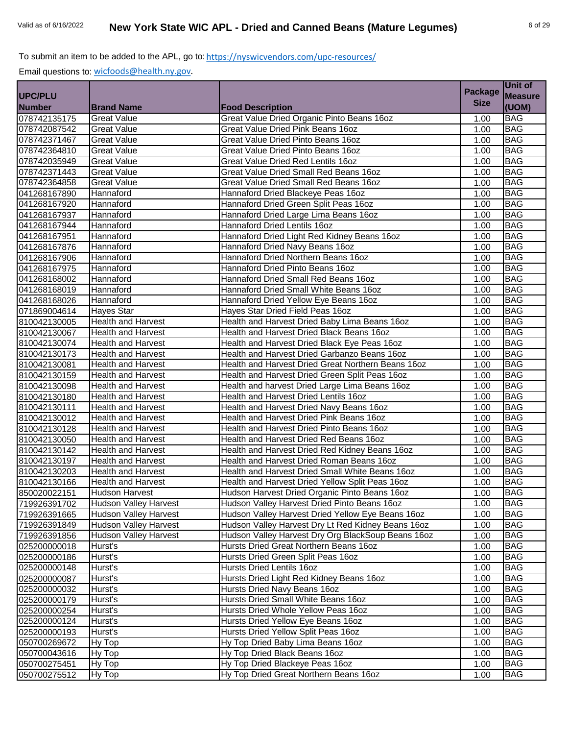To submit an item to be added to the APL, go to: https://nyswicvendors.com/upc-resources/

Email questions to: wicfoods@health.ny.gov.

| UPC/PLU Number | Brand Name | Food Description | Package Size | Unit of Measure (UOM) |
|---|---|---|---|---|
| 078742135175 | Great Value | Great Value Dried Organic Pinto Beans 16oz | 1.00 | BAG |
| 078742087542 | Great Value | Great Value Dried Pink Beans 16oz | 1.00 | BAG |
| 078742371467 | Great Value | Great Value Dried Pinto Beans 16oz | 1.00 | BAG |
| 078742364810 | Great Value | Great Value Dried Pinto Beans 16oz | 1.00 | BAG |
| 078742035949 | Great Value | Great Value Dried Red Lentils 16oz | 1.00 | BAG |
| 078742371443 | Great Value | Great Value Dried Small Red Beans 16oz | 1.00 | BAG |
| 078742364858 | Great Value | Great Value Dried Small Red Beans 16oz | 1.00 | BAG |
| 041268167890 | Hannaford | Hannaford Dried Blackeye Peas 16oz | 1.00 | BAG |
| 041268167920 | Hannaford | Hannaford Dried Green Split Peas 16oz | 1.00 | BAG |
| 041268167937 | Hannaford | Hannaford Dried Large Lima Beans 16oz | 1.00 | BAG |
| 041268167944 | Hannaford | Hannaford Dried Lentils 16oz | 1.00 | BAG |
| 041268167951 | Hannaford | Hannaford Dried Light Red Kidney Beans 16oz | 1.00 | BAG |
| 041268167876 | Hannaford | Hannaford Dried Navy Beans 16oz | 1.00 | BAG |
| 041268167906 | Hannaford | Hannaford Dried Northern Beans 16oz | 1.00 | BAG |
| 041268167975 | Hannaford | Hannaford Dried Pinto Beans 16oz | 1.00 | BAG |
| 041268168002 | Hannaford | Hannaford Dried Small Red Beans 16oz | 1.00 | BAG |
| 041268168019 | Hannaford | Hannaford Dried Small White Beans 16oz | 1.00 | BAG |
| 041268168026 | Hannaford | Hannaford Dried Yellow Eye Beans 16oz | 1.00 | BAG |
| 071869004614 | Hayes Star | Hayes Star Dried Field Peas 16oz | 1.00 | BAG |
| 810042130005 | Health and Harvest | Health and Harvest Dried Baby Lima Beans 16oz | 1.00 | BAG |
| 810042130067 | Health and Harvest | Health and Harvest Dried Black Beans 16oz | 1.00 | BAG |
| 810042130074 | Health and Harvest | Health and Harvest Dried Black Eye Peas 16oz | 1.00 | BAG |
| 810042130173 | Health and Harvest | Health and Harvest Dried Garbanzo Beans 16oz | 1.00 | BAG |
| 810042130081 | Health and Harvest | Health and Harvest Dried Great Northern Beans 16oz | 1.00 | BAG |
| 810042130159 | Health and Harvest | Health and Harvest Dried Green Split Peas 16oz | 1.00 | BAG |
| 810042130098 | Health and Harvest | Health and harvest Dried Large Lima Beans 16oz | 1.00 | BAG |
| 810042130180 | Health and Harvest | Health and Harvest Dried Lentils 16oz | 1.00 | BAG |
| 810042130111 | Health and Harvest | Health and Harvest Dried Navy Beans 16oz | 1.00 | BAG |
| 810042130012 | Health and Harvest | Health and Harvest Dried Pink Beans 16oz | 1.00 | BAG |
| 810042130128 | Health and Harvest | Health and Harvest Dried Pinto Beans 16oz | 1.00 | BAG |
| 810042130050 | Health and Harvest | Health and Harvest Dried Red Beans 16oz | 1.00 | BAG |
| 810042130142 | Health and Harvest | Health and Harvest Dried Red Kidney Beans 16oz | 1.00 | BAG |
| 810042130197 | Health and Harvest | Health and Harvest Dried Roman Beans 16oz | 1.00 | BAG |
| 810042130203 | Health and Harvest | Health and Harvest Dried Small White Beans 16oz | 1.00 | BAG |
| 810042130166 | Health and Harvest | Health and Harvest Dried Yellow Split Peas 16oz | 1.00 | BAG |
| 850020022151 | Hudson Harvest | Hudson Harvest Dried Organic Pinto Beans 16oz | 1.00 | BAG |
| 719926391702 | Hudson Valley Harvest | Hudson Valley Harvest Dried Pinto Beans 16oz | 1.00 | BAG |
| 719926391665 | Hudson Valley Harvest | Hudson Valley Harvest Dried Yellow Eye Beans 16oz | 1.00 | BAG |
| 719926391849 | Hudson Valley Harvest | Hudson Valley Harvest Dry Lt Red Kidney Beans 16oz | 1.00 | BAG |
| 719926391856 | Hudson Valley Harvest | Hudson Valley Harvest Dry Org BlackSoup Beans 16oz | 1.00 | BAG |
| 025200000018 | Hurst's | Hursts Dried Great Northern Beans 16oz | 1.00 | BAG |
| 025200000186 | Hurst's | Hursts Dried Green Split Peas 16oz | 1.00 | BAG |
| 025200000148 | Hurst's | Hursts Dried Lentils 16oz | 1.00 | BAG |
| 025200000087 | Hurst's | Hursts Dried Light Red Kidney Beans 16oz | 1.00 | BAG |
| 025200000032 | Hurst's | Hursts Dried Navy Beans 16oz | 1.00 | BAG |
| 025200000179 | Hurst's | Hursts Dried Small White Beans 16oz | 1.00 | BAG |
| 025200000254 | Hurst's | Hursts Dried Whole Yellow Peas 16oz | 1.00 | BAG |
| 025200000124 | Hurst's | Hursts Dried Yellow Eye Beans 16oz | 1.00 | BAG |
| 025200000193 | Hurst's | Hursts Dried Yellow Split Peas 16oz | 1.00 | BAG |
| 050700269672 | Hy Top | Hy Top Dried Baby Lima Beans 16oz | 1.00 | BAG |
| 050700043616 | Hy Top | Hy Top Dried Black Beans 16oz | 1.00 | BAG |
| 050700275451 | Hy Top | Hy Top Dried Blackeye Peas 16oz | 1.00 | BAG |
| 050700275512 | Hy Top | Hy Top Dried Great Northern Beans 16oz | 1.00 | BAG |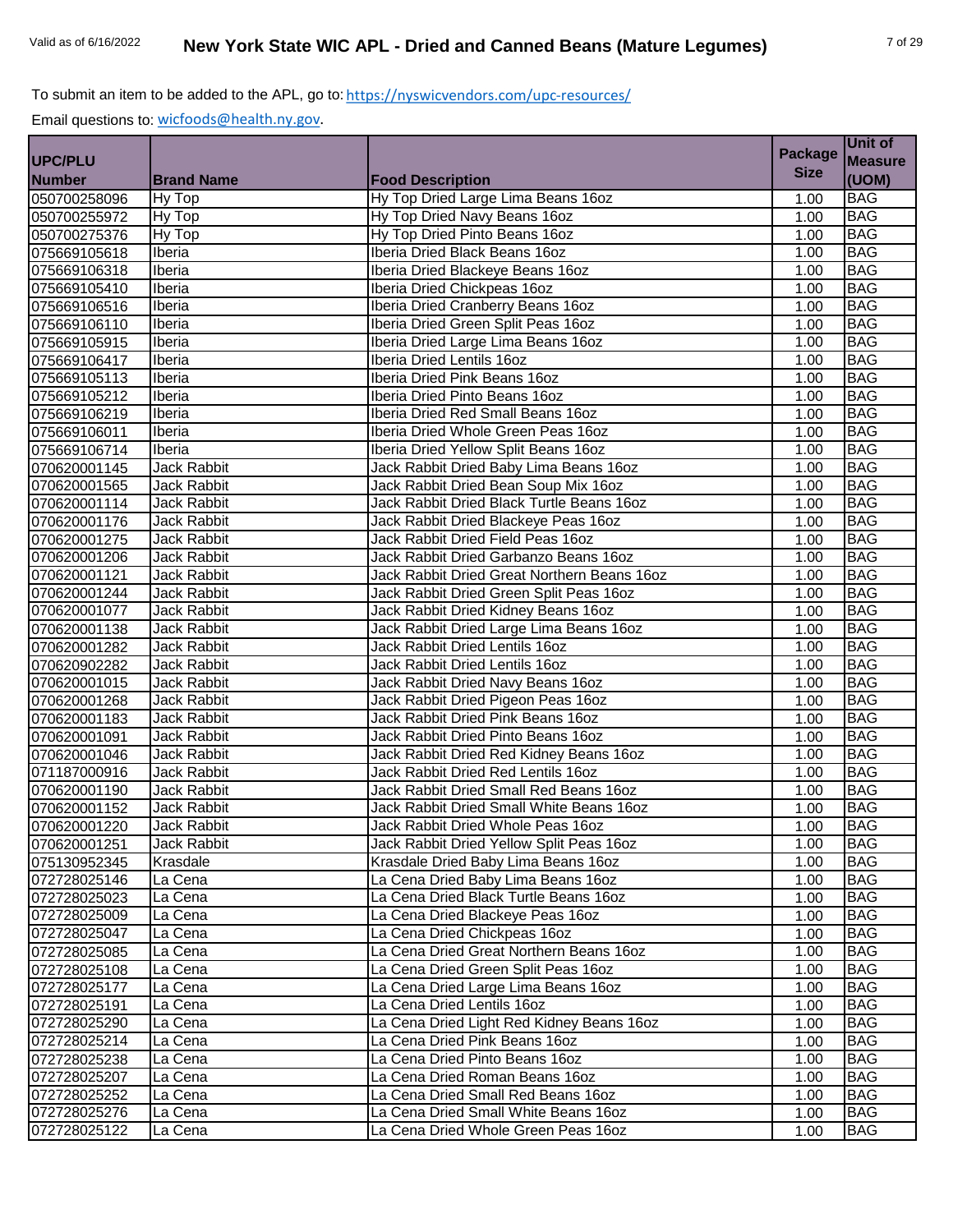To submit an item to be added to the APL, go to: https://nyswicvendors.com/upc-resources/

Email questions to: wicfoods@health.ny.gov.

| UPC/PLU Number | Brand Name | Food Description | Package Size | Unit of Measure (UOM) |
|---|---|---|---|---|
| 050700258096 | Hy Top | Hy Top Dried Large Lima Beans 16oz | 1.00 | BAG |
| 050700255972 | Hy Top | Hy Top Dried Navy Beans 16oz | 1.00 | BAG |
| 050700275376 | Hy Top | Hy Top Dried Pinto Beans 16oz | 1.00 | BAG |
| 075669105618 | Iberia | Iberia Dried Black Beans 16oz | 1.00 | BAG |
| 075669106318 | Iberia | Iberia Dried Blackeye Beans 16oz | 1.00 | BAG |
| 075669105410 | Iberia | Iberia Dried Chickpeas 16oz | 1.00 | BAG |
| 075669106516 | Iberia | Iberia Dried Cranberry Beans 16oz | 1.00 | BAG |
| 075669106110 | Iberia | Iberia Dried Green Split Peas 16oz | 1.00 | BAG |
| 075669105915 | Iberia | Iberia Dried Large Lima Beans 16oz | 1.00 | BAG |
| 075669106417 | Iberia | Iberia Dried Lentils 16oz | 1.00 | BAG |
| 075669105113 | Iberia | Iberia Dried Pink Beans 16oz | 1.00 | BAG |
| 075669105212 | Iberia | Iberia Dried Pinto Beans 16oz | 1.00 | BAG |
| 075669106219 | Iberia | Iberia Dried Red Small Beans 16oz | 1.00 | BAG |
| 075669106011 | Iberia | Iberia Dried Whole Green Peas 16oz | 1.00 | BAG |
| 075669106714 | Iberia | Iberia Dried Yellow Split Beans 16oz | 1.00 | BAG |
| 070620001145 | Jack Rabbit | Jack Rabbit Dried Baby Lima Beans 16oz | 1.00 | BAG |
| 070620001565 | Jack Rabbit | Jack Rabbit Dried Bean Soup Mix 16oz | 1.00 | BAG |
| 070620001114 | Jack Rabbit | Jack Rabbit Dried Black Turtle Beans 16oz | 1.00 | BAG |
| 070620001176 | Jack Rabbit | Jack Rabbit Dried Blackeye Peas 16oz | 1.00 | BAG |
| 070620001275 | Jack Rabbit | Jack Rabbit Dried Field Peas 16oz | 1.00 | BAG |
| 070620001206 | Jack Rabbit | Jack Rabbit Dried Garbanzo Beans 16oz | 1.00 | BAG |
| 070620001121 | Jack Rabbit | Jack Rabbit Dried Great Northern Beans 16oz | 1.00 | BAG |
| 070620001244 | Jack Rabbit | Jack Rabbit Dried Green Split Peas 16oz | 1.00 | BAG |
| 070620001077 | Jack Rabbit | Jack Rabbit Dried Kidney Beans 16oz | 1.00 | BAG |
| 070620001138 | Jack Rabbit | Jack Rabbit Dried Large Lima Beans 16oz | 1.00 | BAG |
| 070620001282 | Jack Rabbit | Jack Rabbit Dried Lentils 16oz | 1.00 | BAG |
| 070620902282 | Jack Rabbit | Jack Rabbit Dried Lentils 16oz | 1.00 | BAG |
| 070620001015 | Jack Rabbit | Jack Rabbit Dried Navy Beans 16oz | 1.00 | BAG |
| 070620001268 | Jack Rabbit | Jack Rabbit Dried Pigeon Peas 16oz | 1.00 | BAG |
| 070620001183 | Jack Rabbit | Jack Rabbit Dried Pink Beans 16oz | 1.00 | BAG |
| 070620001091 | Jack Rabbit | Jack Rabbit Dried Pinto Beans 16oz | 1.00 | BAG |
| 070620001046 | Jack Rabbit | Jack Rabbit Dried Red Kidney Beans 16oz | 1.00 | BAG |
| 071187000916 | Jack Rabbit | Jack Rabbit Dried Red Lentils 16oz | 1.00 | BAG |
| 070620001190 | Jack Rabbit | Jack Rabbit Dried Small Red Beans 16oz | 1.00 | BAG |
| 070620001152 | Jack Rabbit | Jack Rabbit Dried Small White Beans 16oz | 1.00 | BAG |
| 070620001220 | Jack Rabbit | Jack Rabbit Dried Whole Peas 16oz | 1.00 | BAG |
| 070620001251 | Jack Rabbit | Jack Rabbit Dried Yellow Split Peas 16oz | 1.00 | BAG |
| 075130952345 | Krasdale | Krasdale Dried Baby Lima Beans 16oz | 1.00 | BAG |
| 072728025146 | La Cena | La Cena Dried Baby Lima Beans 16oz | 1.00 | BAG |
| 072728025023 | La Cena | La Cena Dried Black Turtle Beans 16oz | 1.00 | BAG |
| 072728025009 | La Cena | La Cena Dried Blackeye Peas 16oz | 1.00 | BAG |
| 072728025047 | La Cena | La Cena Dried Chickpeas 16oz | 1.00 | BAG |
| 072728025085 | La Cena | La Cena Dried Great Northern Beans 16oz | 1.00 | BAG |
| 072728025108 | La Cena | La Cena Dried Green Split Peas 16oz | 1.00 | BAG |
| 072728025177 | La Cena | La Cena Dried Large Lima Beans 16oz | 1.00 | BAG |
| 072728025191 | La Cena | La Cena Dried Lentils 16oz | 1.00 | BAG |
| 072728025290 | La Cena | La Cena Dried Light Red Kidney Beans 16oz | 1.00 | BAG |
| 072728025214 | La Cena | La Cena Dried Pink Beans 16oz | 1.00 | BAG |
| 072728025238 | La Cena | La Cena Dried Pinto Beans 16oz | 1.00 | BAG |
| 072728025207 | La Cena | La Cena Dried Roman Beans 16oz | 1.00 | BAG |
| 072728025252 | La Cena | La Cena Dried Small Red Beans 16oz | 1.00 | BAG |
| 072728025276 | La Cena | La Cena Dried Small White Beans 16oz | 1.00 | BAG |
| 072728025122 | La Cena | La Cena Dried Whole Green Peas 16oz | 1.00 | BAG |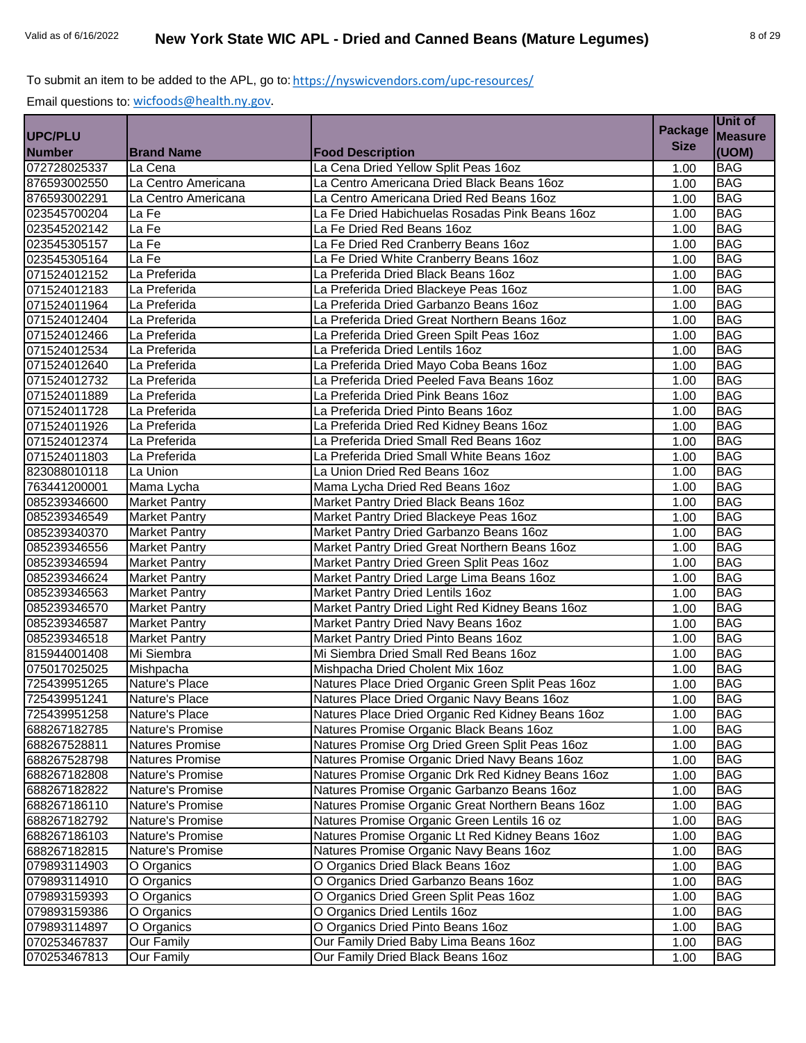To submit an item to be added to the APL, go to: https://nyswicvendors.com/upc-resources/

Email questions to: wicfoods@health.ny.gov.

| UPC/PLU Number | Brand Name | Food Description | Package Size | Unit of Measure (UOM) |
|---|---|---|---|---|
| 072728025337 | La Cena | La Cena Dried Yellow Split Peas 16oz | 1.00 | BAG |
| 876593002550 | La Centro Americana | La Centro Americana Dried Black Beans 16oz | 1.00 | BAG |
| 876593002291 | La Centro Americana | La Centro Americana Dried Red Beans 16oz | 1.00 | BAG |
| 023545700204 | La Fe | La Fe Dried Habichuelas Rosadas Pink Beans 16oz | 1.00 | BAG |
| 023545202142 | La Fe | La Fe Dried Red Beans 16oz | 1.00 | BAG |
| 023545305157 | La Fe | La Fe Dried Red Cranberry Beans 16oz | 1.00 | BAG |
| 023545305164 | La Fe | La Fe Dried White Cranberry Beans 16oz | 1.00 | BAG |
| 071524012152 | La Preferida | La Preferida Dried Black Beans 16oz | 1.00 | BAG |
| 071524012183 | La Preferida | La Preferida Dried Blackeye Peas 16oz | 1.00 | BAG |
| 071524011964 | La Preferida | La Preferida Dried Garbanzo Beans 16oz | 1.00 | BAG |
| 071524012404 | La Preferida | La Preferida Dried Great Northern Beans 16oz | 1.00 | BAG |
| 071524012466 | La Preferida | La Preferida Dried Green Spilt Peas 16oz | 1.00 | BAG |
| 071524012534 | La Preferida | La Preferida Dried Lentils 16oz | 1.00 | BAG |
| 071524012640 | La Preferida | La Preferida Dried Mayo Coba Beans 16oz | 1.00 | BAG |
| 071524012732 | La Preferida | La Preferida Dried Peeled Fava Beans 16oz | 1.00 | BAG |
| 071524011889 | La Preferida | La Preferida Dried Pink Beans 16oz | 1.00 | BAG |
| 071524011728 | La Preferida | La Preferida Dried Pinto Beans 16oz | 1.00 | BAG |
| 071524011926 | La Preferida | La Preferida Dried Red Kidney Beans 16oz | 1.00 | BAG |
| 071524012374 | La Preferida | La Preferida Dried Small Red Beans 16oz | 1.00 | BAG |
| 071524011803 | La Preferida | La Preferida Dried Small White Beans 16oz | 1.00 | BAG |
| 823088010118 | La Union | La Union Dried Red Beans 16oz | 1.00 | BAG |
| 763441200001 | Mama Lycha | Mama Lycha Dried Red Beans 16oz | 1.00 | BAG |
| 085239346600 | Market Pantry | Market Pantry Dried Black Beans 16oz | 1.00 | BAG |
| 085239346549 | Market Pantry | Market Pantry Dried Blackeye Peas 16oz | 1.00 | BAG |
| 085239340370 | Market Pantry | Market Pantry Dried Garbanzo Beans 16oz | 1.00 | BAG |
| 085239346556 | Market Pantry | Market Pantry Dried Great Northern Beans 16oz | 1.00 | BAG |
| 085239346594 | Market Pantry | Market Pantry Dried Green Split Peas 16oz | 1.00 | BAG |
| 085239346624 | Market Pantry | Market Pantry Dried Large Lima Beans 16oz | 1.00 | BAG |
| 085239346563 | Market Pantry | Market Pantry Dried Lentils 16oz | 1.00 | BAG |
| 085239346570 | Market Pantry | Market Pantry Dried Light Red Kidney Beans 16oz | 1.00 | BAG |
| 085239346587 | Market Pantry | Market Pantry Dried Navy Beans 16oz | 1.00 | BAG |
| 085239346518 | Market Pantry | Market Pantry Dried Pinto Beans 16oz | 1.00 | BAG |
| 815944001408 | Mi Siembra | Mi Siembra Dried Small Red Beans 16oz | 1.00 | BAG |
| 075017025025 | Mishpacha | Mishpacha Dried Cholent Mix 16oz | 1.00 | BAG |
| 725439951265 | Nature's Place | Natures Place Dried Organic Green Split Peas 16oz | 1.00 | BAG |
| 725439951241 | Nature's Place | Natures Place Dried Organic Navy Beans 16oz | 1.00 | BAG |
| 725439951258 | Nature's Place | Natures Place Dried Organic Red Kidney Beans 16oz | 1.00 | BAG |
| 688267182785 | Nature's Promise | Natures Promise Organic Black Beans 16oz | 1.00 | BAG |
| 688267528811 | Natures Promise | Natures Promise Org Dried Green Split Peas 16oz | 1.00 | BAG |
| 688267528798 | Natures Promise | Natures Promise Organic Dried Navy Beans 16oz | 1.00 | BAG |
| 688267182808 | Nature's Promise | Natures Promise Organic Drk Red Kidney Beans 16oz | 1.00 | BAG |
| 688267182822 | Nature's Promise | Natures Promise Organic Garbanzo Beans 16oz | 1.00 | BAG |
| 688267186110 | Nature's Promise | Natures Promise Organic Great Northern Beans 16oz | 1.00 | BAG |
| 688267182792 | Nature's Promise | Natures Promise Organic Green Lentils 16 oz | 1.00 | BAG |
| 688267186103 | Nature's Promise | Natures Promise Organic Lt Red Kidney Beans 16oz | 1.00 | BAG |
| 688267182815 | Nature's Promise | Natures Promise Organic Navy Beans 16oz | 1.00 | BAG |
| 079893114903 | O Organics | O Organics Dried Black Beans 16oz | 1.00 | BAG |
| 079893114910 | O Organics | O Organics Dried Garbanzo Beans 16oz | 1.00 | BAG |
| 079893159393 | O Organics | O Organics Dried Green Split Peas 16oz | 1.00 | BAG |
| 079893159386 | O Organics | O Organics Dried Lentils 16oz | 1.00 | BAG |
| 079893114897 | O Organics | O Organics Dried Pinto Beans 16oz | 1.00 | BAG |
| 070253467837 | Our Family | Our Family Dried Baby Lima Beans 16oz | 1.00 | BAG |
| 070253467813 | Our Family | Our Family Dried Black Beans 16oz | 1.00 | BAG |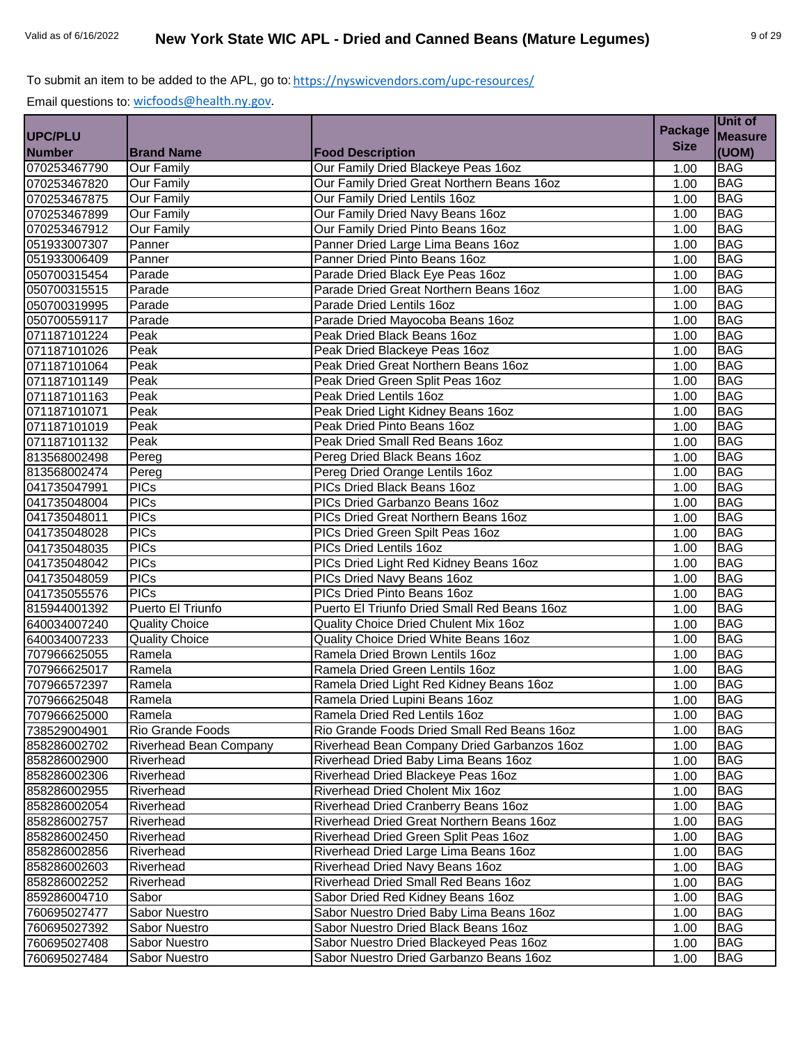To submit an item to be added to the APL, go to: https://nyswicvendors.com/upc-resources/

Email questions to: wicfoods@health.ny.gov.

| UPC/PLU Number | Brand Name | Food Description | Package Size | Unit of Measure (UOM) |
|---|---|---|---|---|
| 070253467790 | Our Family | Our Family Dried Blackeye Peas 16oz | 1.00 | BAG |
| 070253467820 | Our Family | Our Family Dried Great Northern Beans 16oz | 1.00 | BAG |
| 070253467875 | Our Family | Our Family Dried Lentils 16oz | 1.00 | BAG |
| 070253467899 | Our Family | Our Family Dried Navy Beans 16oz | 1.00 | BAG |
| 070253467912 | Our Family | Our Family Dried Pinto Beans 16oz | 1.00 | BAG |
| 051933007307 | Panner | Panner Dried Large Lima Beans 16oz | 1.00 | BAG |
| 051933006409 | Panner | Panner Dried Pinto Beans 16oz | 1.00 | BAG |
| 050700315454 | Parade | Parade Dried Black Eye Peas 16oz | 1.00 | BAG |
| 050700315515 | Parade | Parade Dried Great Northern Beans 16oz | 1.00 | BAG |
| 050700319995 | Parade | Parade Dried Lentils 16oz | 1.00 | BAG |
| 050700559117 | Parade | Parade Dried Mayocoba Beans 16oz | 1.00 | BAG |
| 071187101224 | Peak | Peak Dried Black Beans 16oz | 1.00 | BAG |
| 071187101026 | Peak | Peak Dried Blackeye Peas 16oz | 1.00 | BAG |
| 071187101064 | Peak | Peak Dried Great Northern Beans 16oz | 1.00 | BAG |
| 071187101149 | Peak | Peak Dried Green Split Peas 16oz | 1.00 | BAG |
| 071187101163 | Peak | Peak Dried Lentils 16oz | 1.00 | BAG |
| 071187101071 | Peak | Peak Dried Light Kidney Beans 16oz | 1.00 | BAG |
| 071187101019 | Peak | Peak Dried Pinto Beans 16oz | 1.00 | BAG |
| 071187101132 | Peak | Peak Dried Small Red Beans 16oz | 1.00 | BAG |
| 813568002498 | Pereg | Pereg Dried Black Beans 16oz | 1.00 | BAG |
| 813568002474 | Pereg | Pereg Dried Orange Lentils 16oz | 1.00 | BAG |
| 041735047991 | PICs | PICs Dried Black Beans 16oz | 1.00 | BAG |
| 041735048004 | PICs | PICs Dried Garbanzo Beans 16oz | 1.00 | BAG |
| 041735048011 | PICs | PICs Dried Great Northern Beans 16oz | 1.00 | BAG |
| 041735048028 | PICs | PICs Dried Green Spilt Peas 16oz | 1.00 | BAG |
| 041735048035 | PICs | PICs Dried Lentils 16oz | 1.00 | BAG |
| 041735048042 | PICs | PICs Dried Light Red Kidney Beans 16oz | 1.00 | BAG |
| 041735048059 | PICs | PICs Dried Navy Beans 16oz | 1.00 | BAG |
| 041735055576 | PICs | PICs Dried Pinto Beans 16oz | 1.00 | BAG |
| 815944001392 | Puerto El Triunfo | Puerto El Triunfo Dried Small Red Beans 16oz | 1.00 | BAG |
| 640034007240 | Quality Choice | Quality Choice Dried Chulent Mix 16oz | 1.00 | BAG |
| 640034007233 | Quality Choice | Quality Choice Dried White Beans 16oz | 1.00 | BAG |
| 707966625055 | Ramela | Ramela Dried Brown Lentils 16oz | 1.00 | BAG |
| 707966625017 | Ramela | Ramela Dried Green Lentils 16oz | 1.00 | BAG |
| 707966572397 | Ramela | Ramela Dried Light Red Kidney Beans 16oz | 1.00 | BAG |
| 707966625048 | Ramela | Ramela Dried Lupini Beans 16oz | 1.00 | BAG |
| 707966625000 | Ramela | Ramela Dried Red Lentils 16oz | 1.00 | BAG |
| 738529004901 | Rio Grande Foods | Rio Grande Foods Dried Small Red Beans 16oz | 1.00 | BAG |
| 858286002702 | Riverhead Bean Company | Riverhead Bean Company Dried Garbanzos 16oz | 1.00 | BAG |
| 858286002900 | Riverhead | Riverhead Dried Baby Lima Beans 16oz | 1.00 | BAG |
| 858286002306 | Riverhead | Riverhead Dried Blackeye Peas 16oz | 1.00 | BAG |
| 858286002955 | Riverhead | Riverhead Dried Cholent Mix 16oz | 1.00 | BAG |
| 858286002054 | Riverhead | Riverhead Dried Cranberry Beans 16oz | 1.00 | BAG |
| 858286002757 | Riverhead | Riverhead Dried Great Northern Beans 16oz | 1.00 | BAG |
| 858286002450 | Riverhead | Riverhead Dried Green Split Peas 16oz | 1.00 | BAG |
| 858286002856 | Riverhead | Riverhead Dried Large Lima Beans 16oz | 1.00 | BAG |
| 858286002603 | Riverhead | Riverhead Dried Navy Beans 16oz | 1.00 | BAG |
| 858286002252 | Riverhead | Riverhead Dried Small Red Beans 16oz | 1.00 | BAG |
| 859286004710 | Sabor | Sabor Dried Red Kidney Beans 16oz | 1.00 | BAG |
| 760695027477 | Sabor Nuestro | Sabor Nuestro Dried Baby Lima Beans 16oz | 1.00 | BAG |
| 760695027392 | Sabor Nuestro | Sabor Nuestro Dried Black Beans 16oz | 1.00 | BAG |
| 760695027408 | Sabor Nuestro | Sabor Nuestro Dried Blackeyed Peas 16oz | 1.00 | BAG |
| 760695027484 | Sabor Nuestro | Sabor Nuestro Dried Garbanzo Beans 16oz | 1.00 | BAG |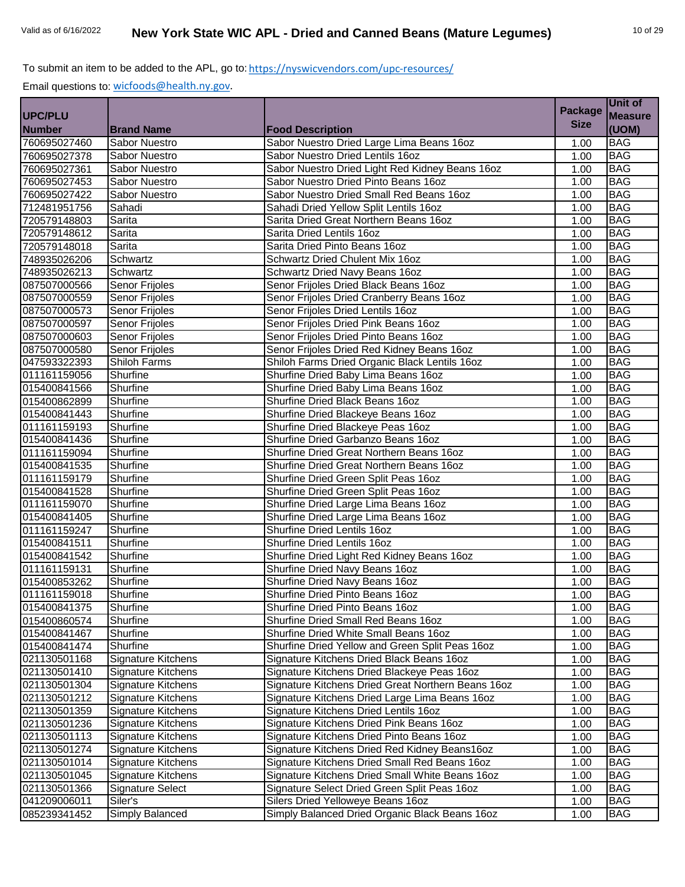To submit an item to be added to the APL, go to: https://nyswicvendors.com/upc-resources/

Email questions to: wicfoods@health.ny.gov.

| UPC/PLU Number | Brand Name | Food Description | Package Size | Unit of Measure (UOM) |
|---|---|---|---|---|
| 760695027460 | Sabor Nuestro | Sabor Nuestro Dried Large Lima Beans 16oz | 1.00 | BAG |
| 760695027378 | Sabor Nuestro | Sabor Nuestro Dried Lentils 16oz | 1.00 | BAG |
| 760695027361 | Sabor Nuestro | Sabor Nuestro Dried Light Red Kidney Beans 16oz | 1.00 | BAG |
| 760695027453 | Sabor Nuestro | Sabor Nuestro Dried Pinto Beans 16oz | 1.00 | BAG |
| 760695027422 | Sabor Nuestro | Sabor Nuestro Dried Small Red Beans 16oz | 1.00 | BAG |
| 712481951756 | Sahadi | Sahadi Dried Yellow Split Lentils 16oz | 1.00 | BAG |
| 720579148803 | Sarita | Sarita Dried Great Northern Beans 16oz | 1.00 | BAG |
| 720579148612 | Sarita | Sarita Dried Lentils 16oz | 1.00 | BAG |
| 720579148018 | Sarita | Sarita Dried Pinto Beans 16oz | 1.00 | BAG |
| 748935026206 | Schwartz | Schwartz Dried Chulent Mix 16oz | 1.00 | BAG |
| 748935026213 | Schwartz | Schwartz Dried Navy Beans 16oz | 1.00 | BAG |
| 087507000566 | Senor Frijoles | Senor Frijoles Dried Black Beans 16oz | 1.00 | BAG |
| 087507000559 | Senor Frijoles | Senor Frijoles Dried Cranberry Beans 16oz | 1.00 | BAG |
| 087507000573 | Senor Frijoles | Senor Frijoles Dried Lentils 16oz | 1.00 | BAG |
| 087507000597 | Senor Frijoles | Senor Frijoles Dried Pink Beans 16oz | 1.00 | BAG |
| 087507000603 | Senor Frijoles | Senor Frijoles Dried Pinto Beans 16oz | 1.00 | BAG |
| 087507000580 | Senor Frijoles | Senor Frijoles Dried Red Kidney Beans 16oz | 1.00 | BAG |
| 047593322393 | Shiloh Farms | Shiloh Farms Dried Organic Black Lentils 16oz | 1.00 | BAG |
| 011161159056 | Shurfine | Shurfine Dried Baby Lima Beans 16oz | 1.00 | BAG |
| 015400841566 | Shurfine | Shurfine Dried Baby Lima Beans 16oz | 1.00 | BAG |
| 015400862899 | Shurfine | Shurfine Dried Black Beans 16oz | 1.00 | BAG |
| 015400841443 | Shurfine | Shurfine Dried Blackeye Beans 16oz | 1.00 | BAG |
| 011161159193 | Shurfine | Shurfine Dried Blackeye Peas 16oz | 1.00 | BAG |
| 015400841436 | Shurfine | Shurfine Dried Garbanzo Beans 16oz | 1.00 | BAG |
| 011161159094 | Shurfine | Shurfine Dried Great Northern Beans 16oz | 1.00 | BAG |
| 015400841535 | Shurfine | Shurfine Dried Great Northern Beans 16oz | 1.00 | BAG |
| 011161159179 | Shurfine | Shurfine Dried Green Split Peas 16oz | 1.00 | BAG |
| 015400841528 | Shurfine | Shurfine Dried Green Split Peas 16oz | 1.00 | BAG |
| 011161159070 | Shurfine | Shurfine Dried Large Lima Beans 16oz | 1.00 | BAG |
| 015400841405 | Shurfine | Shurfine Dried Large Lima Beans 16oz | 1.00 | BAG |
| 011161159247 | Shurfine | Shurfine Dried Lentils 16oz | 1.00 | BAG |
| 015400841511 | Shurfine | Shurfine Dried Lentils 16oz | 1.00 | BAG |
| 015400841542 | Shurfine | Shurfine Dried Light Red Kidney Beans 16oz | 1.00 | BAG |
| 011161159131 | Shurfine | Shurfine Dried Navy Beans 16oz | 1.00 | BAG |
| 015400853262 | Shurfine | Shurfine Dried Navy Beans 16oz | 1.00 | BAG |
| 011161159018 | Shurfine | Shurfine Dried Pinto Beans 16oz | 1.00 | BAG |
| 015400841375 | Shurfine | Shurfine Dried Pinto Beans 16oz | 1.00 | BAG |
| 015400860574 | Shurfine | Shurfine Dried Small Red Beans 16oz | 1.00 | BAG |
| 015400841467 | Shurfine | Shurfine Dried White Small Beans 16oz | 1.00 | BAG |
| 015400841474 | Shurfine | Shurfine Dried Yellow and Green Split Peas 16oz | 1.00 | BAG |
| 021130501168 | Signature Kitchens | Signature Kitchens Dried Black Beans 16oz | 1.00 | BAG |
| 021130501410 | Signature Kitchens | Signature Kitchens Dried Blackeye Peas 16oz | 1.00 | BAG |
| 021130501304 | Signature Kitchens | Signature Kitchens Dried Great Northern Beans 16oz | 1.00 | BAG |
| 021130501212 | Signature Kitchens | Signature Kitchens Dried Large Lima Beans 16oz | 1.00 | BAG |
| 021130501359 | Signature Kitchens | Signature Kitchens Dried Lentils 16oz | 1.00 | BAG |
| 021130501236 | Signature Kitchens | Signature Kitchens Dried Pink Beans 16oz | 1.00 | BAG |
| 021130501113 | Signature Kitchens | Signature Kitchens Dried Pinto Beans 16oz | 1.00 | BAG |
| 021130501274 | Signature Kitchens | Signature Kitchens Dried Red Kidney Beans16oz | 1.00 | BAG |
| 021130501014 | Signature Kitchens | Signature Kitchens Dried Small Red Beans 16oz | 1.00 | BAG |
| 021130501045 | Signature Kitchens | Signature Kitchens Dried Small White Beans 16oz | 1.00 | BAG |
| 021130501366 | Signature Select | Signature Select Dried Green Split Peas 16oz | 1.00 | BAG |
| 041209006011 | Siler's | Silers Dried Yelloweye Beans 16oz | 1.00 | BAG |
| 085239341452 | Simply Balanced | Simply Balanced Dried Organic Black Beans 16oz | 1.00 | BAG |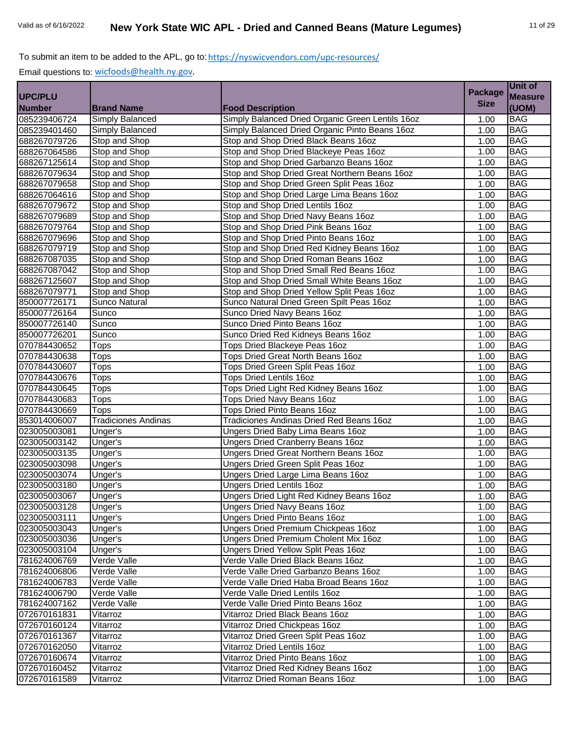To submit an item to be added to the APL, go to: https://nyswicvendors.com/upc-resources/

Email questions to: wicfoods@health.ny.gov.

| UPC/PLU Number | Brand Name | Food Description | Package Size | Unit of Measure (UOM) |
|---|---|---|---|---|
| 085239406724 | Simply Balanced | Simply Balanced Dried Organic Green Lentils 16oz | 1.00 | BAG |
| 085239401460 | Simply Balanced | Simply Balanced Dried Organic Pinto Beans 16oz | 1.00 | BAG |
| 688267079726 | Stop and Shop | Stop and Shop Dried Black Beans 16oz | 1.00 | BAG |
| 688267064586 | Stop and Shop | Stop and Shop Dried Blackeye Peas 16oz | 1.00 | BAG |
| 688267125614 | Stop and Shop | Stop and Shop Dried Garbanzo Beans 16oz | 1.00 | BAG |
| 688267079634 | Stop and Shop | Stop and Shop Dried Great Northern Beans 16oz | 1.00 | BAG |
| 688267079658 | Stop and Shop | Stop and Shop Dried Green Split Peas 16oz | 1.00 | BAG |
| 688267064616 | Stop and Shop | Stop and Shop Dried Large Lima Beans 16oz | 1.00 | BAG |
| 688267079672 | Stop and Shop | Stop and Shop Dried Lentils 16oz | 1.00 | BAG |
| 688267079689 | Stop and Shop | Stop and Shop Dried Navy Beans 16oz | 1.00 | BAG |
| 688267079764 | Stop and Shop | Stop and Shop Dried Pink Beans 16oz | 1.00 | BAG |
| 688267079696 | Stop and Shop | Stop and Shop Dried Pinto Beans 16oz | 1.00 | BAG |
| 688267079719 | Stop and Shop | Stop and Shop Dried Red Kidney Beans 16oz | 1.00 | BAG |
| 688267087035 | Stop and Shop | Stop and Shop Dried Roman Beans 16oz | 1.00 | BAG |
| 688267087042 | Stop and Shop | Stop and Shop Dried Small Red Beans 16oz | 1.00 | BAG |
| 688267125607 | Stop and Shop | Stop and Shop Dried Small White Beans 16oz | 1.00 | BAG |
| 688267079771 | Stop and Shop | Stop and Shop Dried Yellow Split Peas 16oz | 1.00 | BAG |
| 850007726171 | Sunco Natural | Sunco Natural Dried Green Spilt Peas 16oz | 1.00 | BAG |
| 850007726164 | Sunco | Sunco Dried Navy Beans 16oz | 1.00 | BAG |
| 850007726140 | Sunco | Sunco Dried Pinto Beans 16oz | 1.00 | BAG |
| 850007726201 | Sunco | Sunco Dried Red Kidneys Beans 16oz | 1.00 | BAG |
| 070784430652 | Tops | Tops Dried Blackeye Peas 16oz | 1.00 | BAG |
| 070784430638 | Tops | Tops Dried Great North Beans 16oz | 1.00 | BAG |
| 070784430607 | Tops | Tops Dried Green Split Peas 16oz | 1.00 | BAG |
| 070784430676 | Tops | Tops Dried Lentils 16oz | 1.00 | BAG |
| 070784430645 | Tops | Tops Dried Light Red Kidney Beans 16oz | 1.00 | BAG |
| 070784430683 | Tops | Tops Dried Navy Beans 16oz | 1.00 | BAG |
| 070784430669 | Tops | Tops Dried Pinto Beans 16oz | 1.00 | BAG |
| 853014006007 | Tradiciones Andinas | Tradiciones Andinas Dried Red Beans 16oz | 1.00 | BAG |
| 023005003081 | Unger's | Ungers Dried Baby Lima Beans 16oz | 1.00 | BAG |
| 023005003142 | Unger's | Ungers Dried Cranberry Beans 16oz | 1.00 | BAG |
| 023005003135 | Unger's | Ungers Dried Great Northern Beans 16oz | 1.00 | BAG |
| 023005003098 | Unger's | Ungers Dried Green Split Peas 16oz | 1.00 | BAG |
| 023005003074 | Unger's | Ungers Dried Large Lima Beans 16oz | 1.00 | BAG |
| 023005003180 | Unger's | Ungers Dried Lentils 16oz | 1.00 | BAG |
| 023005003067 | Unger's | Ungers Dried Light Red Kidney Beans 16oz | 1.00 | BAG |
| 023005003128 | Unger's | Ungers Dried Navy Beans 16oz | 1.00 | BAG |
| 023005003111 | Unger's | Ungers Dried Pinto Beans 16oz | 1.00 | BAG |
| 023005003043 | Unger's | Ungers Dried Premium Chickpeas 16oz | 1.00 | BAG |
| 023005003036 | Unger's | Ungers Dried Premium Cholent Mix 16oz | 1.00 | BAG |
| 023005003104 | Unger's | Ungers Dried Yellow Split Peas 16oz | 1.00 | BAG |
| 781624006769 | Verde Valle | Verde Valle Dried Black Beans 16oz | 1.00 | BAG |
| 781624006806 | Verde Valle | Verde Valle Dried Garbanzo Beans 16oz | 1.00 | BAG |
| 781624006783 | Verde Valle | Verde Valle Dried Haba Broad Beans 16oz | 1.00 | BAG |
| 781624006790 | Verde Valle | Verde Valle Dried Lentils 16oz | 1.00 | BAG |
| 781624007162 | Verde Valle | Verde Valle Dried Pinto Beans 16oz | 1.00 | BAG |
| 072670161831 | Vitarroz | Vitarroz Dried Black Beans 16oz | 1.00 | BAG |
| 072670160124 | Vitarroz | Vitarroz Dried Chickpeas 16oz | 1.00 | BAG |
| 072670161367 | Vitarroz | Vitarroz Dried Green Split Peas 16oz | 1.00 | BAG |
| 072670162050 | Vitarroz | Vitarroz Dried Lentils 16oz | 1.00 | BAG |
| 072670160674 | Vitarroz | Vitarroz Dried Pinto Beans 16oz | 1.00 | BAG |
| 072670160452 | Vitarroz | Vitarroz Dried Red Kidney Beans 16oz | 1.00 | BAG |
| 072670161589 | Vitarroz | Vitarroz Dried Roman Beans 16oz | 1.00 | BAG |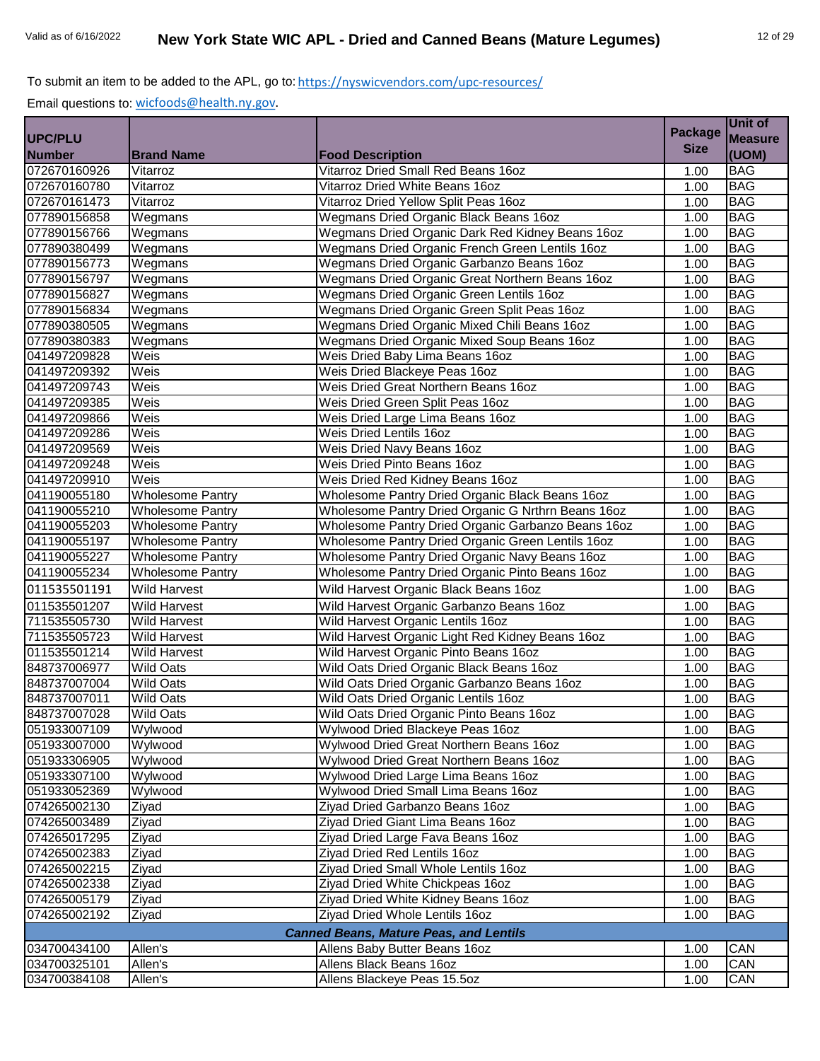To submit an item to be added to the APL, go to: https://nyswicvendors.com/upc-resources/

Email questions to: wicfoods@health.ny.gov.

| UPC/PLU Number | Brand Name | Food Description | Package Size | Unit of Measure (UOM) |
|---|---|---|---|---|
| 072670160926 | Vitarroz | Vitarroz Dried Small Red Beans 16oz | 1.00 | BAG |
| 072670160780 | Vitarroz | Vitarroz Dried White Beans 16oz | 1.00 | BAG |
| 072670161473 | Vitarroz | Vitarroz Dried Yellow Split Peas 16oz | 1.00 | BAG |
| 077890156858 | Wegmans | Wegmans Dried Organic Black Beans 16oz | 1.00 | BAG |
| 077890156766 | Wegmans | Wegmans Dried Organic Dark Red Kidney Beans 16oz | 1.00 | BAG |
| 077890380499 | Wegmans | Wegmans Dried Organic French Green Lentils 16oz | 1.00 | BAG |
| 077890156773 | Wegmans | Wegmans Dried Organic Garbanzo Beans 16oz | 1.00 | BAG |
| 077890156797 | Wegmans | Wegmans Dried Organic Great Northern Beans 16oz | 1.00 | BAG |
| 077890156827 | Wegmans | Wegmans Dried Organic Green Lentils 16oz | 1.00 | BAG |
| 077890156834 | Wegmans | Wegmans Dried Organic Green Split Peas 16oz | 1.00 | BAG |
| 077890380505 | Wegmans | Wegmans Dried Organic Mixed Chili Beans 16oz | 1.00 | BAG |
| 077890380383 | Wegmans | Wegmans Dried Organic Mixed Soup Beans 16oz | 1.00 | BAG |
| 041497209828 | Weis | Weis Dried Baby Lima Beans 16oz | 1.00 | BAG |
| 041497209392 | Weis | Weis Dried Blackeye Peas 16oz | 1.00 | BAG |
| 041497209743 | Weis | Weis Dried Great Northern Beans 16oz | 1.00 | BAG |
| 041497209385 | Weis | Weis Dried Green Split Peas 16oz | 1.00 | BAG |
| 041497209866 | Weis | Weis Dried Large Lima Beans 16oz | 1.00 | BAG |
| 041497209286 | Weis | Weis Dried Lentils 16oz | 1.00 | BAG |
| 041497209569 | Weis | Weis Dried Navy Beans 16oz | 1.00 | BAG |
| 041497209248 | Weis | Weis Dried Pinto Beans 16oz | 1.00 | BAG |
| 041497209910 | Weis | Weis Dried Red Kidney Beans 16oz | 1.00 | BAG |
| 041190055180 | Wholesome Pantry | Wholesome Pantry Dried Organic Black Beans 16oz | 1.00 | BAG |
| 041190055210 | Wholesome Pantry | Wholesome Pantry Dried Organic G Nrthrn Beans 16oz | 1.00 | BAG |
| 041190055203 | Wholesome Pantry | Wholesome Pantry Dried Organic Garbanzo Beans 16oz | 1.00 | BAG |
| 041190055197 | Wholesome Pantry | Wholesome Pantry Dried Organic Green Lentils 16oz | 1.00 | BAG |
| 041190055227 | Wholesome Pantry | Wholesome Pantry Dried Organic Navy Beans 16oz | 1.00 | BAG |
| 041190055234 | Wholesome Pantry | Wholesome Pantry Dried Organic Pinto Beans 16oz | 1.00 | BAG |
| 011535501191 | Wild Harvest | Wild Harvest Organic Black Beans 16oz | 1.00 | BAG |
| 011535501207 | Wild Harvest | Wild Harvest Organic Garbanzo Beans 16oz | 1.00 | BAG |
| 711535505730 | Wild Harvest | Wild Harvest Organic Lentils 16oz | 1.00 | BAG |
| 711535505723 | Wild Harvest | Wild Harvest Organic Light Red Kidney Beans 16oz | 1.00 | BAG |
| 011535501214 | Wild Harvest | Wild Harvest Organic Pinto Beans 16oz | 1.00 | BAG |
| 848737006977 | Wild Oats | Wild Oats Dried Organic Black Beans 16oz | 1.00 | BAG |
| 848737007004 | Wild Oats | Wild Oats Dried Organic Garbanzo Beans 16oz | 1.00 | BAG |
| 848737007011 | Wild Oats | Wild Oats Dried Organic Lentils 16oz | 1.00 | BAG |
| 848737007028 | Wild Oats | Wild Oats Dried Organic Pinto Beans 16oz | 1.00 | BAG |
| 051933007109 | Wylwood | Wylwood Dried Blackeye Peas 16oz | 1.00 | BAG |
| 051933007000 | Wylwood | Wylwood Dried Great Northern Beans 16oz | 1.00 | BAG |
| 051933306905 | Wylwood | Wylwood Dried Great Northern Beans 16oz | 1.00 | BAG |
| 051933307100 | Wylwood | Wylwood Dried Large Lima Beans 16oz | 1.00 | BAG |
| 051933052369 | Wylwood | Wylwood Dried Small Lima Beans 16oz | 1.00 | BAG |
| 074265002130 | Ziyad | Ziyad Dried Garbanzo Beans 16oz | 1.00 | BAG |
| 074265003489 | Ziyad | Ziyad Dried Giant Lima Beans 16oz | 1.00 | BAG |
| 074265017295 | Ziyad | Ziyad Dried Large Fava Beans 16oz | 1.00 | BAG |
| 074265002383 | Ziyad | Ziyad Dried Red Lentils 16oz | 1.00 | BAG |
| 074265002215 | Ziyad | Ziyad Dried Small Whole Lentils 16oz | 1.00 | BAG |
| 074265002338 | Ziyad | Ziyad Dried White Chickpeas 16oz | 1.00 | BAG |
| 074265005179 | Ziyad | Ziyad Dried White Kidney Beans 16oz | 1.00 | BAG |
| 074265002192 | Ziyad | Ziyad Dried Whole Lentils 16oz | 1.00 | BAG |
| | | ***Canned Beans, Mature Peas, and Lentils*** | | |
| 034700434100 | Allen's | Allens Baby Butter Beans 16oz | 1.00 | CAN |
| 034700325101 | Allen's | Allens Black Beans 16oz | 1.00 | CAN |
| 034700384108 | Allen's | Allens Blackeye Peas 15.5oz | 1.00 | CAN |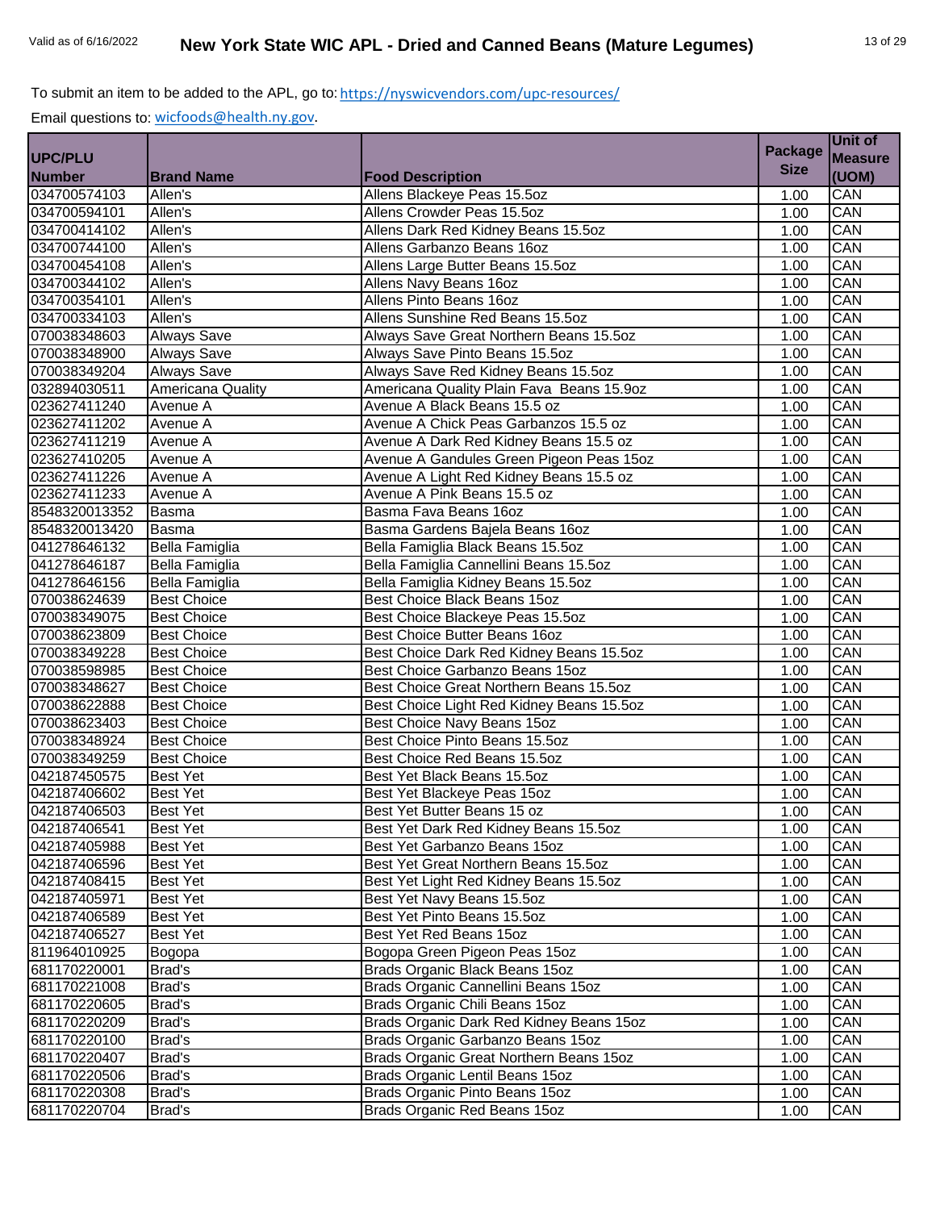To submit an item to be added to the APL, go to: https://nyswicvendors.com/upc-resources/

Email questions to: wicfoods@health.ny.gov.

| UPC/PLU Number | Brand Name | Food Description | Package Size | Unit of Measure (UOM) |
|---|---|---|---|---|
| 034700574103 | Allen's | Allens Blackeye Peas 15.5oz | 1.00 | CAN |
| 034700594101 | Allen's | Allens Crowder Peas 15.5oz | 1.00 | CAN |
| 034700414102 | Allen's | Allens Dark Red Kidney Beans 15.5oz | 1.00 | CAN |
| 034700744100 | Allen's | Allens Garbanzo Beans 16oz | 1.00 | CAN |
| 034700454108 | Allen's | Allens Large Butter Beans 15.5oz | 1.00 | CAN |
| 034700344102 | Allen's | Allens Navy Beans 16oz | 1.00 | CAN |
| 034700354101 | Allen's | Allens Pinto Beans 16oz | 1.00 | CAN |
| 034700334103 | Allen's | Allens Sunshine Red Beans 15.5oz | 1.00 | CAN |
| 070038348603 | Always Save | Always Save Great Northern Beans 15.5oz | 1.00 | CAN |
| 070038348900 | Always Save | Always Save Pinto Beans 15.5oz | 1.00 | CAN |
| 070038349204 | Always Save | Always Save Red Kidney Beans 15.5oz | 1.00 | CAN |
| 032894030511 | Americana Quality | Americana Quality Plain Fava Beans 15.9oz | 1.00 | CAN |
| 023627411240 | Avenue A | Avenue A Black Beans 15.5 oz | 1.00 | CAN |
| 023627411202 | Avenue A | Avenue A Chick Peas Garbanzos 15.5 oz | 1.00 | CAN |
| 023627411219 | Avenue A | Avenue A Dark Red Kidney Beans 15.5 oz | 1.00 | CAN |
| 023627410205 | Avenue A | Avenue A Gandules Green Pigeon Peas 15oz | 1.00 | CAN |
| 023627411226 | Avenue A | Avenue A Light Red Kidney Beans 15.5 oz | 1.00 | CAN |
| 023627411233 | Avenue A | Avenue A Pink Beans 15.5 oz | 1.00 | CAN |
| 8548320013352 | Basma | Basma Fava Beans 16oz | 1.00 | CAN |
| 8548320013420 | Basma | Basma Gardens Bajela Beans 16oz | 1.00 | CAN |
| 041278646132 | Bella Famiglia | Bella Famiglia Black Beans 15.5oz | 1.00 | CAN |
| 041278646187 | Bella Famiglia | Bella Famiglia Cannellini Beans 15.5oz | 1.00 | CAN |
| 041278646156 | Bella Famiglia | Bella Famiglia Kidney Beans 15.5oz | 1.00 | CAN |
| 070038624639 | Best Choice | Best Choice Black Beans 15oz | 1.00 | CAN |
| 070038349075 | Best Choice | Best Choice Blackeye Peas 15.5oz | 1.00 | CAN |
| 070038623809 | Best Choice | Best Choice Butter Beans 16oz | 1.00 | CAN |
| 070038349228 | Best Choice | Best Choice Dark Red Kidney Beans 15.5oz | 1.00 | CAN |
| 070038598985 | Best Choice | Best Choice Garbanzo Beans 15oz | 1.00 | CAN |
| 070038348627 | Best Choice | Best Choice Great Northern Beans 15.5oz | 1.00 | CAN |
| 070038622888 | Best Choice | Best Choice Light Red Kidney Beans 15.5oz | 1.00 | CAN |
| 070038623403 | Best Choice | Best Choice Navy Beans 15oz | 1.00 | CAN |
| 070038348924 | Best Choice | Best Choice Pinto Beans 15.5oz | 1.00 | CAN |
| 070038349259 | Best Choice | Best Choice Red Beans 15.5oz | 1.00 | CAN |
| 042187450575 | Best Yet | Best Yet Black Beans 15.5oz | 1.00 | CAN |
| 042187406602 | Best Yet | Best Yet Blackeye Peas 15oz | 1.00 | CAN |
| 042187406503 | Best Yet | Best Yet Butter Beans 15 oz | 1.00 | CAN |
| 042187406541 | Best Yet | Best Yet Dark Red Kidney Beans 15.5oz | 1.00 | CAN |
| 042187405988 | Best Yet | Best Yet Garbanzo Beans 15oz | 1.00 | CAN |
| 042187406596 | Best Yet | Best Yet Great Northern Beans 15.5oz | 1.00 | CAN |
| 042187408415 | Best Yet | Best Yet Light Red Kidney Beans 15.5oz | 1.00 | CAN |
| 042187405971 | Best Yet | Best Yet Navy Beans 15.5oz | 1.00 | CAN |
| 042187406589 | Best Yet | Best Yet Pinto Beans 15.5oz | 1.00 | CAN |
| 042187406527 | Best Yet | Best Yet Red Beans 15oz | 1.00 | CAN |
| 811964010925 | Bogopa | Bogopa Green Pigeon Peas 15oz | 1.00 | CAN |
| 681170220001 | Brad's | Brads Organic Black Beans 15oz | 1.00 | CAN |
| 681170221008 | Brad's | Brads Organic Cannellini Beans 15oz | 1.00 | CAN |
| 681170220605 | Brad's | Brads Organic Chili Beans 15oz | 1.00 | CAN |
| 681170220209 | Brad's | Brads Organic Dark Red Kidney Beans 15oz | 1.00 | CAN |
| 681170220100 | Brad's | Brads Organic Garbanzo Beans 15oz | 1.00 | CAN |
| 681170220407 | Brad's | Brads Organic Great Northern Beans 15oz | 1.00 | CAN |
| 681170220506 | Brad's | Brads Organic Lentil Beans 15oz | 1.00 | CAN |
| 681170220308 | Brad's | Brads Organic Pinto Beans 15oz | 1.00 | CAN |
| 681170220704 | Brad's | Brads Organic Red Beans 15oz | 1.00 | CAN |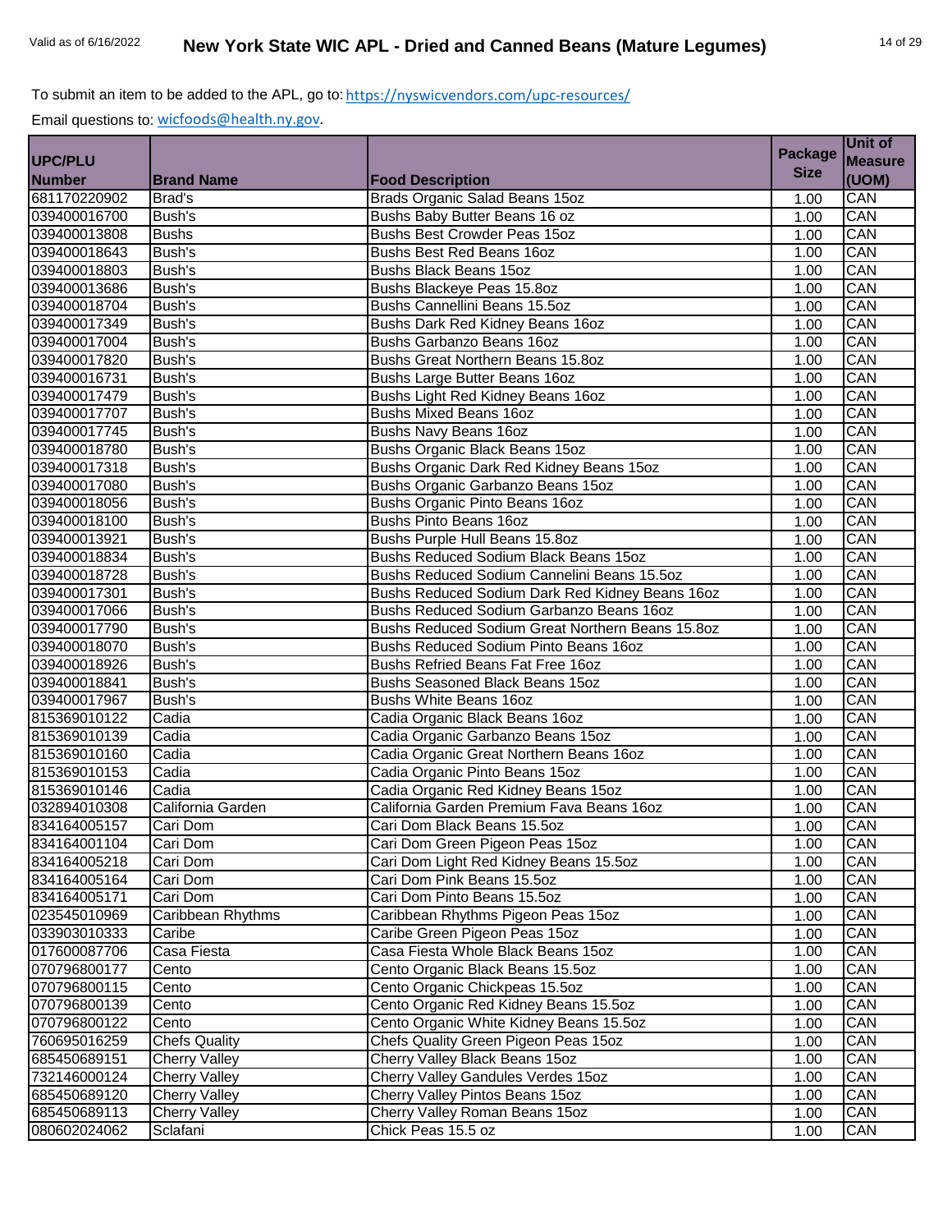To submit an item to be added to the APL, go to: https://nyswicvendors.com/upc-resources/

Email questions to: wicfoods@health.ny.gov.

| UPC/PLU Number | Brand Name | Food Description | Package Size | Unit of Measure (UOM) |
|---|---|---|---|---|
| 681170220902 | Brad's | Brads Organic Salad Beans 15oz | 1.00 | CAN |
| 039400016700 | Bush's | Bushs Baby Butter Beans 16 oz | 1.00 | CAN |
| 039400013808 | Bushs | Bushs Best Crowder Peas 15oz | 1.00 | CAN |
| 039400018643 | Bush's | Bushs Best Red Beans 16oz | 1.00 | CAN |
| 039400018803 | Bush's | Bushs Black Beans 15oz | 1.00 | CAN |
| 039400013686 | Bush's | Bushs Blackeye Peas 15.8oz | 1.00 | CAN |
| 039400018704 | Bush's | Bushs Cannellini Beans 15.5oz | 1.00 | CAN |
| 039400017349 | Bush's | Bushs Dark Red Kidney Beans 16oz | 1.00 | CAN |
| 039400017004 | Bush's | Bushs Garbanzo Beans 16oz | 1.00 | CAN |
| 039400017820 | Bush's | Bushs Great Northern Beans 15.8oz | 1.00 | CAN |
| 039400016731 | Bush's | Bushs Large Butter Beans 16oz | 1.00 | CAN |
| 039400017479 | Bush's | Bushs Light Red Kidney Beans 16oz | 1.00 | CAN |
| 039400017707 | Bush's | Bushs Mixed Beans 16oz | 1.00 | CAN |
| 039400017745 | Bush's | Bushs Navy Beans 16oz | 1.00 | CAN |
| 039400018780 | Bush's | Bushs Organic Black Beans 15oz | 1.00 | CAN |
| 039400017318 | Bush's | Bushs Organic Dark Red Kidney Beans 15oz | 1.00 | CAN |
| 039400017080 | Bush's | Bushs Organic Garbanzo Beans 15oz | 1.00 | CAN |
| 039400018056 | Bush's | Bushs Organic Pinto Beans 16oz | 1.00 | CAN |
| 039400018100 | Bush's | Bushs Pinto Beans 16oz | 1.00 | CAN |
| 039400013921 | Bush's | Bushs Purple Hull Beans 15.8oz | 1.00 | CAN |
| 039400018834 | Bush's | Bushs Reduced Sodium Black Beans 15oz | 1.00 | CAN |
| 039400018728 | Bush's | Bushs Reduced Sodium Cannelini Beans 15.5oz | 1.00 | CAN |
| 039400017301 | Bush's | Bushs Reduced Sodium Dark Red Kidney Beans 16oz | 1.00 | CAN |
| 039400017066 | Bush's | Bushs Reduced Sodium Garbanzo Beans 16oz | 1.00 | CAN |
| 039400017790 | Bush's | Bushs Reduced Sodium Great Northern Beans 15.8oz | 1.00 | CAN |
| 039400018070 | Bush's | Bushs Reduced Sodium Pinto Beans 16oz | 1.00 | CAN |
| 039400018926 | Bush's | Bushs Refried Beans Fat Free 16oz | 1.00 | CAN |
| 039400018841 | Bush's | Bushs Seasoned Black Beans 15oz | 1.00 | CAN |
| 039400017967 | Bush's | Bushs White Beans 16oz | 1.00 | CAN |
| 815369010122 | Cadia | Cadia Organic Black Beans 16oz | 1.00 | CAN |
| 815369010139 | Cadia | Cadia Organic Garbanzo Beans 15oz | 1.00 | CAN |
| 815369010160 | Cadia | Cadia Organic Great Northern Beans 16oz | 1.00 | CAN |
| 815369010153 | Cadia | Cadia Organic Pinto Beans 15oz | 1.00 | CAN |
| 815369010146 | Cadia | Cadia Organic Red Kidney Beans 15oz | 1.00 | CAN |
| 032894010308 | California Garden | California Garden Premium Fava Beans 16oz | 1.00 | CAN |
| 834164005157 | Cari Dom | Cari Dom Black Beans 15.5oz | 1.00 | CAN |
| 834164001104 | Cari Dom | Cari Dom Green Pigeon Peas 15oz | 1.00 | CAN |
| 834164005218 | Cari Dom | Cari Dom Light Red Kidney Beans 15.5oz | 1.00 | CAN |
| 834164005164 | Cari Dom | Cari Dom Pink Beans 15.5oz | 1.00 | CAN |
| 834164005171 | Cari Dom | Cari Dom Pinto Beans 15.5oz | 1.00 | CAN |
| 023545010969 | Caribbean Rhythms | Caribbean Rhythms Pigeon Peas 15oz | 1.00 | CAN |
| 033903010333 | Caribe | Caribe Green Pigeon Peas 15oz | 1.00 | CAN |
| 017600087706 | Casa Fiesta | Casa Fiesta Whole Black Beans 15oz | 1.00 | CAN |
| 070796800177 | Cento | Cento Organic Black Beans 15.5oz | 1.00 | CAN |
| 070796800115 | Cento | Cento Organic Chickpeas 15.5oz | 1.00 | CAN |
| 070796800139 | Cento | Cento Organic Red Kidney Beans 15.5oz | 1.00 | CAN |
| 070796800122 | Cento | Cento Organic White Kidney Beans 15.5oz | 1.00 | CAN |
| 760695016259 | Chefs Quality | Chefs Quality Green Pigeon Peas 15oz | 1.00 | CAN |
| 685450689151 | Cherry Valley | Cherry Valley Black Beans 15oz | 1.00 | CAN |
| 732146000124 | Cherry Valley | Cherry Valley Gandules Verdes 15oz | 1.00 | CAN |
| 685450689120 | Cherry Valley | Cherry Valley Pintos Beans 15oz | 1.00 | CAN |
| 685450689113 | Cherry Valley | Cherry Valley Roman Beans 15oz | 1.00 | CAN |
| 080602024062 | Sclafani | Chick Peas 15.5 oz | 1.00 | CAN |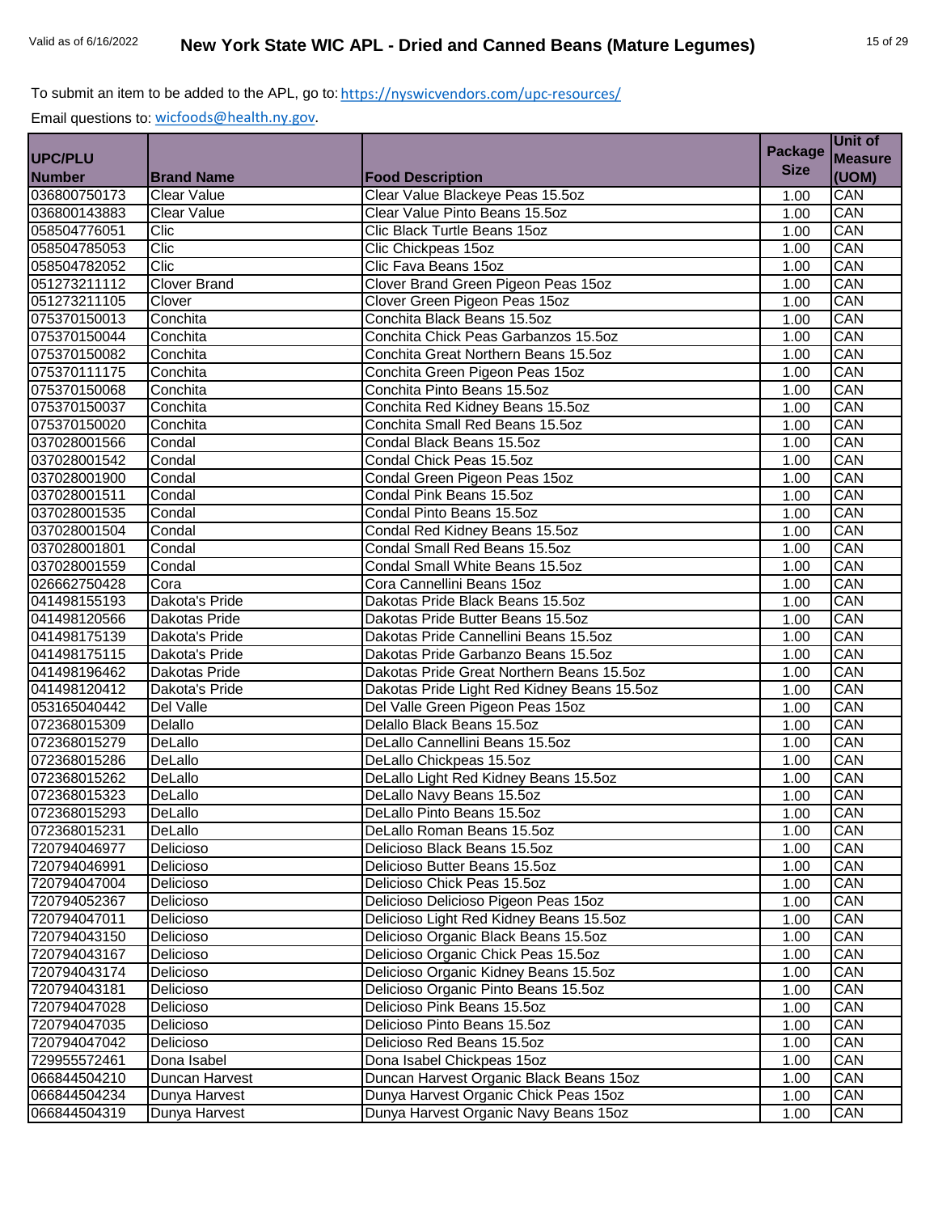To submit an item to be added to the APL, go to: https://nyswicvendors.com/upc-resources/

Email questions to: wicfoods@health.ny.gov.

| UPC/PLU Number | Brand Name | Food Description | Package Size | Unit of Measure (UOM) |
|---|---|---|---|---|
| 036800750173 | Clear Value | Clear Value Blackeye Peas 15.5oz | 1.00 | CAN |
| 036800143883 | Clear Value | Clear Value Pinto Beans 15.5oz | 1.00 | CAN |
| 058504776051 | Clic | Clic Black Turtle Beans 15oz | 1.00 | CAN |
| 058504785053 | Clic | Clic Chickpeas 15oz | 1.00 | CAN |
| 058504782052 | Clic | Clic Fava Beans 15oz | 1.00 | CAN |
| 051273211112 | Clover Brand | Clover Brand Green Pigeon Peas 15oz | 1.00 | CAN |
| 051273211105 | Clover | Clover Green Pigeon Peas 15oz | 1.00 | CAN |
| 075370150013 | Conchita | Conchita Black Beans 15.5oz | 1.00 | CAN |
| 075370150044 | Conchita | Conchita Chick Peas Garbanzos 15.5oz | 1.00 | CAN |
| 075370150082 | Conchita | Conchita Great Northern Beans 15.5oz | 1.00 | CAN |
| 075370111175 | Conchita | Conchita Green Pigeon Peas 15oz | 1.00 | CAN |
| 075370150068 | Conchita | Conchita Pinto Beans 15.5oz | 1.00 | CAN |
| 075370150037 | Conchita | Conchita Red Kidney Beans 15.5oz | 1.00 | CAN |
| 075370150020 | Conchita | Conchita Small Red Beans 15.5oz | 1.00 | CAN |
| 037028001566 | Condal | Condal Black Beans 15.5oz | 1.00 | CAN |
| 037028001542 | Condal | Condal Chick Peas 15.5oz | 1.00 | CAN |
| 037028001900 | Condal | Condal Green Pigeon Peas 15oz | 1.00 | CAN |
| 037028001511 | Condal | Condal Pink Beans 15.5oz | 1.00 | CAN |
| 037028001535 | Condal | Condal Pinto Beans 15.5oz | 1.00 | CAN |
| 037028001504 | Condal | Condal Red Kidney Beans 15.5oz | 1.00 | CAN |
| 037028001801 | Condal | Condal Small Red Beans 15.5oz | 1.00 | CAN |
| 037028001559 | Condal | Condal Small White Beans 15.5oz | 1.00 | CAN |
| 026662750428 | Cora | Cora Cannellini Beans 15oz | 1.00 | CAN |
| 041498155193 | Dakota's Pride | Dakotas Pride Black Beans 15.5oz | 1.00 | CAN |
| 041498120566 | Dakotas Pride | Dakotas Pride Butter Beans 15.5oz | 1.00 | CAN |
| 041498175139 | Dakota's Pride | Dakotas Pride Cannellini Beans 15.5oz | 1.00 | CAN |
| 041498175115 | Dakota's Pride | Dakotas Pride Garbanzo Beans 15.5oz | 1.00 | CAN |
| 041498196462 | Dakotas Pride | Dakotas Pride Great Northern Beans 15.5oz | 1.00 | CAN |
| 041498120412 | Dakota's Pride | Dakotas Pride Light Red Kidney Beans 15.5oz | 1.00 | CAN |
| 053165040442 | Del Valle | Del Valle Green Pigeon Peas 15oz | 1.00 | CAN |
| 072368015309 | Delallo | Delallo Black Beans 15.5oz | 1.00 | CAN |
| 072368015279 | DeLallo | DeLallo Cannellini Beans 15.5oz | 1.00 | CAN |
| 072368015286 | DeLallo | DeLallo Chickpeas 15.5oz | 1.00 | CAN |
| 072368015262 | DeLallo | DeLallo Light Red Kidney Beans 15.5oz | 1.00 | CAN |
| 072368015323 | DeLallo | DeLallo Navy Beans 15.5oz | 1.00 | CAN |
| 072368015293 | DeLallo | DeLallo Pinto Beans 15.5oz | 1.00 | CAN |
| 072368015231 | DeLallo | DeLallo Roman Beans 15.5oz | 1.00 | CAN |
| 720794046977 | Delicioso | Delicioso Black Beans 15.5oz | 1.00 | CAN |
| 720794046991 | Delicioso | Delicioso Butter Beans 15.5oz | 1.00 | CAN |
| 720794047004 | Delicioso | Delicioso Chick Peas 15.5oz | 1.00 | CAN |
| 720794052367 | Delicioso | Delicioso Delicioso Pigeon Peas 15oz | 1.00 | CAN |
| 720794047011 | Delicioso | Delicioso Light Red Kidney Beans 15.5oz | 1.00 | CAN |
| 720794043150 | Delicioso | Delicioso Organic Black Beans 15.5oz | 1.00 | CAN |
| 720794043167 | Delicioso | Delicioso Organic Chick Peas 15.5oz | 1.00 | CAN |
| 720794043174 | Delicioso | Delicioso Organic Kidney Beans 15.5oz | 1.00 | CAN |
| 720794043181 | Delicioso | Delicioso Organic Pinto Beans 15.5oz | 1.00 | CAN |
| 720794047028 | Delicioso | Delicioso Pink Beans 15.5oz | 1.00 | CAN |
| 720794047035 | Delicioso | Delicioso Pinto Beans 15.5oz | 1.00 | CAN |
| 720794047042 | Delicioso | Delicioso Red Beans 15.5oz | 1.00 | CAN |
| 729955572461 | Dona Isabel | Dona Isabel Chickpeas 15oz | 1.00 | CAN |
| 066844504210 | Duncan Harvest | Duncan Harvest Organic Black Beans 15oz | 1.00 | CAN |
| 066844504234 | Dunya Harvest | Dunya Harvest Organic Chick Peas 15oz | 1.00 | CAN |
| 066844504319 | Dunya Harvest | Dunya Harvest Organic Navy Beans 15oz | 1.00 | CAN |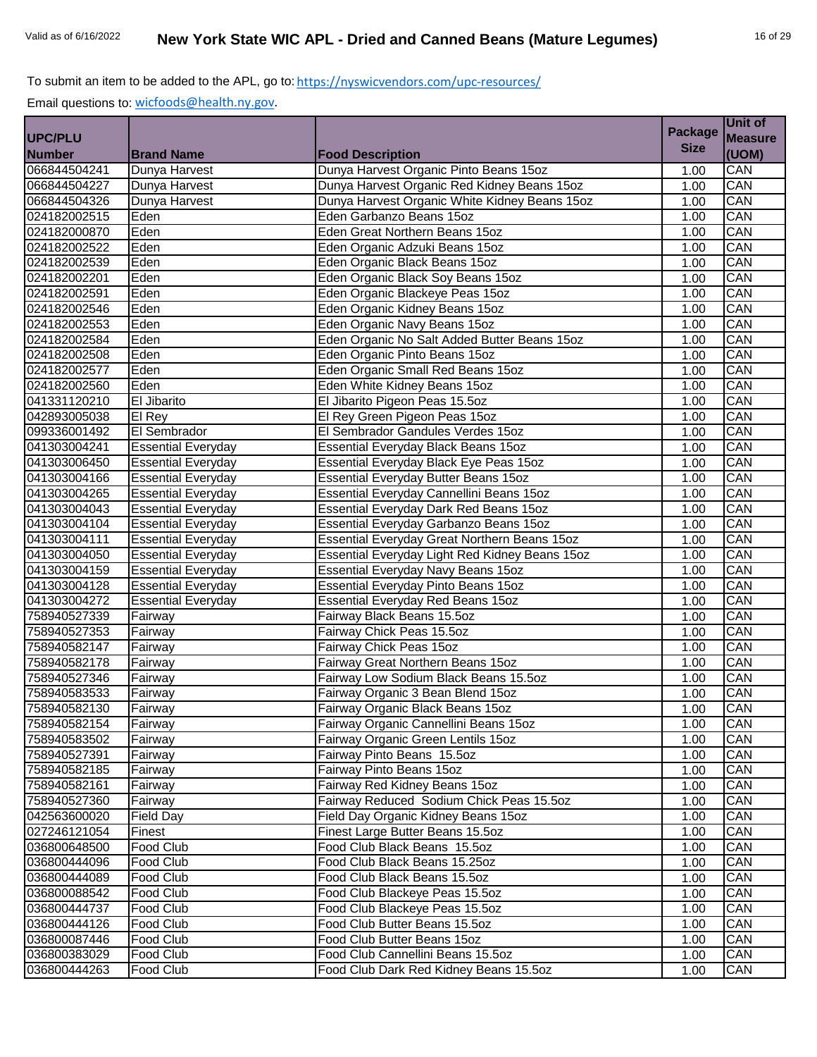To submit an item to be added to the APL, go to: https://nyswicvendors.com/upc-resources/

Email questions to: wicfoods@health.ny.gov.

| UPC/PLU Number | Brand Name | Food Description | Package Size | Unit of Measure (UOM) |
|---|---|---|---|---|
| 066844504241 | Dunya Harvest | Dunya Harvest Organic Pinto Beans 15oz | 1.00 | CAN |
| 066844504227 | Dunya Harvest | Dunya Harvest Organic Red Kidney Beans 15oz | 1.00 | CAN |
| 066844504326 | Dunya Harvest | Dunya Harvest Organic White Kidney Beans 15oz | 1.00 | CAN |
| 024182002515 | Eden | Eden Garbanzo Beans 15oz | 1.00 | CAN |
| 024182000870 | Eden | Eden Great Northern Beans 15oz | 1.00 | CAN |
| 024182002522 | Eden | Eden Organic Adzuki Beans 15oz | 1.00 | CAN |
| 024182002539 | Eden | Eden Organic Black Beans 15oz | 1.00 | CAN |
| 024182002201 | Eden | Eden Organic Black Soy Beans 15oz | 1.00 | CAN |
| 024182002591 | Eden | Eden Organic Blackeye Peas 15oz | 1.00 | CAN |
| 024182002546 | Eden | Eden Organic Kidney Beans 15oz | 1.00 | CAN |
| 024182002553 | Eden | Eden Organic Navy Beans 15oz | 1.00 | CAN |
| 024182002584 | Eden | Eden Organic No Salt Added Butter Beans 15oz | 1.00 | CAN |
| 024182002508 | Eden | Eden Organic Pinto Beans 15oz | 1.00 | CAN |
| 024182002577 | Eden | Eden Organic Small Red Beans 15oz | 1.00 | CAN |
| 024182002560 | Eden | Eden White Kidney Beans 15oz | 1.00 | CAN |
| 041331120210 | El Jibarito | El Jibarito Pigeon Peas 15.5oz | 1.00 | CAN |
| 042893005038 | El Rey | El Rey Green Pigeon Peas 15oz | 1.00 | CAN |
| 099336001492 | El Sembrador | El Sembrador Gandules Verdes 15oz | 1.00 | CAN |
| 041303004241 | Essential Everyday | Essential Everyday Black Beans 15oz | 1.00 | CAN |
| 041303006450 | Essential Everyday | Essential Everyday Black Eye Peas 15oz | 1.00 | CAN |
| 041303004166 | Essential Everyday | Essential Everyday Butter Beans 15oz | 1.00 | CAN |
| 041303004265 | Essential Everyday | Essential Everyday Cannellini Beans 15oz | 1.00 | CAN |
| 041303004043 | Essential Everyday | Essential Everyday Dark Red Beans 15oz | 1.00 | CAN |
| 041303004104 | Essential Everyday | Essential Everyday Garbanzo Beans 15oz | 1.00 | CAN |
| 041303004111 | Essential Everyday | Essential Everyday Great Northern Beans 15oz | 1.00 | CAN |
| 041303004050 | Essential Everyday | Essential Everyday Light Red Kidney Beans 15oz | 1.00 | CAN |
| 041303004159 | Essential Everyday | Essential Everyday Navy Beans 15oz | 1.00 | CAN |
| 041303004128 | Essential Everyday | Essential Everyday Pinto Beans 15oz | 1.00 | CAN |
| 041303004272 | Essential Everyday | Essential Everyday Red Beans 15oz | 1.00 | CAN |
| 758940527339 | Fairway | Fairway Black Beans 15.5oz | 1.00 | CAN |
| 758940527353 | Fairway | Fairway Chick Peas 15.5oz | 1.00 | CAN |
| 758940582147 | Fairway | Fairway Chick Peas 15oz | 1.00 | CAN |
| 758940582178 | Fairway | Fairway Great Northern Beans 15oz | 1.00 | CAN |
| 758940527346 | Fairway | Fairway Low Sodium Black Beans 15.5oz | 1.00 | CAN |
| 758940583533 | Fairway | Fairway Organic 3 Bean Blend 15oz | 1.00 | CAN |
| 758940582130 | Fairway | Fairway Organic Black Beans 15oz | 1.00 | CAN |
| 758940582154 | Fairway | Fairway Organic Cannellini Beans 15oz | 1.00 | CAN |
| 758940583502 | Fairway | Fairway Organic Green Lentils 15oz | 1.00 | CAN |
| 758940527391 | Fairway | Fairway Pinto Beans 15.5oz | 1.00 | CAN |
| 758940582185 | Fairway | Fairway Pinto Beans 15oz | 1.00 | CAN |
| 758940582161 | Fairway | Fairway Red Kidney Beans 15oz | 1.00 | CAN |
| 758940527360 | Fairway | Fairway Reduced Sodium Chick Peas 15.5oz | 1.00 | CAN |
| 042563600020 | Field Day | Field Day Organic Kidney Beans 15oz | 1.00 | CAN |
| 027246121054 | Finest | Finest Large Butter Beans 15.5oz | 1.00 | CAN |
| 036800648500 | Food Club | Food Club Black Beans 15.5oz | 1.00 | CAN |
| 036800444096 | Food Club | Food Club Black Beans 15.25oz | 1.00 | CAN |
| 036800444089 | Food Club | Food Club Black Beans 15.5oz | 1.00 | CAN |
| 036800088542 | Food Club | Food Club Blackeye Peas 15.5oz | 1.00 | CAN |
| 036800444737 | Food Club | Food Club Blackeye Peas 15.5oz | 1.00 | CAN |
| 036800444126 | Food Club | Food Club Butter Beans 15.5oz | 1.00 | CAN |
| 036800087446 | Food Club | Food Club Butter Beans 15oz | 1.00 | CAN |
| 036800383029 | Food Club | Food Club Cannellini Beans 15.5oz | 1.00 | CAN |
| 036800444263 | Food Club | Food Club Dark Red Kidney Beans 15.5oz | 1.00 | CAN |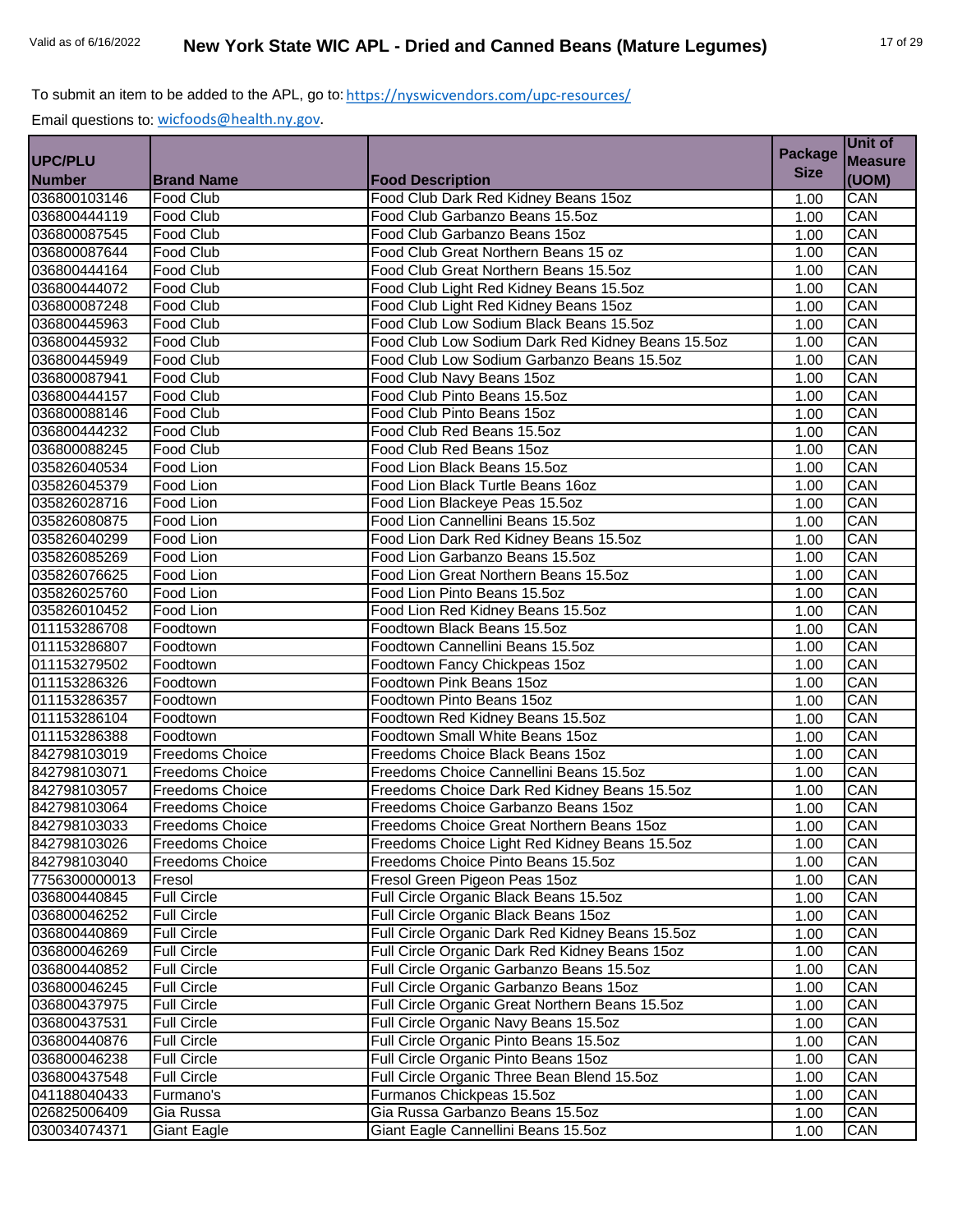To submit an item to be added to the APL, go to: https://nyswicvendors.com/upc-resources/

Email questions to: wicfoods@health.ny.gov.

| UPC/PLU Number | Brand Name | Food Description | Package Size | Unit of Measure (UOM) |
|---|---|---|---|---|
| 036800103146 | Food Club | Food Club Dark Red Kidney Beans 15oz | 1.00 | CAN |
| 036800444119 | Food Club | Food Club Garbanzo Beans 15.5oz | 1.00 | CAN |
| 036800087545 | Food Club | Food Club Garbanzo Beans 15oz | 1.00 | CAN |
| 036800087644 | Food Club | Food Club Great Northern Beans 15 oz | 1.00 | CAN |
| 036800444164 | Food Club | Food Club Great Northern Beans 15.5oz | 1.00 | CAN |
| 036800444072 | Food Club | Food Club Light Red Kidney Beans 15.5oz | 1.00 | CAN |
| 036800087248 | Food Club | Food Club Light Red Kidney Beans 15oz | 1.00 | CAN |
| 036800445963 | Food Club | Food Club Low Sodium Black Beans 15.5oz | 1.00 | CAN |
| 036800445932 | Food Club | Food Club Low Sodium Dark Red Kidney Beans 15.5oz | 1.00 | CAN |
| 036800445949 | Food Club | Food Club Low Sodium Garbanzo Beans 15.5oz | 1.00 | CAN |
| 036800087941 | Food Club | Food Club Navy Beans 15oz | 1.00 | CAN |
| 036800444157 | Food Club | Food Club Pinto Beans 15.5oz | 1.00 | CAN |
| 036800088146 | Food Club | Food Club Pinto Beans 15oz | 1.00 | CAN |
| 036800444232 | Food Club | Food Club Red Beans 15.5oz | 1.00 | CAN |
| 036800088245 | Food Club | Food Club Red Beans 15oz | 1.00 | CAN |
| 035826040534 | Food Lion | Food Lion Black Beans 15.5oz | 1.00 | CAN |
| 035826045379 | Food Lion | Food Lion Black Turtle Beans 16oz | 1.00 | CAN |
| 035826028716 | Food Lion | Food Lion Blackeye Peas 15.5oz | 1.00 | CAN |
| 035826080875 | Food Lion | Food Lion Cannellini Beans 15.5oz | 1.00 | CAN |
| 035826040299 | Food Lion | Food Lion Dark Red Kidney Beans 15.5oz | 1.00 | CAN |
| 035826085269 | Food Lion | Food Lion Garbanzo Beans 15.5oz | 1.00 | CAN |
| 035826076625 | Food Lion | Food Lion Great Northern Beans 15.5oz | 1.00 | CAN |
| 035826025760 | Food Lion | Food Lion Pinto Beans 15.5oz | 1.00 | CAN |
| 035826010452 | Food Lion | Food Lion Red Kidney Beans 15.5oz | 1.00 | CAN |
| 011153286708 | Foodtown | Foodtown Black Beans 15.5oz | 1.00 | CAN |
| 011153286807 | Foodtown | Foodtown Cannellini Beans 15.5oz | 1.00 | CAN |
| 011153279502 | Foodtown | Foodtown Fancy Chickpeas 15oz | 1.00 | CAN |
| 011153286326 | Foodtown | Foodtown Pink Beans 15oz | 1.00 | CAN |
| 011153286357 | Foodtown | Foodtown Pinto Beans 15oz | 1.00 | CAN |
| 011153286104 | Foodtown | Foodtown Red Kidney Beans 15.5oz | 1.00 | CAN |
| 011153286388 | Foodtown | Foodtown Small White Beans 15oz | 1.00 | CAN |
| 842798103019 | Freedoms Choice | Freedoms Choice Black Beans 15oz | 1.00 | CAN |
| 842798103071 | Freedoms Choice | Freedoms Choice Cannellini Beans 15.5oz | 1.00 | CAN |
| 842798103057 | Freedoms Choice | Freedoms Choice Dark Red Kidney Beans 15.5oz | 1.00 | CAN |
| 842798103064 | Freedoms Choice | Freedoms Choice Garbanzo Beans 15oz | 1.00 | CAN |
| 842798103033 | Freedoms Choice | Freedoms Choice Great Northern Beans 15oz | 1.00 | CAN |
| 842798103026 | Freedoms Choice | Freedoms Choice Light Red Kidney Beans 15.5oz | 1.00 | CAN |
| 842798103040 | Freedoms Choice | Freedoms Choice Pinto Beans 15.5oz | 1.00 | CAN |
| 7756300000013 | Fresol | Fresol Green Pigeon Peas 15oz | 1.00 | CAN |
| 036800440845 | Full Circle | Full Circle Organic Black Beans 15.5oz | 1.00 | CAN |
| 036800046252 | Full Circle | Full Circle Organic Black Beans 15oz | 1.00 | CAN |
| 036800440869 | Full Circle | Full Circle Organic Dark Red Kidney Beans 15.5oz | 1.00 | CAN |
| 036800046269 | Full Circle | Full Circle Organic Dark Red Kidney Beans 15oz | 1.00 | CAN |
| 036800440852 | Full Circle | Full Circle Organic Garbanzo Beans 15.5oz | 1.00 | CAN |
| 036800046245 | Full Circle | Full Circle Organic Garbanzo Beans 15oz | 1.00 | CAN |
| 036800437975 | Full Circle | Full Circle Organic Great Northern Beans 15.5oz | 1.00 | CAN |
| 036800437531 | Full Circle | Full Circle Organic Navy Beans 15.5oz | 1.00 | CAN |
| 036800440876 | Full Circle | Full Circle Organic Pinto Beans 15.5oz | 1.00 | CAN |
| 036800046238 | Full Circle | Full Circle Organic Pinto Beans 15oz | 1.00 | CAN |
| 036800437548 | Full Circle | Full Circle Organic Three Bean Blend 15.5oz | 1.00 | CAN |
| 041188040433 | Furmano's | Furmanos Chickpeas 15.5oz | 1.00 | CAN |
| 026825006409 | Gia Russa | Gia Russa Garbanzo Beans 15.5oz | 1.00 | CAN |
| 030034074371 | Giant Eagle | Giant Eagle Cannellini Beans 15.5oz | 1.00 | CAN |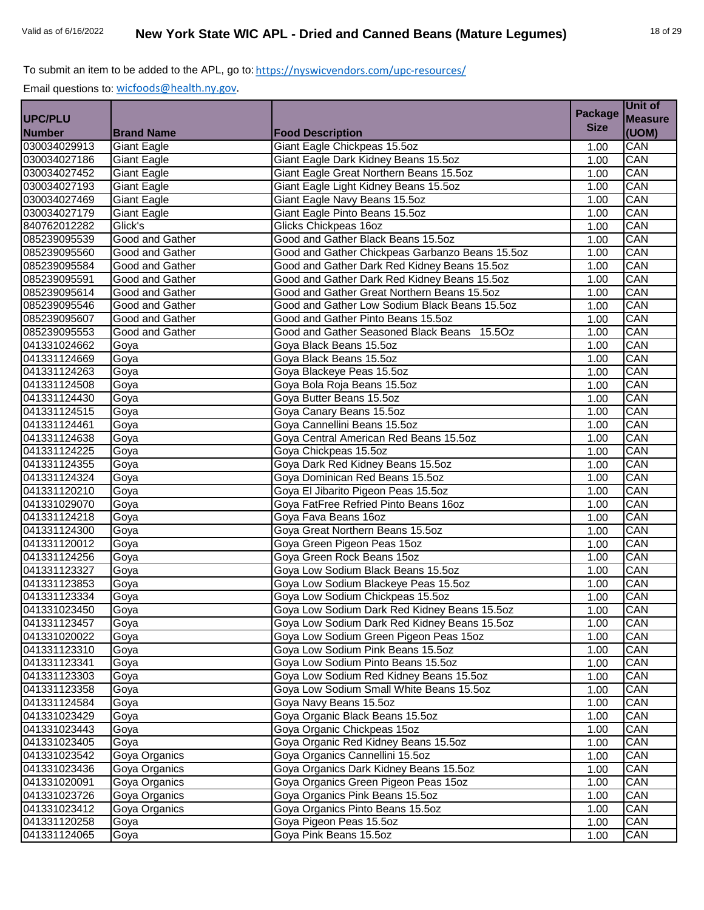To submit an item to be added to the APL, go to: https://nyswicvendors.com/upc-resources/

Email questions to: wicfoods@health.ny.gov.

| UPC/PLU Number | Brand Name | Food Description | Package Size | Unit of Measure (UOM) |
|---|---|---|---|---|
| 030034029913 | Giant Eagle | Giant Eagle Chickpeas 15.5oz | 1.00 | CAN |
| 030034027186 | Giant Eagle | Giant Eagle Dark Kidney Beans 15.5oz | 1.00 | CAN |
| 030034027452 | Giant Eagle | Giant Eagle Great Northern Beans 15.5oz | 1.00 | CAN |
| 030034027193 | Giant Eagle | Giant Eagle Light Kidney Beans 15.5oz | 1.00 | CAN |
| 030034027469 | Giant Eagle | Giant Eagle Navy Beans 15.5oz | 1.00 | CAN |
| 030034027179 | Giant Eagle | Giant Eagle Pinto Beans 15.5oz | 1.00 | CAN |
| 840762012282 | Glick's | Glicks Chickpeas 16oz | 1.00 | CAN |
| 085239095539 | Good and Gather | Good and Gather Black Beans 15.5oz | 1.00 | CAN |
| 085239095560 | Good and Gather | Good and Gather Chickpeas Garbanzo Beans 15.5oz | 1.00 | CAN |
| 085239095584 | Good and Gather | Good and Gather Dark Red Kidney Beans 15.5oz | 1.00 | CAN |
| 085239095591 | Good and Gather | Good and Gather Dark Red Kidney Beans 15.5oz | 1.00 | CAN |
| 085239095614 | Good and Gather | Good and Gather Great Northern Beans 15.5oz | 1.00 | CAN |
| 085239095546 | Good and Gather | Good and Gather Low Sodium Black Beans 15.5oz | 1.00 | CAN |
| 085239095607 | Good and Gather | Good and Gather Pinto Beans 15.5oz | 1.00 | CAN |
| 085239095553 | Good and Gather | Good and Gather Seasoned Black Beans 15.5Oz | 1.00 | CAN |
| 041331024662 | Goya | Goya Black Beans 15.5oz | 1.00 | CAN |
| 041331124669 | Goya | Goya Black Beans 15.5oz | 1.00 | CAN |
| 041331124263 | Goya | Goya Blackeye Peas 15.5oz | 1.00 | CAN |
| 041331124508 | Goya | Goya Bola Roja Beans 15.5oz | 1.00 | CAN |
| 041331124430 | Goya | Goya Butter Beans 15.5oz | 1.00 | CAN |
| 041331124515 | Goya | Goya Canary Beans 15.5oz | 1.00 | CAN |
| 041331124461 | Goya | Goya Cannellini Beans 15.5oz | 1.00 | CAN |
| 041331124638 | Goya | Goya Central American Red Beans 15.5oz | 1.00 | CAN |
| 041331124225 | Goya | Goya Chickpeas 15.5oz | 1.00 | CAN |
| 041331124355 | Goya | Goya Dark Red Kidney Beans 15.5oz | 1.00 | CAN |
| 041331124324 | Goya | Goya Dominican Red Beans 15.5oz | 1.00 | CAN |
| 041331120210 | Goya | Goya El Jibarito Pigeon Peas 15.5oz | 1.00 | CAN |
| 041331029070 | Goya | Goya FatFree Refried Pinto Beans 16oz | 1.00 | CAN |
| 041331124218 | Goya | Goya Fava Beans 16oz | 1.00 | CAN |
| 041331124300 | Goya | Goya Great Northern Beans 15.5oz | 1.00 | CAN |
| 041331120012 | Goya | Goya Green Pigeon Peas 15oz | 1.00 | CAN |
| 041331124256 | Goya | Goya Green Rock Beans 15oz | 1.00 | CAN |
| 041331123327 | Goya | Goya Low Sodium Black Beans 15.5oz | 1.00 | CAN |
| 041331123853 | Goya | Goya Low Sodium Blackeye Peas 15.5oz | 1.00 | CAN |
| 041331123334 | Goya | Goya Low Sodium Chickpeas 15.5oz | 1.00 | CAN |
| 041331023450 | Goya | Goya Low Sodium Dark Red Kidney Beans 15.5oz | 1.00 | CAN |
| 041331123457 | Goya | Goya Low Sodium Dark Red Kidney Beans 15.5oz | 1.00 | CAN |
| 041331020022 | Goya | Goya Low Sodium Green Pigeon Peas 15oz | 1.00 | CAN |
| 041331123310 | Goya | Goya Low Sodium Pink Beans 15.5oz | 1.00 | CAN |
| 041331123341 | Goya | Goya Low Sodium Pinto Beans 15.5oz | 1.00 | CAN |
| 041331123303 | Goya | Goya Low Sodium Red Kidney Beans 15.5oz | 1.00 | CAN |
| 041331123358 | Goya | Goya Low Sodium Small White Beans 15.5oz | 1.00 | CAN |
| 041331124584 | Goya | Goya Navy Beans 15.5oz | 1.00 | CAN |
| 041331023429 | Goya | Goya Organic Black Beans 15.5oz | 1.00 | CAN |
| 041331023443 | Goya | Goya Organic Chickpeas 15oz | 1.00 | CAN |
| 041331023405 | Goya | Goya Organic Red Kidney Beans 15.5oz | 1.00 | CAN |
| 041331023542 | Goya Organics | Goya Organics Cannellini 15.5oz | 1.00 | CAN |
| 041331023436 | Goya Organics | Goya Organics Dark Kidney Beans 15.5oz | 1.00 | CAN |
| 041331020091 | Goya Organics | Goya Organics Green Pigeon Peas 15oz | 1.00 | CAN |
| 041331023726 | Goya Organics | Goya Organics Pink Beans 15.5oz | 1.00 | CAN |
| 041331023412 | Goya Organics | Goya Organics Pinto Beans 15.5oz | 1.00 | CAN |
| 041331120258 | Goya | Goya Pigeon Peas 15.5oz | 1.00 | CAN |
| 041331124065 | Goya | Goya Pink Beans 15.5oz | 1.00 | CAN |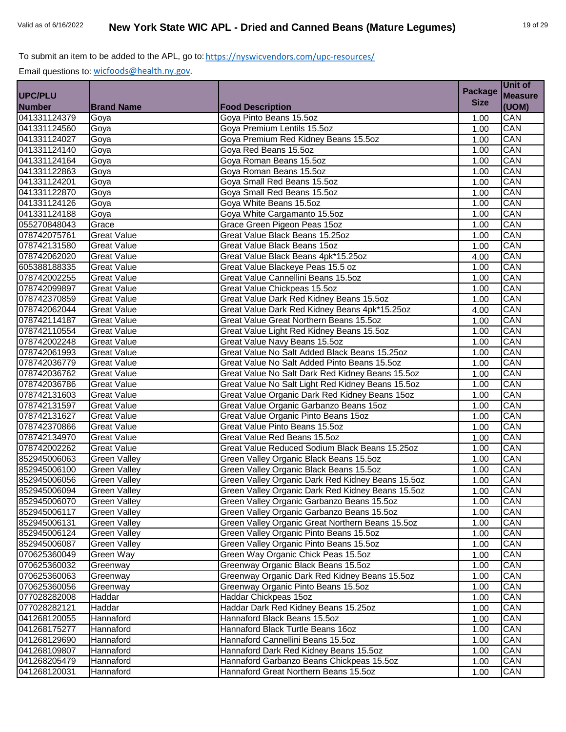To submit an item to be added to the APL, go to: https://nyswicvendors.com/upc-resources/

Email questions to: wicfoods@health.ny.gov.

| UPC/PLU Number | Brand Name | Food Description | Package Size | Unit of Measure (UOM) |
|---|---|---|---|---|
| 041331124379 | Goya | Goya Pinto Beans 15.5oz | 1.00 | CAN |
| 041331124560 | Goya | Goya Premium Lentils 15.5oz | 1.00 | CAN |
| 041331124027 | Goya | Goya Premium Red Kidney Beans 15.5oz | 1.00 | CAN |
| 041331124140 | Goya | Goya Red Beans 15.5oz | 1.00 | CAN |
| 041331124164 | Goya | Goya Roman Beans 15.5oz | 1.00 | CAN |
| 041331122863 | Goya | Goya Roman Beans 15.5oz | 1.00 | CAN |
| 041331124201 | Goya | Goya Small Red Beans 15.5oz | 1.00 | CAN |
| 041331122870 | Goya | Goya Small Red Beans 15.5oz | 1.00 | CAN |
| 041331124126 | Goya | Goya White Beans 15.5oz | 1.00 | CAN |
| 041331124188 | Goya | Goya White Cargamanto 15.5oz | 1.00 | CAN |
| 055270848043 | Grace | Grace Green Pigeon Peas 15oz | 1.00 | CAN |
| 078742075761 | Great Value | Great Value Black Beans 15.25oz | 1.00 | CAN |
| 078742131580 | Great Value | Great Value Black Beans 15oz | 1.00 | CAN |
| 078742062020 | Great Value | Great Value Black Beans 4pk*15.25oz | 4.00 | CAN |
| 605388188335 | Great Value | Great Value Blackeye Peas 15.5 oz | 1.00 | CAN |
| 078742002255 | Great Value | Great Value Cannellini Beans 15.5oz | 1.00 | CAN |
| 078742099897 | Great Value | Great Value Chickpeas 15.5oz | 1.00 | CAN |
| 078742370859 | Great Value | Great Value Dark Red Kidney Beans 15.5oz | 1.00 | CAN |
| 078742062044 | Great Value | Great Value Dark Red Kidney Beans 4pk*15.25oz | 4.00 | CAN |
| 078742114187 | Great Value | Great Value Great Northern Beans 15.5oz | 1.00 | CAN |
| 078742110554 | Great Value | Great Value Light Red Kidney Beans 15.5oz | 1.00 | CAN |
| 078742002248 | Great Value | Great Value Navy Beans 15.5oz | 1.00 | CAN |
| 078742061993 | Great Value | Great Value No Salt Added Black Beans 15.25oz | 1.00 | CAN |
| 078742036779 | Great Value | Great Value No Salt Added Pinto Beans 15.5oz | 1.00 | CAN |
| 078742036762 | Great Value | Great Value No Salt Dark Red Kidney Beans 15.5oz | 1.00 | CAN |
| 078742036786 | Great Value | Great Value No Salt Light Red Kidney Beans 15.5oz | 1.00 | CAN |
| 078742131603 | Great Value | Great Value Organic Dark Red Kidney Beans 15oz | 1.00 | CAN |
| 078742131597 | Great Value | Great Value Organic Garbanzo Beans 15oz | 1.00 | CAN |
| 078742131627 | Great Value | Great Value Organic Pinto Beans 15oz | 1.00 | CAN |
| 078742370866 | Great Value | Great Value Pinto Beans 15.5oz | 1.00 | CAN |
| 078742134970 | Great Value | Great Value Red Beans 15.5oz | 1.00 | CAN |
| 078742002262 | Great Value | Great Value Reduced Sodium Black Beans 15.25oz | 1.00 | CAN |
| 852945006063 | Green Valley | Green Valley Organic Black Beans 15.5oz | 1.00 | CAN |
| 852945006100 | Green Valley | Green Valley Organic Black Beans 15.5oz | 1.00 | CAN |
| 852945006056 | Green Valley | Green Valley Organic Dark Red Kidney Beans 15.5oz | 1.00 | CAN |
| 852945006094 | Green Valley | Green Valley Organic Dark Red Kidney Beans 15.5oz | 1.00 | CAN |
| 852945006070 | Green Valley | Green Valley Organic Garbanzo Beans 15.5oz | 1.00 | CAN |
| 852945006117 | Green Valley | Green Valley Organic Garbanzo Beans 15.5oz | 1.00 | CAN |
| 852945006131 | Green Valley | Green Valley Organic Great Northern Beans 15.5oz | 1.00 | CAN |
| 852945006124 | Green Valley | Green Valley Organic Pinto Beans 15.5oz | 1.00 | CAN |
| 852945006087 | Green Valley | Green Valley Organic Pinto Beans 15.5oz | 1.00 | CAN |
| 070625360049 | Green Way | Green Way Organic Chick Peas 15.5oz | 1.00 | CAN |
| 070625360032 | Greenway | Greenway Organic Black Beans 15.5oz | 1.00 | CAN |
| 070625360063 | Greenway | Greenway Organic Dark Red Kidney Beans 15.5oz | 1.00 | CAN |
| 070625360056 | Greenway | Greenway Organic Pinto Beans 15.5oz | 1.00 | CAN |
| 077028282008 | Haddar | Haddar Chickpeas 15oz | 1.00 | CAN |
| 077028282121 | Haddar | Haddar Dark Red Kidney Beans 15.25oz | 1.00 | CAN |
| 041268120055 | Hannaford | Hannaford Black Beans 15.5oz | 1.00 | CAN |
| 041268175277 | Hannaford | Hannaford Black Turtle Beans 16oz | 1.00 | CAN |
| 041268129690 | Hannaford | Hannaford Cannellini Beans 15.5oz | 1.00 | CAN |
| 041268109807 | Hannaford | Hannaford Dark Red Kidney Beans 15.5oz | 1.00 | CAN |
| 041268205479 | Hannaford | Hannaford Garbanzo Beans Chickpeas 15.5oz | 1.00 | CAN |
| 041268120031 | Hannaford | Hannaford Great Northern Beans 15.5oz | 1.00 | CAN |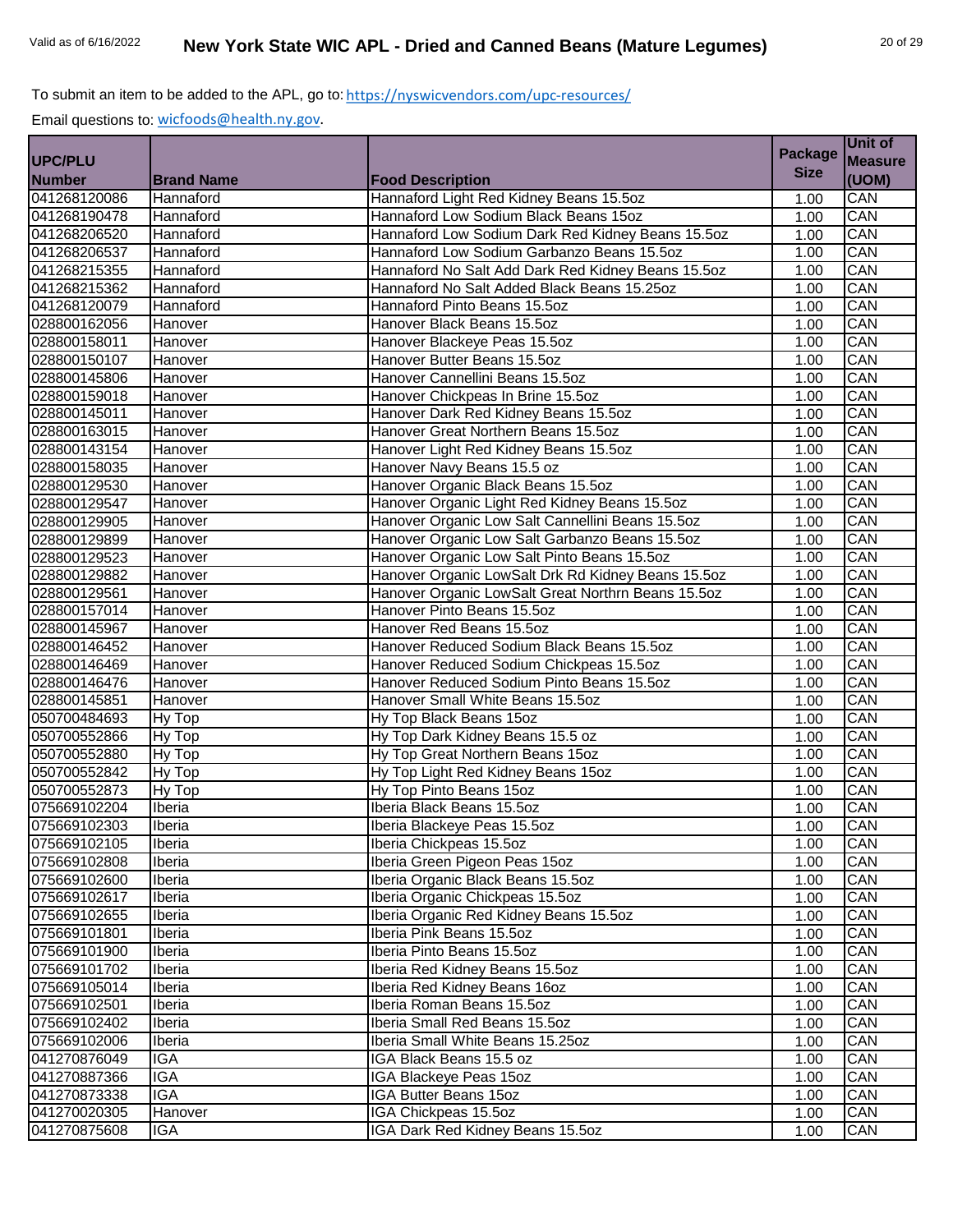To submit an item to be added to the APL, go to: https://nyswicvendors.com/upc-resources/

Email questions to: wicfoods@health.ny.gov.

| UPC/PLU Number | Brand Name | Food Description | Package Size | Unit of Measure (UOM) |
|---|---|---|---|---|
| 041268120086 | Hannaford | Hannaford Light Red Kidney Beans 15.5oz | 1.00 | CAN |
| 041268190478 | Hannaford | Hannaford Low Sodium Black Beans 15oz | 1.00 | CAN |
| 041268206520 | Hannaford | Hannaford Low Sodium Dark Red Kidney Beans 15.5oz | 1.00 | CAN |
| 041268206537 | Hannaford | Hannaford Low Sodium Garbanzo Beans 15.5oz | 1.00 | CAN |
| 041268215355 | Hannaford | Hannaford No Salt Add Dark Red Kidney Beans 15.5oz | 1.00 | CAN |
| 041268215362 | Hannaford | Hannaford No Salt Added Black Beans 15.25oz | 1.00 | CAN |
| 041268120079 | Hannaford | Hannaford Pinto Beans 15.5oz | 1.00 | CAN |
| 028800162056 | Hanover | Hanover Black Beans 15.5oz | 1.00 | CAN |
| 028800158011 | Hanover | Hanover Blackeye Peas 15.5oz | 1.00 | CAN |
| 028800150107 | Hanover | Hanover Butter Beans 15.5oz | 1.00 | CAN |
| 028800145806 | Hanover | Hanover Cannellini Beans 15.5oz | 1.00 | CAN |
| 028800159018 | Hanover | Hanover Chickpeas In Brine 15.5oz | 1.00 | CAN |
| 028800145011 | Hanover | Hanover Dark Red Kidney Beans 15.5oz | 1.00 | CAN |
| 028800163015 | Hanover | Hanover Great Northern Beans 15.5oz | 1.00 | CAN |
| 028800143154 | Hanover | Hanover Light Red Kidney Beans 15.5oz | 1.00 | CAN |
| 028800158035 | Hanover | Hanover Navy Beans 15.5 oz | 1.00 | CAN |
| 028800129530 | Hanover | Hanover Organic Black Beans 15.5oz | 1.00 | CAN |
| 028800129547 | Hanover | Hanover Organic Light Red Kidney Beans 15.5oz | 1.00 | CAN |
| 028800129905 | Hanover | Hanover Organic Low Salt Cannellini Beans 15.5oz | 1.00 | CAN |
| 028800129899 | Hanover | Hanover Organic Low Salt Garbanzo Beans 15.5oz | 1.00 | CAN |
| 028800129523 | Hanover | Hanover Organic Low Salt Pinto Beans 15.5oz | 1.00 | CAN |
| 028800129882 | Hanover | Hanover Organic LowSalt Drk Rd Kidney Beans 15.5oz | 1.00 | CAN |
| 028800129561 | Hanover | Hanover Organic LowSalt Great Northrn Beans 15.5oz | 1.00 | CAN |
| 028800157014 | Hanover | Hanover Pinto Beans 15.5oz | 1.00 | CAN |
| 028800145967 | Hanover | Hanover Red Beans 15.5oz | 1.00 | CAN |
| 028800146452 | Hanover | Hanover Reduced Sodium Black Beans 15.5oz | 1.00 | CAN |
| 028800146469 | Hanover | Hanover Reduced Sodium Chickpeas 15.5oz | 1.00 | CAN |
| 028800146476 | Hanover | Hanover Reduced Sodium Pinto Beans 15.5oz | 1.00 | CAN |
| 028800145851 | Hanover | Hanover Small White Beans 15.5oz | 1.00 | CAN |
| 050700484693 | Hy Top | Hy Top Black Beans 15oz | 1.00 | CAN |
| 050700552866 | Hy Top | Hy Top Dark Kidney Beans 15.5 oz | 1.00 | CAN |
| 050700552880 | Hy Top | Hy Top Great Northern Beans 15oz | 1.00 | CAN |
| 050700552842 | Hy Top | Hy Top Light Red Kidney Beans 15oz | 1.00 | CAN |
| 050700552873 | Hy Top | Hy Top Pinto Beans 15oz | 1.00 | CAN |
| 075669102204 | Iberia | Iberia Black Beans 15.5oz | 1.00 | CAN |
| 075669102303 | Iberia | Iberia Blackeye Peas 15.5oz | 1.00 | CAN |
| 075669102105 | Iberia | Iberia Chickpeas 15.5oz | 1.00 | CAN |
| 075669102808 | Iberia | Iberia Green Pigeon Peas 15oz | 1.00 | CAN |
| 075669102600 | Iberia | Iberia Organic Black Beans 15.5oz | 1.00 | CAN |
| 075669102617 | Iberia | Iberia Organic Chickpeas 15.5oz | 1.00 | CAN |
| 075669102655 | Iberia | Iberia Organic Red Kidney Beans 15.5oz | 1.00 | CAN |
| 075669101801 | Iberia | Iberia Pink Beans 15.5oz | 1.00 | CAN |
| 075669101900 | Iberia | Iberia Pinto Beans 15.5oz | 1.00 | CAN |
| 075669101702 | Iberia | Iberia Red Kidney Beans 15.5oz | 1.00 | CAN |
| 075669105014 | Iberia | Iberia Red Kidney Beans 16oz | 1.00 | CAN |
| 075669102501 | Iberia | Iberia Roman Beans 15.5oz | 1.00 | CAN |
| 075669102402 | Iberia | Iberia Small Red Beans 15.5oz | 1.00 | CAN |
| 075669102006 | Iberia | Iberia Small White Beans 15.25oz | 1.00 | CAN |
| 041270876049 | IGA | IGA Black Beans 15.5 oz | 1.00 | CAN |
| 041270887366 | IGA | IGA Blackeye Peas 15oz | 1.00 | CAN |
| 041270873338 | IGA | IGA Butter Beans 15oz | 1.00 | CAN |
| 041270020305 | Hanover | IGA Chickpeas 15.5oz | 1.00 | CAN |
| 041270875608 | IGA | IGA Dark Red Kidney Beans 15.5oz | 1.00 | CAN |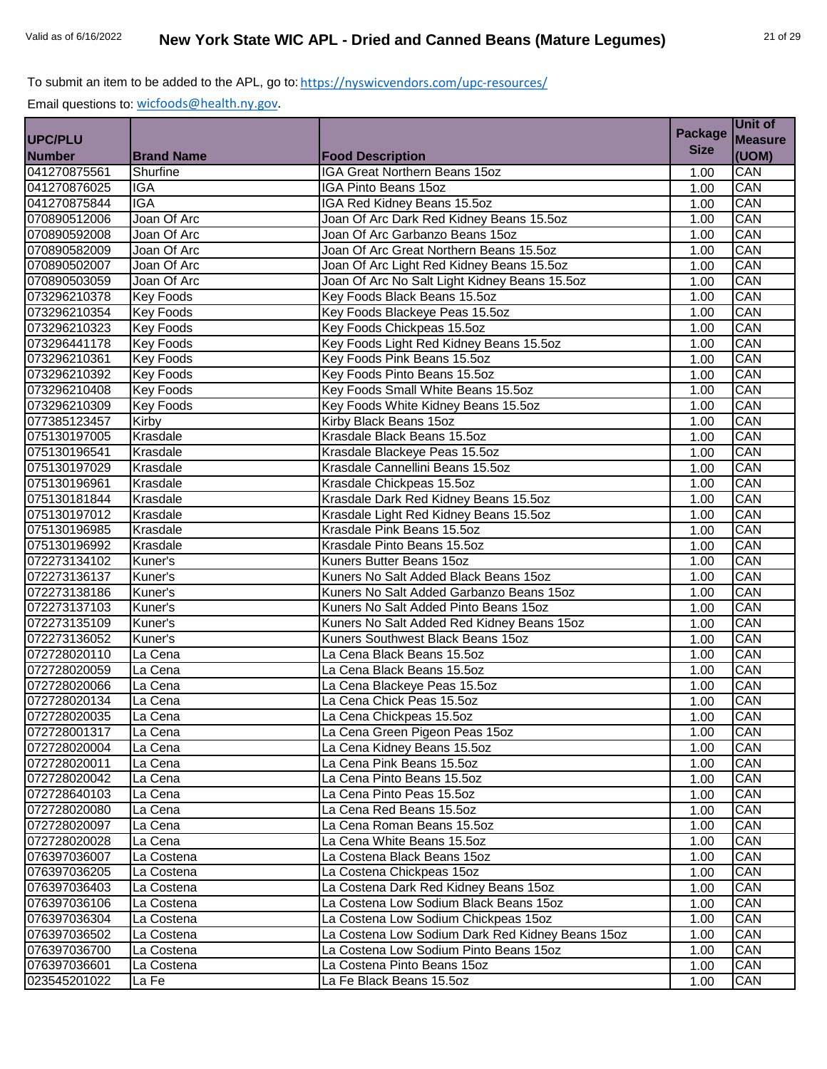To submit an item to be added to the APL, go to: https://nyswicvendors.com/upc-resources/

Email questions to: wicfoods@health.ny.gov.

| UPC/PLU Number | Brand Name | Food Description | Package Size | Unit of Measure (UOM) |
|---|---|---|---|---|
| 041270875561 | Shurfine | IGA Great Northern Beans 15oz | 1.00 | CAN |
| 041270876025 | IGA | IGA Pinto Beans 15oz | 1.00 | CAN |
| 041270875844 | IGA | IGA Red Kidney Beans 15.5oz | 1.00 | CAN |
| 070890512006 | Joan Of Arc | Joan Of Arc Dark Red Kidney Beans 15.5oz | 1.00 | CAN |
| 070890592008 | Joan Of Arc | Joan Of Arc Garbanzo Beans 15oz | 1.00 | CAN |
| 070890582009 | Joan Of Arc | Joan Of Arc Great Northern Beans 15.5oz | 1.00 | CAN |
| 070890502007 | Joan Of Arc | Joan Of Arc Light Red Kidney Beans 15.5oz | 1.00 | CAN |
| 070890503059 | Joan Of Arc | Joan Of Arc No Salt Light Kidney Beans 15.5oz | 1.00 | CAN |
| 073296210378 | Key Foods | Key Foods Black Beans 15.5oz | 1.00 | CAN |
| 073296210354 | Key Foods | Key Foods Blackeye Peas 15.5oz | 1.00 | CAN |
| 073296210323 | Key Foods | Key Foods Chickpeas 15.5oz | 1.00 | CAN |
| 073296441178 | Key Foods | Key Foods Light Red Kidney Beans 15.5oz | 1.00 | CAN |
| 073296210361 | Key Foods | Key Foods Pink Beans 15.5oz | 1.00 | CAN |
| 073296210392 | Key Foods | Key Foods Pinto Beans 15.5oz | 1.00 | CAN |
| 073296210408 | Key Foods | Key Foods Small White Beans 15.5oz | 1.00 | CAN |
| 073296210309 | Key Foods | Key Foods White Kidney Beans 15.5oz | 1.00 | CAN |
| 077385123457 | Kirby | Kirby Black Beans 15oz | 1.00 | CAN |
| 075130197005 | Krasdale | Krasdale Black Beans 15.5oz | 1.00 | CAN |
| 075130196541 | Krasdale | Krasdale Blackeye Peas 15.5oz | 1.00 | CAN |
| 075130197029 | Krasdale | Krasdale Cannellini Beans 15.5oz | 1.00 | CAN |
| 075130196961 | Krasdale | Krasdale Chickpeas 15.5oz | 1.00 | CAN |
| 075130181844 | Krasdale | Krasdale Dark Red Kidney Beans 15.5oz | 1.00 | CAN |
| 075130197012 | Krasdale | Krasdale Light Red Kidney Beans 15.5oz | 1.00 | CAN |
| 075130196985 | Krasdale | Krasdale Pink Beans 15.5oz | 1.00 | CAN |
| 075130196992 | Krasdale | Krasdale Pinto Beans 15.5oz | 1.00 | CAN |
| 072273134102 | Kuner's | Kuners Butter Beans 15oz | 1.00 | CAN |
| 072273136137 | Kuner's | Kuners No Salt Added Black Beans 15oz | 1.00 | CAN |
| 072273138186 | Kuner's | Kuners No Salt Added Garbanzo Beans 15oz | 1.00 | CAN |
| 072273137103 | Kuner's | Kuners No Salt Added Pinto Beans 15oz | 1.00 | CAN |
| 072273135109 | Kuner's | Kuners No Salt Added Red Kidney Beans 15oz | 1.00 | CAN |
| 072273136052 | Kuner's | Kuners Southwest Black Beans 15oz | 1.00 | CAN |
| 072728020110 | La Cena | La Cena Black Beans 15.5oz | 1.00 | CAN |
| 072728020059 | La Cena | La Cena Black Beans 15.5oz | 1.00 | CAN |
| 072728020066 | La Cena | La Cena Blackeye Peas 15.5oz | 1.00 | CAN |
| 072728020134 | La Cena | La Cena Chick Peas 15.5oz | 1.00 | CAN |
| 072728020035 | La Cena | La Cena Chickpeas 15.5oz | 1.00 | CAN |
| 072728001317 | La Cena | La Cena Green Pigeon Peas 15oz | 1.00 | CAN |
| 072728020004 | La Cena | La Cena Kidney Beans 15.5oz | 1.00 | CAN |
| 072728020011 | La Cena | La Cena Pink Beans 15.5oz | 1.00 | CAN |
| 072728020042 | La Cena | La Cena Pinto Beans 15.5oz | 1.00 | CAN |
| 072728640103 | La Cena | La Cena Pinto Peas 15.5oz | 1.00 | CAN |
| 072728020080 | La Cena | La Cena Red Beans 15.5oz | 1.00 | CAN |
| 072728020097 | La Cena | La Cena Roman Beans 15.5oz | 1.00 | CAN |
| 072728020028 | La Cena | La Cena White Beans 15.5oz | 1.00 | CAN |
| 076397036007 | La Costena | La Costena Black Beans 15oz | 1.00 | CAN |
| 076397036205 | La Costena | La Costena Chickpeas 15oz | 1.00 | CAN |
| 076397036403 | La Costena | La Costena Dark Red Kidney Beans 15oz | 1.00 | CAN |
| 076397036106 | La Costena | La Costena Low Sodium Black Beans 15oz | 1.00 | CAN |
| 076397036304 | La Costena | La Costena Low Sodium Chickpeas 15oz | 1.00 | CAN |
| 076397036502 | La Costena | La Costena Low Sodium Dark Red Kidney Beans 15oz | 1.00 | CAN |
| 076397036700 | La Costena | La Costena Low Sodium Pinto Beans 15oz | 1.00 | CAN |
| 076397036601 | La Costena | La Costena Pinto Beans 15oz | 1.00 | CAN |
| 023545201022 | La Fe | La Fe Black Beans 15.5oz | 1.00 | CAN |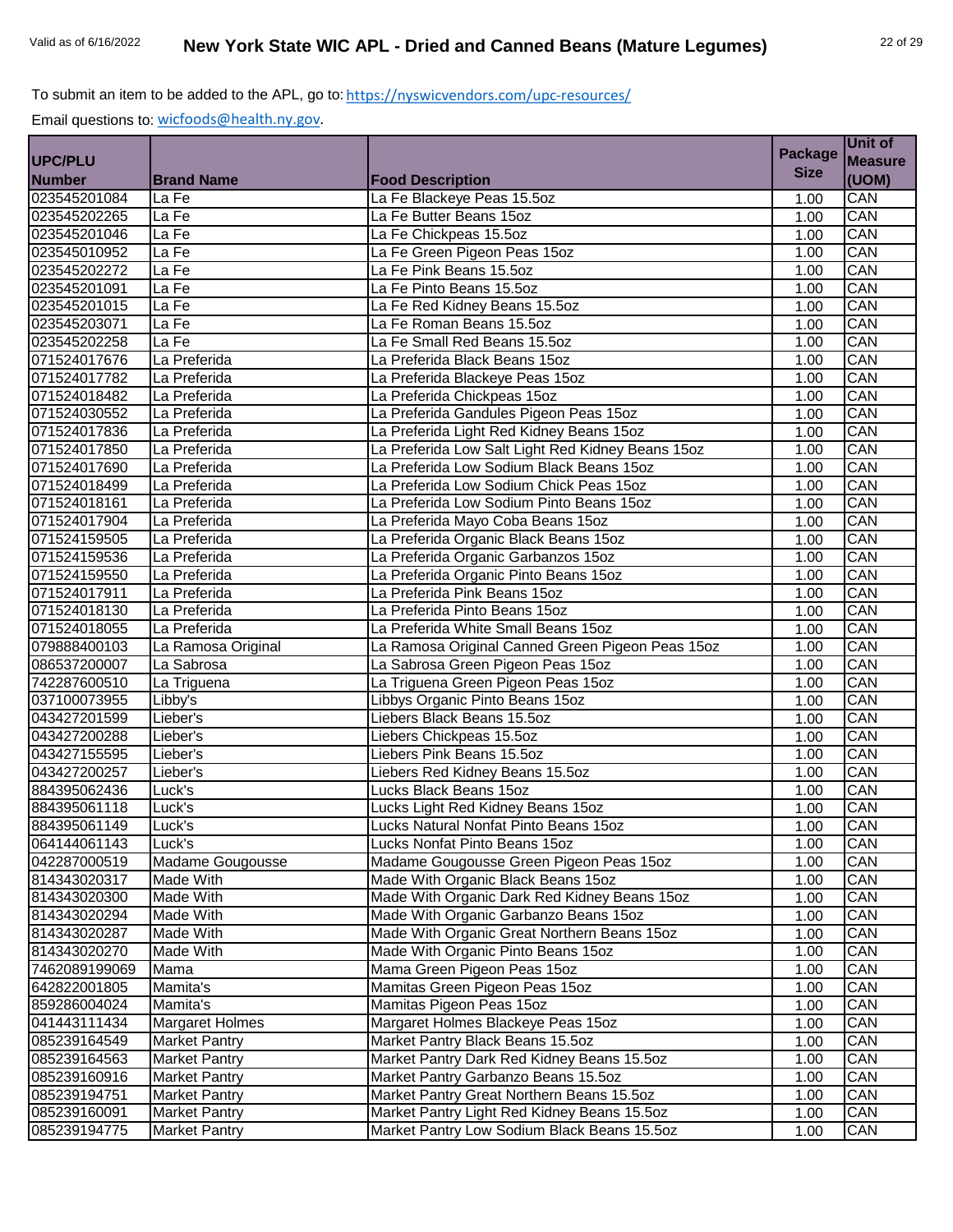To submit an item to be added to the APL, go to: https://nyswicvendors.com/upc-resources/

Email questions to: wicfoods@health.ny.gov.

| UPC/PLU Number | Brand Name | Food Description | Package Size | Unit of Measure (UOM) |
|---|---|---|---|---|
| 023545201084 | La Fe | La Fe Blackeye Peas 15.5oz | 1.00 | CAN |
| 023545202265 | La Fe | La Fe Butter Beans 15oz | 1.00 | CAN |
| 023545201046 | La Fe | La Fe Chickpeas 15.5oz | 1.00 | CAN |
| 023545010952 | La Fe | La Fe Green Pigeon Peas 15oz | 1.00 | CAN |
| 023545202272 | La Fe | La Fe Pink Beans 15.5oz | 1.00 | CAN |
| 023545201091 | La Fe | La Fe Pinto Beans 15.5oz | 1.00 | CAN |
| 023545201015 | La Fe | La Fe Red Kidney Beans 15.5oz | 1.00 | CAN |
| 023545203071 | La Fe | La Fe Roman Beans 15.5oz | 1.00 | CAN |
| 023545202258 | La Fe | La Fe Small Red Beans 15.5oz | 1.00 | CAN |
| 071524017676 | La Preferida | La Preferida Black Beans 15oz | 1.00 | CAN |
| 071524017782 | La Preferida | La Preferida Blackeye Peas 15oz | 1.00 | CAN |
| 071524018482 | La Preferida | La Preferida Chickpeas 15oz | 1.00 | CAN |
| 071524030552 | La Preferida | La Preferida Gandules Pigeon Peas 15oz | 1.00 | CAN |
| 071524017836 | La Preferida | La Preferida Light Red Kidney Beans 15oz | 1.00 | CAN |
| 071524017850 | La Preferida | La Preferida Low Salt Light Red Kidney Beans 15oz | 1.00 | CAN |
| 071524017690 | La Preferida | La Preferida Low Sodium Black Beans 15oz | 1.00 | CAN |
| 071524018499 | La Preferida | La Preferida Low Sodium Chick Peas 15oz | 1.00 | CAN |
| 071524018161 | La Preferida | La Preferida Low Sodium Pinto Beans 15oz | 1.00 | CAN |
| 071524017904 | La Preferida | La Preferida Mayo Coba Beans 15oz | 1.00 | CAN |
| 071524159505 | La Preferida | La Preferida Organic Black Beans 15oz | 1.00 | CAN |
| 071524159536 | La Preferida | La Preferida Organic Garbanzos 15oz | 1.00 | CAN |
| 071524159550 | La Preferida | La Preferida Organic Pinto Beans 15oz | 1.00 | CAN |
| 071524017911 | La Preferida | La Preferida Pink Beans 15oz | 1.00 | CAN |
| 071524018130 | La Preferida | La Preferida Pinto Beans 15oz | 1.00 | CAN |
| 071524018055 | La Preferida | La Preferida White Small Beans 15oz | 1.00 | CAN |
| 079888400103 | La Ramosa Original | La Ramosa Original Canned Green Pigeon Peas 15oz | 1.00 | CAN |
| 086537200007 | La Sabrosa | La Sabrosa Green Pigeon Peas 15oz | 1.00 | CAN |
| 742287600510 | La Triguena | La Triguena Green Pigeon Peas 15oz | 1.00 | CAN |
| 037100073955 | Libby's | Libbys Organic Pinto Beans 15oz | 1.00 | CAN |
| 043427201599 | Lieber's | Liebers Black Beans 15.5oz | 1.00 | CAN |
| 043427200288 | Lieber's | Liebers Chickpeas 15.5oz | 1.00 | CAN |
| 043427155595 | Lieber's | Liebers Pink Beans 15.5oz | 1.00 | CAN |
| 043427200257 | Lieber's | Liebers Red Kidney Beans 15.5oz | 1.00 | CAN |
| 884395062436 | Luck's | Lucks Black Beans 15oz | 1.00 | CAN |
| 884395061118 | Luck's | Lucks Light Red Kidney Beans 15oz | 1.00 | CAN |
| 884395061149 | Luck's | Lucks Natural Nonfat Pinto Beans 15oz | 1.00 | CAN |
| 064144061143 | Luck's | Lucks Nonfat Pinto Beans 15oz | 1.00 | CAN |
| 042287000519 | Madame Gougousse | Madame Gougousse Green Pigeon Peas 15oz | 1.00 | CAN |
| 814343020317 | Made With | Made With Organic Black Beans 15oz | 1.00 | CAN |
| 814343020300 | Made With | Made With Organic Dark Red Kidney Beans 15oz | 1.00 | CAN |
| 814343020294 | Made With | Made With Organic Garbanzo Beans 15oz | 1.00 | CAN |
| 814343020287 | Made With | Made With Organic Great Northern Beans 15oz | 1.00 | CAN |
| 814343020270 | Made With | Made With Organic Pinto Beans 15oz | 1.00 | CAN |
| 7462089199069 | Mama | Mama Green Pigeon Peas 15oz | 1.00 | CAN |
| 642822001805 | Mamita's | Mamitas Green Pigeon Peas 15oz | 1.00 | CAN |
| 859286004024 | Mamita's | Mamitas Pigeon Peas 15oz | 1.00 | CAN |
| 041443111434 | Margaret Holmes | Margaret Holmes Blackeye Peas 15oz | 1.00 | CAN |
| 085239164549 | Market Pantry | Market Pantry Black Beans 15.5oz | 1.00 | CAN |
| 085239164563 | Market Pantry | Market Pantry Dark Red Kidney Beans 15.5oz | 1.00 | CAN |
| 085239160916 | Market Pantry | Market Pantry Garbanzo Beans 15.5oz | 1.00 | CAN |
| 085239194751 | Market Pantry | Market Pantry Great Northern Beans 15.5oz | 1.00 | CAN |
| 085239160091 | Market Pantry | Market Pantry Light Red Kidney Beans 15.5oz | 1.00 | CAN |
| 085239194775 | Market Pantry | Market Pantry Low Sodium Black Beans 15.5oz | 1.00 | CAN |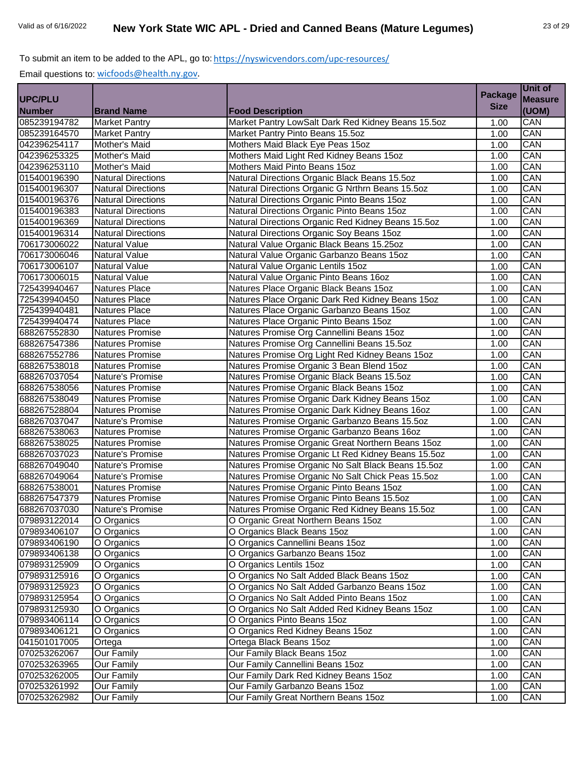To submit an item to be added to the APL, go to: https://nyswicvendors.com/upc-resources/

Email questions to: wicfoods@health.ny.gov.

| UPC/PLU Number | Brand Name | Food Description | Package Size | Unit of Measure (UOM) |
|---|---|---|---|---|
| 085239194782 | Market Pantry | Market Pantry LowSalt Dark Red Kidney Beans 15.5oz | 1.00 | CAN |
| 085239164570 | Market Pantry | Market Pantry Pinto Beans 15.5oz | 1.00 | CAN |
| 042396254117 | Mother's Maid | Mothers Maid Black Eye Peas 15oz | 1.00 | CAN |
| 042396253325 | Mother's Maid | Mothers Maid Light Red Kidney Beans 15oz | 1.00 | CAN |
| 042396253110 | Mother's Maid | Mothers Maid Pinto Beans 15oz | 1.00 | CAN |
| 015400196390 | Natural Directions | Natural Directions Organic Black Beans 15.5oz | 1.00 | CAN |
| 015400196307 | Natural Directions | Natural Directions Organic G Nrthrn Beans 15.5oz | 1.00 | CAN |
| 015400196376 | Natural Directions | Natural Directions Organic Pinto Beans 15oz | 1.00 | CAN |
| 015400196383 | Natural Directions | Natural Directions Organic Pinto Beans 15oz | 1.00 | CAN |
| 015400196369 | Natural Directions | Natural Directions Organic Red Kidney Beans 15.5oz | 1.00 | CAN |
| 015400196314 | Natural Directions | Natural Directions Organic Soy Beans 15oz | 1.00 | CAN |
| 706173006022 | Natural Value | Natural Value Organic Black Beans 15.25oz | 1.00 | CAN |
| 706173006046 | Natural Value | Natural Value Organic Garbanzo Beans 15oz | 1.00 | CAN |
| 706173006107 | Natural Value | Natural Value Organic Lentils 15oz | 1.00 | CAN |
| 706173006015 | Natural Value | Natural Value Organic Pinto Beans 16oz | 1.00 | CAN |
| 725439940467 | Natures Place | Natures Place Organic Black Beans 15oz | 1.00 | CAN |
| 725439940450 | Natures Place | Natures Place Organic Dark Red Kidney Beans 15oz | 1.00 | CAN |
| 725439940481 | Natures Place | Natures Place Organic Garbanzo Beans 15oz | 1.00 | CAN |
| 725439940474 | Natures Place | Natures Place Organic Pinto Beans 15oz | 1.00 | CAN |
| 688267552830 | Natures Promise | Natures Promise Org Cannellini Beans 15oz | 1.00 | CAN |
| 688267547386 | Natures Promise | Natures Promise Org Cannellini Beans 15.5oz | 1.00 | CAN |
| 688267552786 | Natures Promise | Natures Promise Org Light Red Kidney Beans 15oz | 1.00 | CAN |
| 688267538018 | Natures Promise | Natures Promise Organic 3 Bean Blend 15oz | 1.00 | CAN |
| 688267037054 | Nature's Promise | Natures Promise Organic Black Beans 15.5oz | 1.00 | CAN |
| 688267538056 | Natures Promise | Natures Promise Organic Black Beans 15oz | 1.00 | CAN |
| 688267538049 | Natures Promise | Natures Promise Organic Dark Kidney Beans 15oz | 1.00 | CAN |
| 688267528804 | Natures Promise | Natures Promise Organic Dark Kidney Beans 16oz | 1.00 | CAN |
| 688267037047 | Nature's Promise | Natures Promise Organic Garbanzo Beans 15.5oz | 1.00 | CAN |
| 688267538063 | Natures Promise | Natures Promise Organic Garbanzo Beans 16oz | 1.00 | CAN |
| 688267538025 | Natures Promise | Natures Promise Organic Great Northern Beans 15oz | 1.00 | CAN |
| 688267037023 | Nature's Promise | Natures Promise Organic Lt Red Kidney Beans 15.5oz | 1.00 | CAN |
| 688267049040 | Nature's Promise | Natures Promise Organic No Salt Black Beans 15.5oz | 1.00 | CAN |
| 688267049064 | Nature's Promise | Natures Promise Organic No Salt Chick Peas 15.5oz | 1.00 | CAN |
| 688267538001 | Natures Promise | Natures Promise Organic Pinto Beans 15oz | 1.00 | CAN |
| 688267547379 | Natures Promise | Natures Promise Organic Pinto Beans 15.5oz | 1.00 | CAN |
| 688267037030 | Nature's Promise | Natures Promise Organic Red Kidney Beans 15.5oz | 1.00 | CAN |
| 079893122014 | O Organics | O Organic Great Northern Beans 15oz | 1.00 | CAN |
| 079893406107 | O Organics | O Organics Black Beans 15oz | 1.00 | CAN |
| 079893406190 | O Organics | O Organics Cannellini Beans 15oz | 1.00 | CAN |
| 079893406138 | O Organics | O Organics Garbanzo Beans 15oz | 1.00 | CAN |
| 079893125909 | O Organics | O Organics Lentils 15oz | 1.00 | CAN |
| 079893125916 | O Organics | O Organics No Salt Added Black Beans 15oz | 1.00 | CAN |
| 079893125923 | O Organics | O Organics No Salt Added Garbanzo Beans 15oz | 1.00 | CAN |
| 079893125954 | O Organics | O Organics No Salt Added Pinto Beans 15oz | 1.00 | CAN |
| 079893125930 | O Organics | O Organics No Salt Added Red Kidney Beans 15oz | 1.00 | CAN |
| 079893406114 | O Organics | O Organics Pinto Beans 15oz | 1.00 | CAN |
| 079893406121 | O Organics | O Organics Red Kidney Beans 15oz | 1.00 | CAN |
| 041501017005 | Ortega | Ortega Black Beans 15oz | 1.00 | CAN |
| 070253262067 | Our Family | Our Family Black Beans 15oz | 1.00 | CAN |
| 070253263965 | Our Family | Our Family Cannellini Beans 15oz | 1.00 | CAN |
| 070253262005 | Our Family | Our Family Dark Red Kidney Beans 15oz | 1.00 | CAN |
| 070253261992 | Our Family | Our Family Garbanzo Beans 15oz | 1.00 | CAN |
| 070253262982 | Our Family | Our Family Great Northern Beans 15oz | 1.00 | CAN |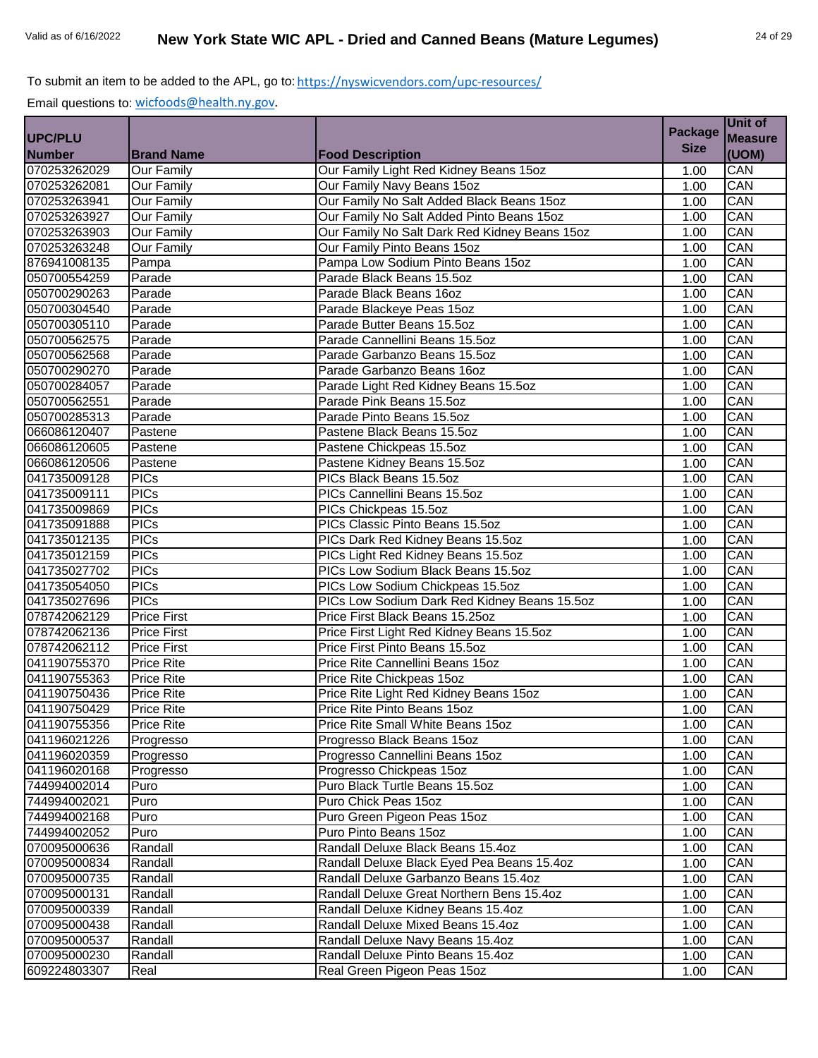To submit an item to be added to the APL, go to: https://nyswicvendors.com/upc-resources/

Email questions to: wicfoods@health.ny.gov.

| UPC/PLU Number | Brand Name | Food Description | Package Size | Unit of Measure (UOM) |
|---|---|---|---|---|
| 070253262029 | Our Family | Our Family Light Red Kidney Beans 15oz | 1.00 | CAN |
| 070253262081 | Our Family | Our Family Navy Beans 15oz | 1.00 | CAN |
| 070253263941 | Our Family | Our Family No Salt Added Black Beans 15oz | 1.00 | CAN |
| 070253263927 | Our Family | Our Family No Salt Added Pinto Beans 15oz | 1.00 | CAN |
| 070253263903 | Our Family | Our Family No Salt Dark Red Kidney Beans 15oz | 1.00 | CAN |
| 070253263248 | Our Family | Our Family Pinto Beans 15oz | 1.00 | CAN |
| 876941008135 | Pampa | Pampa Low Sodium Pinto Beans 15oz | 1.00 | CAN |
| 050700554259 | Parade | Parade Black Beans 15.5oz | 1.00 | CAN |
| 050700290263 | Parade | Parade Black Beans 16oz | 1.00 | CAN |
| 050700304540 | Parade | Parade Blackeye Peas 15oz | 1.00 | CAN |
| 050700305110 | Parade | Parade Butter Beans 15.5oz | 1.00 | CAN |
| 050700562575 | Parade | Parade Cannellini Beans 15.5oz | 1.00 | CAN |
| 050700562568 | Parade | Parade Garbanzo Beans 15.5oz | 1.00 | CAN |
| 050700290270 | Parade | Parade Garbanzo Beans 16oz | 1.00 | CAN |
| 050700284057 | Parade | Parade Light Red Kidney Beans 15.5oz | 1.00 | CAN |
| 050700562551 | Parade | Parade Pink Beans 15.5oz | 1.00 | CAN |
| 050700285313 | Parade | Parade Pinto Beans 15.5oz | 1.00 | CAN |
| 066086120407 | Pastene | Pastene Black Beans 15.5oz | 1.00 | CAN |
| 066086120605 | Pastene | Pastene Chickpeas 15.5oz | 1.00 | CAN |
| 066086120506 | Pastene | Pastene Kidney Beans 15.5oz | 1.00 | CAN |
| 041735009128 | PICs | PICs Black Beans 15.5oz | 1.00 | CAN |
| 041735009111 | PICs | PICs Cannellini Beans 15.5oz | 1.00 | CAN |
| 041735009869 | PICs | PICs Chickpeas 15.5oz | 1.00 | CAN |
| 041735091888 | PICs | PICs Classic Pinto Beans 15.5oz | 1.00 | CAN |
| 041735012135 | PICs | PICs Dark Red Kidney Beans 15.5oz | 1.00 | CAN |
| 041735012159 | PICs | PICs Light Red Kidney Beans 15.5oz | 1.00 | CAN |
| 041735027702 | PICs | PICs Low Sodium Black Beans 15.5oz | 1.00 | CAN |
| 041735054050 | PICs | PICs Low Sodium Chickpeas 15.5oz | 1.00 | CAN |
| 041735027696 | PICs | PICs Low Sodium Dark Red Kidney Beans 15.5oz | 1.00 | CAN |
| 078742062129 | Price First | Price First Black Beans 15.25oz | 1.00 | CAN |
| 078742062136 | Price First | Price First Light Red Kidney Beans 15.5oz | 1.00 | CAN |
| 078742062112 | Price First | Price First Pinto Beans 15.5oz | 1.00 | CAN |
| 041190755370 | Price Rite | Price Rite Cannellini Beans 15oz | 1.00 | CAN |
| 041190755363 | Price Rite | Price Rite Chickpeas 15oz | 1.00 | CAN |
| 041190750436 | Price Rite | Price Rite Light Red Kidney Beans 15oz | 1.00 | CAN |
| 041190750429 | Price Rite | Price Rite Pinto Beans 15oz | 1.00 | CAN |
| 041190755356 | Price Rite | Price Rite Small White Beans 15oz | 1.00 | CAN |
| 041196021226 | Progresso | Progresso Black Beans 15oz | 1.00 | CAN |
| 041196020359 | Progresso | Progresso Cannellini Beans 15oz | 1.00 | CAN |
| 041196020168 | Progresso | Progresso Chickpeas 15oz | 1.00 | CAN |
| 744994002014 | Puro | Puro Black Turtle Beans 15.5oz | 1.00 | CAN |
| 744994002021 | Puro | Puro Chick Peas 15oz | 1.00 | CAN |
| 744994002168 | Puro | Puro Green Pigeon Peas 15oz | 1.00 | CAN |
| 744994002052 | Puro | Puro Pinto Beans 15oz | 1.00 | CAN |
| 070095000636 | Randall | Randall Deluxe Black Beans 15.4oz | 1.00 | CAN |
| 070095000834 | Randall | Randall Deluxe Black Eyed Pea Beans 15.4oz | 1.00 | CAN |
| 070095000735 | Randall | Randall Deluxe Garbanzo Beans 15.4oz | 1.00 | CAN |
| 070095000131 | Randall | Randall Deluxe Great Northern Bens 15.4oz | 1.00 | CAN |
| 070095000339 | Randall | Randall Deluxe Kidney Beans 15.4oz | 1.00 | CAN |
| 070095000438 | Randall | Randall Deluxe Mixed Beans 15.4oz | 1.00 | CAN |
| 070095000537 | Randall | Randall Deluxe Navy Beans 15.4oz | 1.00 | CAN |
| 070095000230 | Randall | Randall Deluxe Pinto Beans 15.4oz | 1.00 | CAN |
| 609224803307 | Real | Real Green Pigeon Peas 15oz | 1.00 | CAN |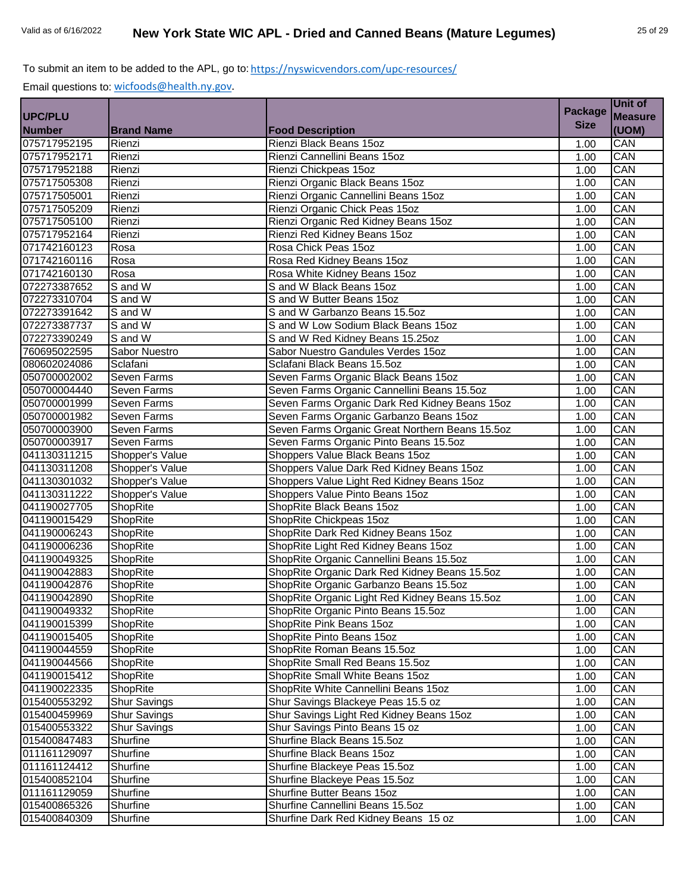To submit an item to be added to the APL, go to: https://nyswicvendors.com/upc-resources/

Email questions to: wicfoods@health.ny.gov.

| UPC/PLU Number | Brand Name | Food Description | Package Size | Unit of Measure (UOM) |
|---|---|---|---|---|
| 075717952195 | Rienzi | Rienzi Black Beans 15oz | 1.00 | CAN |
| 075717952171 | Rienzi | Rienzi Cannellini Beans 15oz | 1.00 | CAN |
| 075717952188 | Rienzi | Rienzi Chickpeas 15oz | 1.00 | CAN |
| 075717505308 | Rienzi | Rienzi Organic Black Beans 15oz | 1.00 | CAN |
| 075717505001 | Rienzi | Rienzi Organic Cannellini Beans 15oz | 1.00 | CAN |
| 075717505209 | Rienzi | Rienzi Organic Chick Peas 15oz | 1.00 | CAN |
| 075717505100 | Rienzi | Rienzi Organic Red Kidney Beans 15oz | 1.00 | CAN |
| 075717952164 | Rienzi | Rienzi Red Kidney Beans 15oz | 1.00 | CAN |
| 071742160123 | Rosa | Rosa Chick Peas 15oz | 1.00 | CAN |
| 071742160116 | Rosa | Rosa Red Kidney Beans 15oz | 1.00 | CAN |
| 071742160130 | Rosa | Rosa White Kidney Beans 15oz | 1.00 | CAN |
| 072273387652 | S and W | S and W Black Beans 15oz | 1.00 | CAN |
| 072273310704 | S and W | S and W Butter Beans 15oz | 1.00 | CAN |
| 072273391642 | S and W | S and W Garbanzo Beans 15.5oz | 1.00 | CAN |
| 072273387737 | S and W | S and W Low Sodium Black Beans 15oz | 1.00 | CAN |
| 072273390249 | S and W | S and W Red Kidney Beans 15.25oz | 1.00 | CAN |
| 760695022595 | Sabor Nuestro | Sabor Nuestro Gandules Verdes 15oz | 1.00 | CAN |
| 080602024086 | Sclafani | Sclafani Black Beans 15.5oz | 1.00 | CAN |
| 050700002002 | Seven Farms | Seven Farms Organic Black Beans 15oz | 1.00 | CAN |
| 050700004440 | Seven Farms | Seven Farms Organic Cannellini Beans 15.5oz | 1.00 | CAN |
| 050700001999 | Seven Farms | Seven Farms Organic Dark Red Kidney Beans 15oz | 1.00 | CAN |
| 050700001982 | Seven Farms | Seven Farms Organic Garbanzo Beans 15oz | 1.00 | CAN |
| 050700003900 | Seven Farms | Seven Farms Organic Great Northern Beans 15.5oz | 1.00 | CAN |
| 050700003917 | Seven Farms | Seven Farms Organic Pinto Beans 15.5oz | 1.00 | CAN |
| 041130311215 | Shopper's Value | Shoppers Value Black Beans 15oz | 1.00 | CAN |
| 041130311208 | Shopper's Value | Shoppers Value Dark Red Kidney Beans 15oz | 1.00 | CAN |
| 041130301032 | Shopper's Value | Shoppers Value Light Red Kidney Beans 15oz | 1.00 | CAN |
| 041130311222 | Shopper's Value | Shoppers Value Pinto Beans 15oz | 1.00 | CAN |
| 041190027705 | ShopRite | ShopRite Black Beans 15oz | 1.00 | CAN |
| 041190015429 | ShopRite | ShopRite Chickpeas 15oz | 1.00 | CAN |
| 041190006243 | ShopRite | ShopRite Dark Red Kidney Beans 15oz | 1.00 | CAN |
| 041190006236 | ShopRite | ShopRite Light Red Kidney Beans 15oz | 1.00 | CAN |
| 041190049325 | ShopRite | ShopRite Organic Cannellini Beans 15.5oz | 1.00 | CAN |
| 041190042883 | ShopRite | ShopRite Organic Dark Red Kidney Beans 15.5oz | 1.00 | CAN |
| 041190042876 | ShopRite | ShopRite Organic Garbanzo Beans 15.5oz | 1.00 | CAN |
| 041190042890 | ShopRite | ShopRite Organic Light Red Kidney Beans 15.5oz | 1.00 | CAN |
| 041190049332 | ShopRite | ShopRite Organic Pinto Beans 15.5oz | 1.00 | CAN |
| 041190015399 | ShopRite | ShopRite Pink Beans 15oz | 1.00 | CAN |
| 041190015405 | ShopRite | ShopRite Pinto Beans 15oz | 1.00 | CAN |
| 041190044559 | ShopRite | ShopRite Roman Beans 15.5oz | 1.00 | CAN |
| 041190044566 | ShopRite | ShopRite Small Red Beans 15.5oz | 1.00 | CAN |
| 041190015412 | ShopRite | ShopRite Small White Beans 15oz | 1.00 | CAN |
| 041190022335 | ShopRite | ShopRite White Cannellini Beans 15oz | 1.00 | CAN |
| 015400553292 | Shur Savings | Shur Savings Blackeye Peas 15.5 oz | 1.00 | CAN |
| 015400459969 | Shur Savings | Shur Savings Light Red Kidney Beans 15oz | 1.00 | CAN |
| 015400553322 | Shur Savings | Shur Savings Pinto Beans 15 oz | 1.00 | CAN |
| 015400847483 | Shurfine | Shurfine Black Beans 15.5oz | 1.00 | CAN |
| 011161129097 | Shurfine | Shurfine Black Beans 15oz | 1.00 | CAN |
| 011161124412 | Shurfine | Shurfine Blackeye Peas 15.5oz | 1.00 | CAN |
| 015400852104 | Shurfine | Shurfine Blackeye Peas 15.5oz | 1.00 | CAN |
| 011161129059 | Shurfine | Shurfine Butter Beans 15oz | 1.00 | CAN |
| 015400865326 | Shurfine | Shurfine Cannellini Beans 15.5oz | 1.00 | CAN |
| 015400840309 | Shurfine | Shurfine Dark Red Kidney Beans 15 oz | 1.00 | CAN |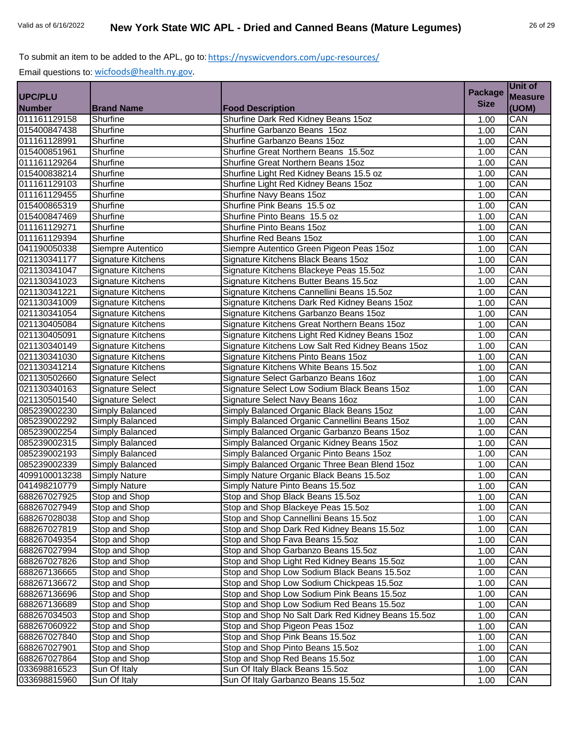To submit an item to be added to the APL, go to: https://nyswicvendors.com/upc-resources/

Email questions to: wicfoods@health.ny.gov.

| UPC/PLU Number | Brand Name | Food Description | Package Size | Unit of Measure (UOM) |
|---|---|---|---|---|
| 011161129158 | Shurfine | Shurfine Dark Red Kidney Beans 15oz | 1.00 | CAN |
| 015400847438 | Shurfine | Shurfine Garbanzo Beans  15oz | 1.00 | CAN |
| 011161128991 | Shurfine | Shurfine Garbanzo Beans 15oz | 1.00 | CAN |
| 015400851961 | Shurfine | Shurfine Great Northern Beans  15.5oz | 1.00 | CAN |
| 011161129264 | Shurfine | Shurfine Great Northern Beans 15oz | 1.00 | CAN |
| 015400838214 | Shurfine | Shurfine Light Red Kidney Beans 15.5 oz | 1.00 | CAN |
| 011161129103 | Shurfine | Shurfine Light Red Kidney Beans 15oz | 1.00 | CAN |
| 011161129455 | Shurfine | Shurfine Navy Beans 15oz | 1.00 | CAN |
| 015400865319 | Shurfine | Shurfine Pink Beans  15.5 oz | 1.00 | CAN |
| 015400847469 | Shurfine | Shurfine Pinto Beans  15.5 oz | 1.00 | CAN |
| 011161129271 | Shurfine | Shurfine Pinto Beans 15oz | 1.00 | CAN |
| 011161129394 | Shurfine | Shurfine Red Beans 15oz | 1.00 | CAN |
| 041190050338 | Siempre Autentico | Siempre Autentico Green Pigeon Peas 15oz | 1.00 | CAN |
| 021130341177 | Signature Kitchens | Signature Kitchens Black Beans 15oz | 1.00 | CAN |
| 021130341047 | Signature Kitchens | Signature Kitchens Blackeye Peas 15.5oz | 1.00 | CAN |
| 021130341023 | Signature Kitchens | Signature Kitchens Butter Beans 15.5oz | 1.00 | CAN |
| 021130341221 | Signature Kitchens | Signature Kitchens Cannellini Beans 15.5oz | 1.00 | CAN |
| 021130341009 | Signature Kitchens | Signature Kitchens Dark Red Kidney Beans 15oz | 1.00 | CAN |
| 021130341054 | Signature Kitchens | Signature Kitchens Garbanzo Beans 15oz | 1.00 | CAN |
| 021130405084 | Signature Kitchens | Signature Kitchens Great Northern Beans 15oz | 1.00 | CAN |
| 021130405091 | Signature Kitchens | Signature Kitchens Light Red Kidney Beans 15oz | 1.00 | CAN |
| 021130340149 | Signature Kitchens | Signature Kitchens Low Salt Red Kidney Beans 15oz | 1.00 | CAN |
| 021130341030 | Signature Kitchens | Signature Kitchens Pinto Beans 15oz | 1.00 | CAN |
| 021130341214 | Signature Kitchens | Signature Kitchens White Beans 15.5oz | 1.00 | CAN |
| 021130502660 | Signature Select | Signature Select Garbanzo Beans 16oz | 1.00 | CAN |
| 021130340163 | Signature Select | Signature Select Low Sodium Black Beans 15oz | 1.00 | CAN |
| 021130501540 | Signature Select | Signature Select Navy Beans 16oz | 1.00 | CAN |
| 085239002230 | Simply Balanced | Simply Balanced Organic Black Beans 15oz | 1.00 | CAN |
| 085239002292 | Simply Balanced | Simply Balanced Organic Cannellini Beans 15oz | 1.00 | CAN |
| 085239002254 | Simply Balanced | Simply Balanced Organic Garbanzo Beans 15oz | 1.00 | CAN |
| 085239002315 | Simply Balanced | Simply Balanced Organic Kidney Beans 15oz | 1.00 | CAN |
| 085239002193 | Simply Balanced | Simply Balanced Organic Pinto Beans 15oz | 1.00 | CAN |
| 085239002339 | Simply Balanced | Simply Balanced Organic Three Bean Blend 15oz | 1.00 | CAN |
| 4099100013238 | Simply Nature | Simply Nature Organic Black Beans 15.5oz | 1.00 | CAN |
| 041498210779 | Simply Nature | Simply Nature Pinto Beans 15.5oz | 1.00 | CAN |
| 688267027925 | Stop and Shop | Stop and Shop Black Beans 15.5oz | 1.00 | CAN |
| 688267027949 | Stop and Shop | Stop and Shop Blackeye Peas 15.5oz | 1.00 | CAN |
| 688267028038 | Stop and Shop | Stop and Shop Cannellini Beans 15.5oz | 1.00 | CAN |
| 688267027819 | Stop and Shop | Stop and Shop Dark Red Kidney Beans 15.5oz | 1.00 | CAN |
| 688267049354 | Stop and Shop | Stop and Shop Fava Beans 15.5oz | 1.00 | CAN |
| 688267027994 | Stop and Shop | Stop and Shop Garbanzo Beans 15.5oz | 1.00 | CAN |
| 688267027826 | Stop and Shop | Stop and Shop Light Red Kidney Beans 15.5oz | 1.00 | CAN |
| 688267136665 | Stop and Shop | Stop and Shop Low Sodium Black Beans 15.5oz | 1.00 | CAN |
| 688267136672 | Stop and Shop | Stop and Shop Low Sodium Chickpeas 15.5oz | 1.00 | CAN |
| 688267136696 | Stop and Shop | Stop and Shop Low Sodium Pink Beans 15.5oz | 1.00 | CAN |
| 688267136689 | Stop and Shop | Stop and Shop Low Sodium Red Beans 15.5oz | 1.00 | CAN |
| 688267034503 | Stop and Shop | Stop and Shop No Salt Dark Red Kidney Beans 15.5oz | 1.00 | CAN |
| 688267060922 | Stop and Shop | Stop and Shop Pigeon Peas 15oz | 1.00 | CAN |
| 688267027840 | Stop and Shop | Stop and Shop Pink Beans 15.5oz | 1.00 | CAN |
| 688267027901 | Stop and Shop | Stop and Shop Pinto Beans 15.5oz | 1.00 | CAN |
| 688267027864 | Stop and Shop | Stop and Shop Red Beans 15.5oz | 1.00 | CAN |
| 033698816523 | Sun Of Italy | Sun Of Italy Black Beans 15.5oz | 1.00 | CAN |
| 033698815960 | Sun Of Italy | Sun Of Italy Garbanzo Beans 15.5oz | 1.00 | CAN |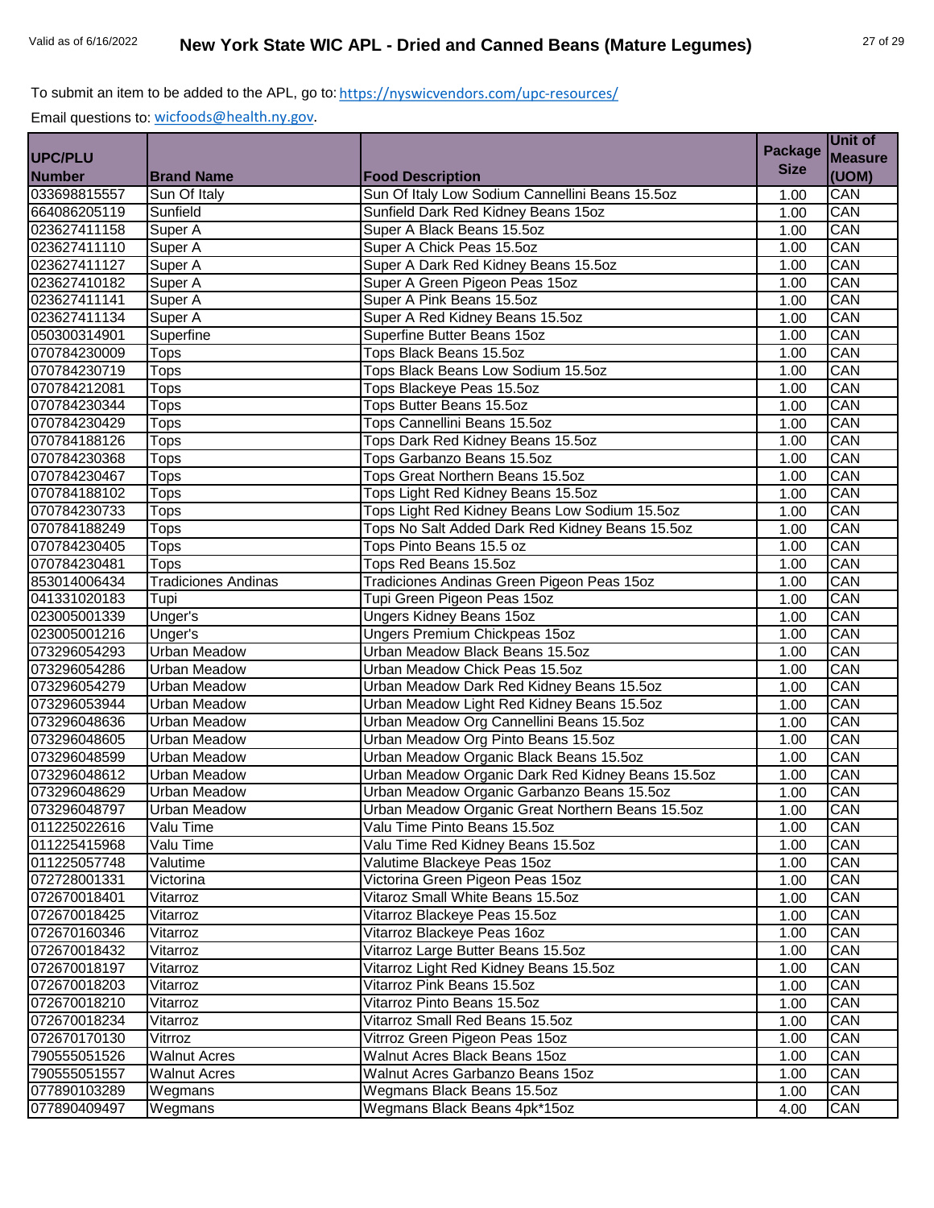To submit an item to be added to the APL, go to: https://nyswicvendors.com/upc-resources/

Email questions to: wicfoods@health.ny.gov.

| UPC/PLU Number | Brand Name | Food Description | Package Size | Unit of Measure (UOM) |
|---|---|---|---|---|
| 033698815557 | Sun Of Italy | Sun Of Italy Low Sodium Cannellini Beans 15.5oz | 1.00 | CAN |
| 664086205119 | Sunfield | Sunfield Dark Red Kidney Beans 15oz | 1.00 | CAN |
| 023627411158 | Super A | Super A Black Beans 15.5oz | 1.00 | CAN |
| 023627411110 | Super A | Super A Chick Peas 15.5oz | 1.00 | CAN |
| 023627411127 | Super A | Super A Dark Red Kidney Beans 15.5oz | 1.00 | CAN |
| 023627410182 | Super A | Super A Green Pigeon Peas 15oz | 1.00 | CAN |
| 023627411141 | Super A | Super A Pink Beans 15.5oz | 1.00 | CAN |
| 023627411134 | Super A | Super A Red Kidney Beans 15.5oz | 1.00 | CAN |
| 050300314901 | Superfine | Superfine Butter Beans 15oz | 1.00 | CAN |
| 070784230009 | Tops | Tops Black Beans 15.5oz | 1.00 | CAN |
| 070784230719 | Tops | Tops Black Beans Low Sodium 15.5oz | 1.00 | CAN |
| 070784212081 | Tops | Tops Blackeye Peas 15.5oz | 1.00 | CAN |
| 070784230344 | Tops | Tops Butter Beans 15.5oz | 1.00 | CAN |
| 070784230429 | Tops | Tops Cannellini Beans 15.5oz | 1.00 | CAN |
| 070784188126 | Tops | Tops Dark Red Kidney Beans 15.5oz | 1.00 | CAN |
| 070784230368 | Tops | Tops Garbanzo Beans 15.5oz | 1.00 | CAN |
| 070784230467 | Tops | Tops Great Northern Beans 15.5oz | 1.00 | CAN |
| 070784188102 | Tops | Tops Light Red Kidney Beans 15.5oz | 1.00 | CAN |
| 070784230733 | Tops | Tops Light Red Kidney Beans Low Sodium 15.5oz | 1.00 | CAN |
| 070784188249 | Tops | Tops No Salt Added Dark Red Kidney Beans 15.5oz | 1.00 | CAN |
| 070784230405 | Tops | Tops Pinto Beans 15.5 oz | 1.00 | CAN |
| 070784230481 | Tops | Tops Red Beans 15.5oz | 1.00 | CAN |
| 853014006434 | Tradiciones Andinas | Tradiciones Andinas Green Pigeon Peas 15oz | 1.00 | CAN |
| 041331020183 | Tupi | Tupi Green Pigeon Peas 15oz | 1.00 | CAN |
| 023005001339 | Unger's | Ungers Kidney Beans 15oz | 1.00 | CAN |
| 023005001216 | Unger's | Ungers Premium Chickpeas 15oz | 1.00 | CAN |
| 073296054293 | Urban Meadow | Urban Meadow Black Beans 15.5oz | 1.00 | CAN |
| 073296054286 | Urban Meadow | Urban Meadow Chick Peas 15.5oz | 1.00 | CAN |
| 073296054279 | Urban Meadow | Urban Meadow Dark Red Kidney Beans 15.5oz | 1.00 | CAN |
| 073296053944 | Urban Meadow | Urban Meadow Light Red Kidney Beans 15.5oz | 1.00 | CAN |
| 073296048636 | Urban Meadow | Urban Meadow Org Cannellini Beans 15.5oz | 1.00 | CAN |
| 073296048605 | Urban Meadow | Urban Meadow Org Pinto Beans 15.5oz | 1.00 | CAN |
| 073296048599 | Urban Meadow | Urban Meadow Organic Black Beans 15.5oz | 1.00 | CAN |
| 073296048612 | Urban Meadow | Urban Meadow Organic Dark Red Kidney Beans 15.5oz | 1.00 | CAN |
| 073296048629 | Urban Meadow | Urban Meadow Organic Garbanzo Beans 15.5oz | 1.00 | CAN |
| 073296048797 | Urban Meadow | Urban Meadow Organic Great Northern Beans 15.5oz | 1.00 | CAN |
| 011225022616 | Valu Time | Valu Time Pinto Beans 15.5oz | 1.00 | CAN |
| 011225415968 | Valu Time | Valu Time Red Kidney Beans 15.5oz | 1.00 | CAN |
| 011225057748 | Valutime | Valutime Blackeye Peas 15oz | 1.00 | CAN |
| 072728001331 | Victorina | Victorina Green Pigeon Peas 15oz | 1.00 | CAN |
| 072670018401 | Vitarroz | Vitaroz Small White Beans 15.5oz | 1.00 | CAN |
| 072670018425 | Vitarroz | Vitarroz Blackeye Peas 15.5oz | 1.00 | CAN |
| 072670160346 | Vitarroz | Vitarroz Blackeye Peas 16oz | 1.00 | CAN |
| 072670018432 | Vitarroz | Vitarroz Large Butter Beans 15.5oz | 1.00 | CAN |
| 072670018197 | Vitarroz | Vitarroz Light Red Kidney Beans 15.5oz | 1.00 | CAN |
| 072670018203 | Vitarroz | Vitarroz Pink Beans 15.5oz | 1.00 | CAN |
| 072670018210 | Vitarroz | Vitarroz Pinto Beans 15.5oz | 1.00 | CAN |
| 072670018234 | Vitarroz | Vitarroz Small Red Beans 15.5oz | 1.00 | CAN |
| 072670170130 | Vitrroz | Vitrroz Green Pigeon Peas 15oz | 1.00 | CAN |
| 790555051526 | Walnut Acres | Walnut Acres Black Beans 15oz | 1.00 | CAN |
| 790555051557 | Walnut Acres | Walnut Acres Garbanzo Beans 15oz | 1.00 | CAN |
| 077890103289 | Wegmans | Wegmans Black Beans 15.5oz | 1.00 | CAN |
| 077890409497 | Wegmans | Wegmans Black Beans 4pk*15oz | 4.00 | CAN |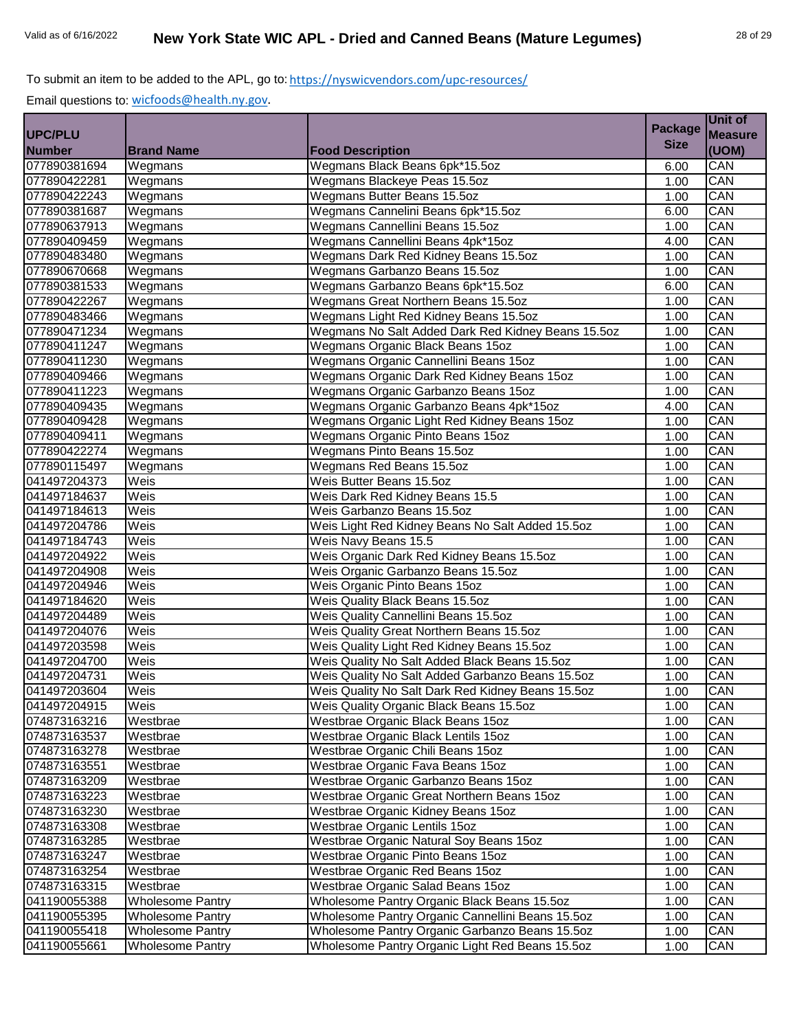To submit an item to be added to the APL, go to: https://nyswicvendors.com/upc-resources/

Email questions to: wicfoods@health.ny.gov.

| UPC/PLU Number | Brand Name | Food Description | Package Size | Unit of Measure (UOM) |
|---|---|---|---|---|
| 077890381694 | Wegmans | Wegmans Black Beans 6pk*15.5oz | 6.00 | CAN |
| 077890422281 | Wegmans | Wegmans Blackeye Peas 15.5oz | 1.00 | CAN |
| 077890422243 | Wegmans | Wegmans Butter Beans 15.5oz | 1.00 | CAN |
| 077890381687 | Wegmans | Wegmans Cannelini Beans 6pk*15.5oz | 6.00 | CAN |
| 077890637913 | Wegmans | Wegmans Cannellini Beans 15.5oz | 1.00 | CAN |
| 077890409459 | Wegmans | Wegmans Cannellini Beans 4pk*15oz | 4.00 | CAN |
| 077890483480 | Wegmans | Wegmans Dark Red Kidney Beans 15.5oz | 1.00 | CAN |
| 077890670668 | Wegmans | Wegmans Garbanzo Beans 15.5oz | 1.00 | CAN |
| 077890381533 | Wegmans | Wegmans Garbanzo Beans 6pk*15.5oz | 6.00 | CAN |
| 077890422267 | Wegmans | Wegmans Great Northern Beans 15.5oz | 1.00 | CAN |
| 077890483466 | Wegmans | Wegmans Light Red Kidney Beans 15.5oz | 1.00 | CAN |
| 077890471234 | Wegmans | Wegmans No Salt Added Dark Red Kidney Beans 15.5oz | 1.00 | CAN |
| 077890411247 | Wegmans | Wegmans Organic Black Beans 15oz | 1.00 | CAN |
| 077890411230 | Wegmans | Wegmans Organic Cannellini Beans 15oz | 1.00 | CAN |
| 077890409466 | Wegmans | Wegmans Organic Dark Red Kidney Beans 15oz | 1.00 | CAN |
| 077890411223 | Wegmans | Wegmans Organic Garbanzo Beans 15oz | 1.00 | CAN |
| 077890409435 | Wegmans | Wegmans Organic Garbanzo Beans 4pk*15oz | 4.00 | CAN |
| 077890409428 | Wegmans | Wegmans Organic Light Red Kidney Beans 15oz | 1.00 | CAN |
| 077890409411 | Wegmans | Wegmans Organic Pinto Beans 15oz | 1.00 | CAN |
| 077890422274 | Wegmans | Wegmans Pinto Beans 15.5oz | 1.00 | CAN |
| 077890115497 | Wegmans | Wegmans Red Beans 15.5oz | 1.00 | CAN |
| 041497204373 | Weis | Weis Butter Beans 15.5oz | 1.00 | CAN |
| 041497184637 | Weis | Weis Dark Red Kidney Beans 15.5 | 1.00 | CAN |
| 041497184613 | Weis | Weis Garbanzo Beans 15.5oz | 1.00 | CAN |
| 041497204786 | Weis | Weis Light Red Kidney Beans No Salt Added 15.5oz | 1.00 | CAN |
| 041497184743 | Weis | Weis Navy Beans 15.5 | 1.00 | CAN |
| 041497204922 | Weis | Weis Organic Dark Red Kidney Beans 15.5oz | 1.00 | CAN |
| 041497204908 | Weis | Weis Organic Garbanzo Beans 15.5oz | 1.00 | CAN |
| 041497204946 | Weis | Weis Organic Pinto Beans 15oz | 1.00 | CAN |
| 041497184620 | Weis | Weis Quality Black Beans 15.5oz | 1.00 | CAN |
| 041497204489 | Weis | Weis Quality Cannellini Beans 15.5oz | 1.00 | CAN |
| 041497204076 | Weis | Weis Quality Great Northern Beans 15.5oz | 1.00 | CAN |
| 041497203598 | Weis | Weis Quality Light Red Kidney Beans 15.5oz | 1.00 | CAN |
| 041497204700 | Weis | Weis Quality No Salt Added Black Beans 15.5oz | 1.00 | CAN |
| 041497204731 | Weis | Weis Quality No Salt Added Garbanzo Beans 15.5oz | 1.00 | CAN |
| 041497203604 | Weis | Weis Quality No Salt Dark Red Kidney Beans 15.5oz | 1.00 | CAN |
| 041497204915 | Weis | Weis Quality Organic Black Beans 15.5oz | 1.00 | CAN |
| 074873163216 | Westbrae | Westbrae Organic Black Beans 15oz | 1.00 | CAN |
| 074873163537 | Westbrae | Westbrae Organic Black Lentils 15oz | 1.00 | CAN |
| 074873163278 | Westbrae | Westbrae Organic Chili Beans 15oz | 1.00 | CAN |
| 074873163551 | Westbrae | Westbrae Organic Fava Beans 15oz | 1.00 | CAN |
| 074873163209 | Westbrae | Westbrae Organic Garbanzo Beans 15oz | 1.00 | CAN |
| 074873163223 | Westbrae | Westbrae Organic Great Northern Beans 15oz | 1.00 | CAN |
| 074873163230 | Westbrae | Westbrae Organic Kidney Beans 15oz | 1.00 | CAN |
| 074873163308 | Westbrae | Westbrae Organic Lentils 15oz | 1.00 | CAN |
| 074873163285 | Westbrae | Westbrae Organic Natural Soy Beans 15oz | 1.00 | CAN |
| 074873163247 | Westbrae | Westbrae Organic Pinto Beans 15oz | 1.00 | CAN |
| 074873163254 | Westbrae | Westbrae Organic Red Beans 15oz | 1.00 | CAN |
| 074873163315 | Westbrae | Westbrae Organic Salad Beans 15oz | 1.00 | CAN |
| 041190055388 | Wholesome Pantry | Wholesome Pantry Organic Black Beans 15.5oz | 1.00 | CAN |
| 041190055395 | Wholesome Pantry | Wholesome Pantry Organic Cannellini Beans 15.5oz | 1.00 | CAN |
| 041190055418 | Wholesome Pantry | Wholesome Pantry Organic Garbanzo Beans 15.5oz | 1.00 | CAN |
| 041190055661 | Wholesome Pantry | Wholesome Pantry Organic Light Red Beans 15.5oz | 1.00 | CAN |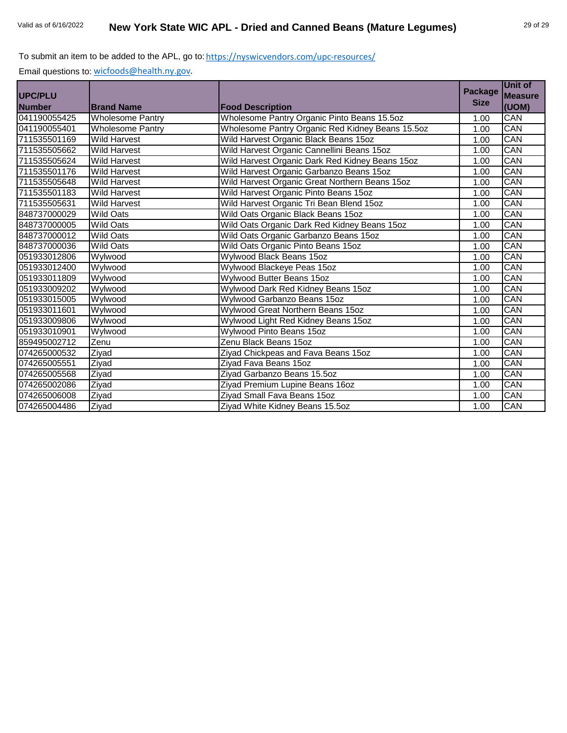To submit an item to be added to the APL, go to: https://nyswicvendors.com/upc-resources/

Email questions to: wicfoods@health.ny.gov.

| UPC/PLU Number | Brand Name | Food Description | Package Size | Unit of Measure (UOM) |
|---|---|---|---|---|
| 041190055425 | Wholesome Pantry | Wholesome Pantry Organic Pinto Beans 15.5oz | 1.00 | CAN |
| 041190055401 | Wholesome Pantry | Wholesome Pantry Organic Red Kidney Beans 15.5oz | 1.00 | CAN |
| 711535501169 | Wild Harvest | Wild Harvest Organic Black Beans 15oz | 1.00 | CAN |
| 711535505662 | Wild Harvest | Wild Harvest Organic Cannellini Beans 15oz | 1.00 | CAN |
| 711535505624 | Wild Harvest | Wild Harvest Organic Dark Red Kidney Beans 15oz | 1.00 | CAN |
| 711535501176 | Wild Harvest | Wild Harvest Organic Garbanzo Beans 15oz | 1.00 | CAN |
| 711535505648 | Wild Harvest | Wild Harvest Organic Great Northern Beans 15oz | 1.00 | CAN |
| 711535501183 | Wild Harvest | Wild Harvest Organic Pinto Beans 15oz | 1.00 | CAN |
| 711535505631 | Wild Harvest | Wild Harvest Organic Tri Bean Blend 15oz | 1.00 | CAN |
| 848737000029 | Wild Oats | Wild Oats Organic Black Beans 15oz | 1.00 | CAN |
| 848737000005 | Wild Oats | Wild Oats Organic Dark Red Kidney Beans 15oz | 1.00 | CAN |
| 848737000012 | Wild Oats | Wild Oats Organic Garbanzo Beans 15oz | 1.00 | CAN |
| 848737000036 | Wild Oats | Wild Oats Organic Pinto Beans 15oz | 1.00 | CAN |
| 051933012806 | Wylwood | Wylwood Black Beans 15oz | 1.00 | CAN |
| 051933012400 | Wylwood | Wylwood Blackeye Peas 15oz | 1.00 | CAN |
| 051933011809 | Wylwood | Wylwood Butter Beans 15oz | 1.00 | CAN |
| 051933009202 | Wylwood | Wylwood Dark Red Kidney Beans 15oz | 1.00 | CAN |
| 051933015005 | Wylwood | Wylwood Garbanzo Beans 15oz | 1.00 | CAN |
| 051933011601 | Wylwood | Wylwood Great Northern Beans 15oz | 1.00 | CAN |
| 051933009806 | Wylwood | Wylwood Light Red Kidney Beans 15oz | 1.00 | CAN |
| 051933010901 | Wylwood | Wylwood Pinto Beans 15oz | 1.00 | CAN |
| 859495002712 | Zenu | Zenu Black Beans 15oz | 1.00 | CAN |
| 074265000532 | Ziyad | Ziyad Chickpeas and Fava Beans 15oz | 1.00 | CAN |
| 074265005551 | Ziyad | Ziyad Fava Beans 15oz | 1.00 | CAN |
| 074265005568 | Ziyad | Ziyad Garbanzo Beans 15.5oz | 1.00 | CAN |
| 074265002086 | Ziyad | Ziyad Premium Lupine Beans 16oz | 1.00 | CAN |
| 074265006008 | Ziyad | Ziyad Small Fava Beans 15oz | 1.00 | CAN |
| 074265004486 | Ziyad | Ziyad White Kidney Beans 15.5oz | 1.00 | CAN |